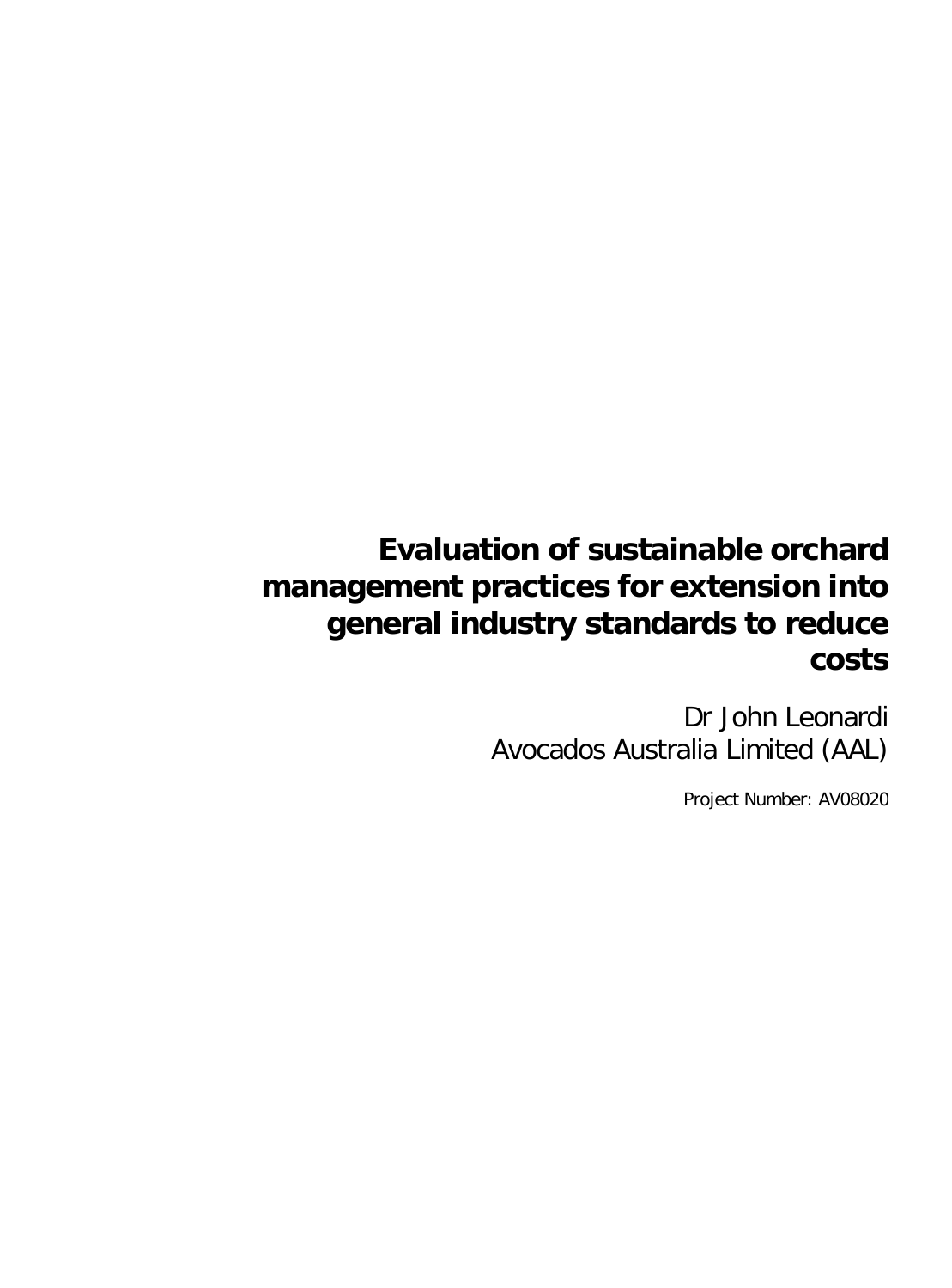# Evaluation of sustainable orchard management practices for extension into general industry standards to reduce costs

Dr John Leonardi
Avocados Australia Limited (AAL)

Project Number: AV08020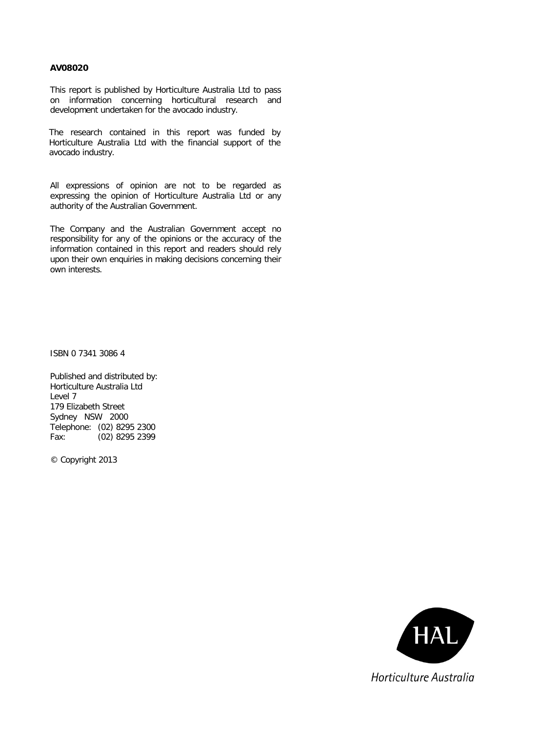**AV08020**

This report is published by Horticulture Australia Ltd to pass on information concerning horticultural research and development undertaken for the avocado industry.

The research contained in this report was funded by Horticulture Australia Ltd with the financial support of the avocado industry.

All expressions of opinion are not to be regarded as expressing the opinion of Horticulture Australia Ltd or any authority of the Australian Government.

The Company and the Australian Government accept no responsibility for any of the opinions or the accuracy of the information contained in this report and readers should rely upon their own enquiries in making decisions concerning their own interests.

ISBN 0 7341 3086 4

Published and distributed by:
Horticulture Australia Ltd
Level 7
179 Elizabeth Street
Sydney NSW 2000
Telephone: (02) 8295 2300
Fax: (02) 8295 2399

© Copyright 2013

HAL
Horticulture Australia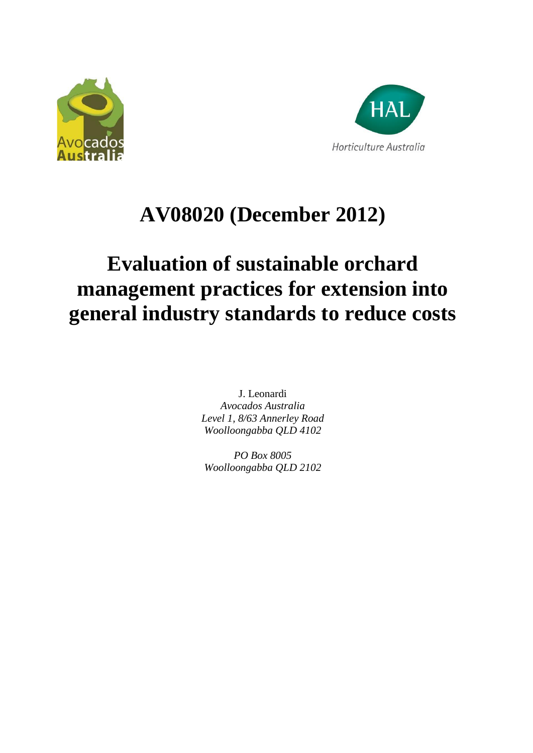# AV08020 (December 2012)

# Evaluation of sustainable orchard management practices for extension into general industry standards to reduce costs

J. Leonardi
*Avocados Australia*
*Level 1, 8/63 Annerley Road*
*Woolloongabba QLD 4102*

*PO Box 8005*
*Woolloongabba QLD 2102*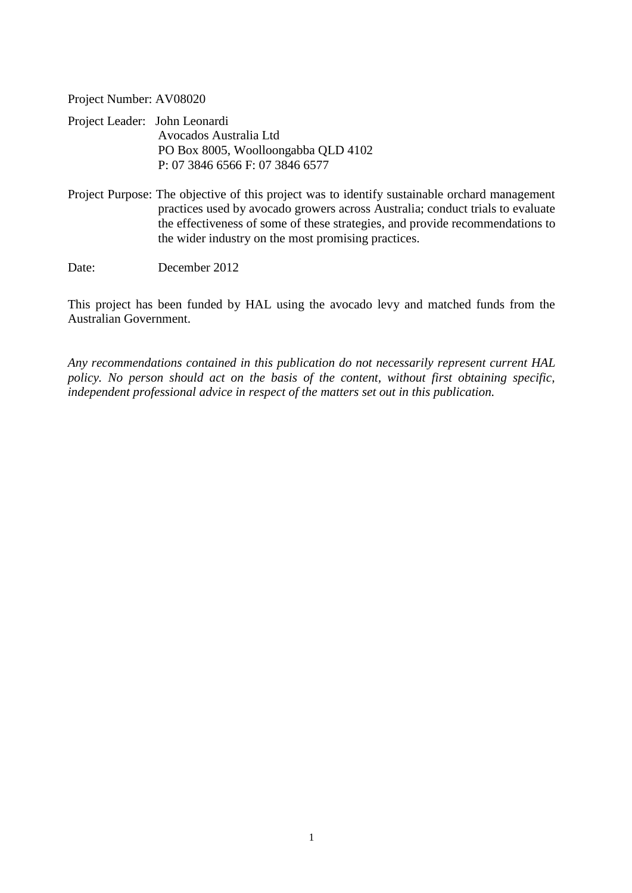Project Number: AV08020

Project Leader: John Leonardi
Avocados Australia Ltd
PO Box 8005, Woolloongabba QLD 4102
P: 07 3846 6566 F: 07 3846 6577

Project Purpose: The objective of this project was to identify sustainable orchard management practices used by avocado growers across Australia; conduct trials to evaluate the effectiveness of some of these strategies, and provide recommendations to the wider industry on the most promising practices.

Date: December 2012

This project has been funded by HAL using the avocado levy and matched funds from the Australian Government.

*Any recommendations contained in this publication do not necessarily represent current HAL policy. No person should act on the basis of the content, without first obtaining specific, independent professional advice in respect of the matters set out in this publication.*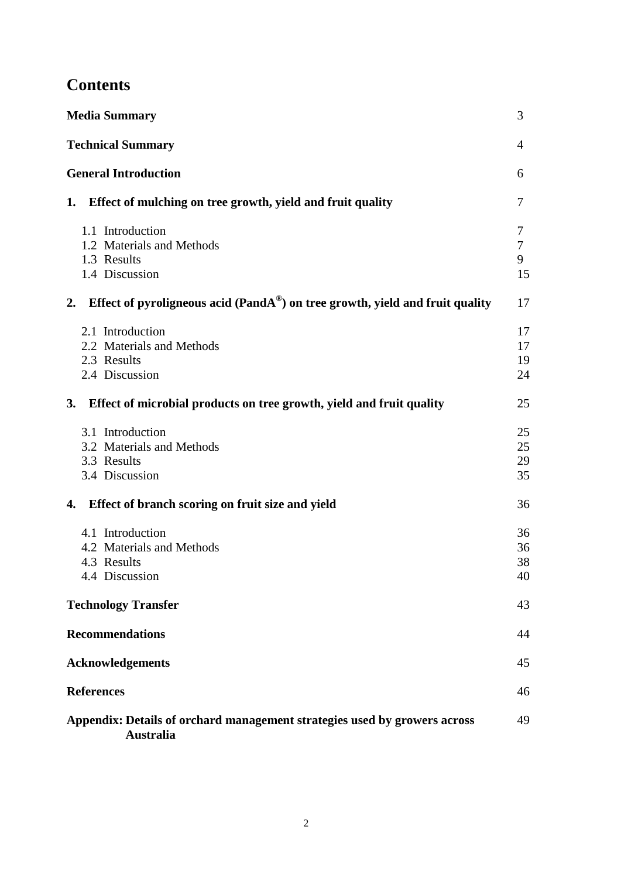# Contents

| | |
|---|---|
| **Media Summary** | 3 |
| **Technical Summary** | 4 |
| **General Introduction** | 6 |
| **1. Effect of mulching on tree growth, yield and fruit quality** | 7 |
| 1.1 Introduction | 7 |
| 1.2 Materials and Methods | 7 |
| 1.3 Results | 9 |
| 1.4 Discussion | 15 |
| **2. Effect of pyroligneous acid (PandA®) on tree growth, yield and fruit quality** | 17 |
| 2.1 Introduction | 17 |
| 2.2 Materials and Methods | 17 |
| 2.3 Results | 19 |
| 2.4 Discussion | 24 |
| **3. Effect of microbial products on tree growth, yield and fruit quality** | 25 |
| 3.1 Introduction | 25 |
| 3.2 Materials and Methods | 25 |
| 3.3 Results | 29 |
| 3.4 Discussion | 35 |
| **4. Effect of branch scoring on fruit size and yield** | 36 |
| 4.1 Introduction | 36 |
| 4.2 Materials and Methods | 36 |
| 4.3 Results | 38 |
| 4.4 Discussion | 40 |
| **Technology Transfer** | 43 |
| **Recommendations** | 44 |
| **Acknowledgements** | 45 |
| **References** | 46 |
| **Appendix: Details of orchard management strategies used by growers across Australia** | 49 |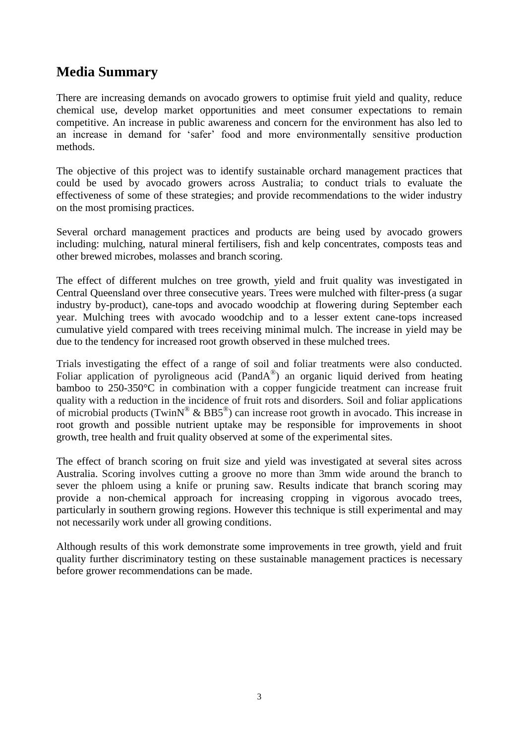## Media Summary

There are increasing demands on avocado growers to optimise fruit yield and quality, reduce chemical use, develop market opportunities and meet consumer expectations to remain competitive. An increase in public awareness and concern for the environment has also led to an increase in demand for 'safer' food and more environmentally sensitive production methods.

The objective of this project was to identify sustainable orchard management practices that could be used by avocado growers across Australia; to conduct trials to evaluate the effectiveness of some of these strategies; and provide recommendations to the wider industry on the most promising practices.

Several orchard management practices and products are being used by avocado growers including: mulching, natural mineral fertilisers, fish and kelp concentrates, composts teas and other brewed microbes, molasses and branch scoring.

The effect of different mulches on tree growth, yield and fruit quality was investigated in Central Queensland over three consecutive years. Trees were mulched with filter-press (a sugar industry by-product), cane-tops and avocado woodchip at flowering during September each year. Mulching trees with avocado woodchip and to a lesser extent cane-tops increased cumulative yield compared with trees receiving minimal mulch. The increase in yield may be due to the tendency for increased root growth observed in these mulched trees.

Trials investigating the effect of a range of soil and foliar treatments were also conducted. Foliar application of pyroligneous acid (PandA®) an organic liquid derived from heating bamboo to 250-350°C in combination with a copper fungicide treatment can increase fruit quality with a reduction in the incidence of fruit rots and disorders. Soil and foliar applications of microbial products (TwinN® & BB5®) can increase root growth in avocado. This increase in root growth and possible nutrient uptake may be responsible for improvements in shoot growth, tree health and fruit quality observed at some of the experimental sites.

The effect of branch scoring on fruit size and yield was investigated at several sites across Australia. Scoring involves cutting a groove no more than 3mm wide around the branch to sever the phloem using a knife or pruning saw. Results indicate that branch scoring may provide a non-chemical approach for increasing cropping in vigorous avocado trees, particularly in southern growing regions. However this technique is still experimental and may not necessarily work under all growing conditions.

Although results of this work demonstrate some improvements in tree growth, yield and fruit quality further discriminatory testing on these sustainable management practices is necessary before grower recommendations can be made.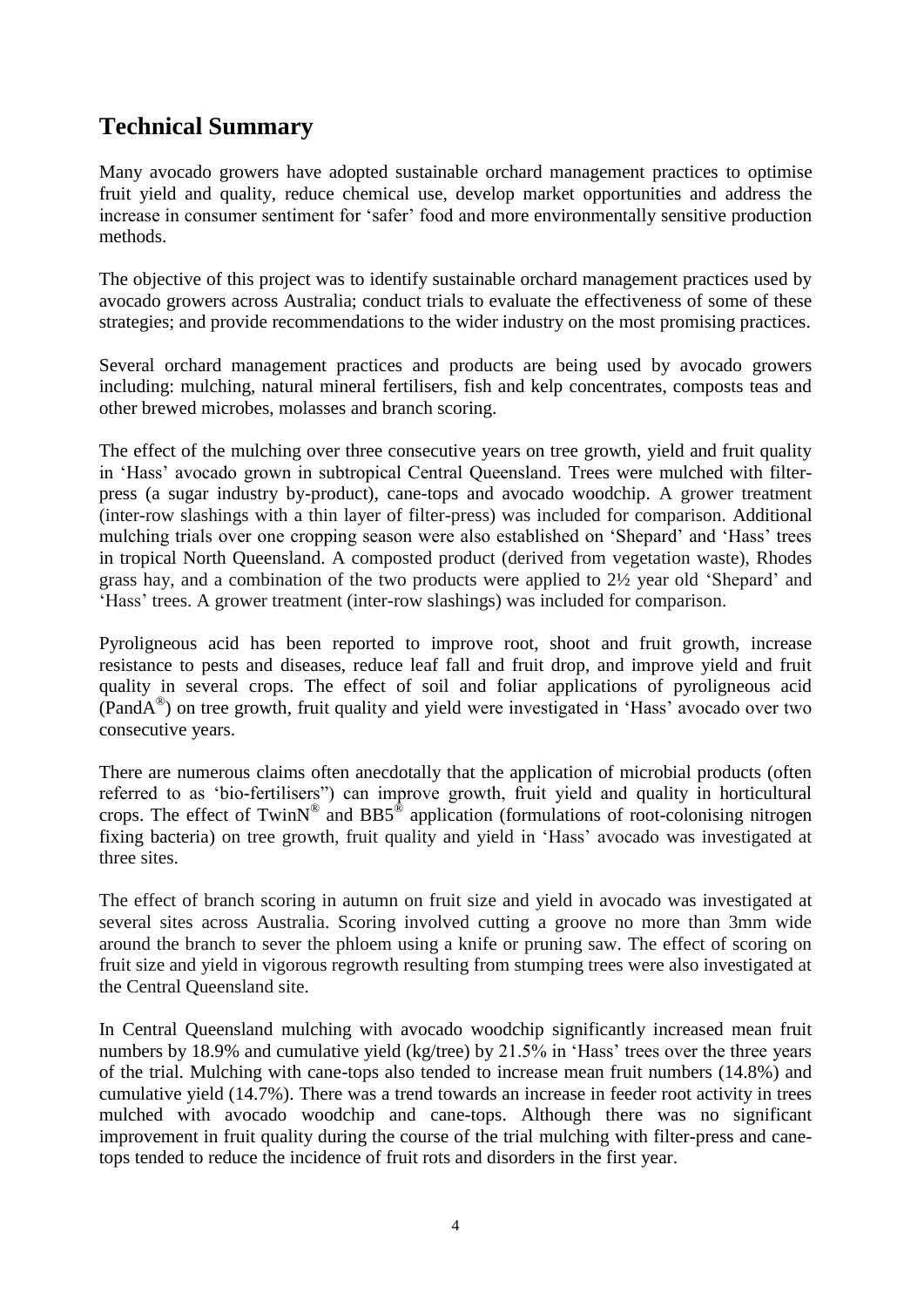## Technical Summary

Many avocado growers have adopted sustainable orchard management practices to optimise fruit yield and quality, reduce chemical use, develop market opportunities and address the increase in consumer sentiment for 'safer' food and more environmentally sensitive production methods.

The objective of this project was to identify sustainable orchard management practices used by avocado growers across Australia; conduct trials to evaluate the effectiveness of some of these strategies; and provide recommendations to the wider industry on the most promising practices.

Several orchard management practices and products are being used by avocado growers including: mulching, natural mineral fertilisers, fish and kelp concentrates, composts teas and other brewed microbes, molasses and branch scoring.

The effect of the mulching over three consecutive years on tree growth, yield and fruit quality in 'Hass' avocado grown in subtropical Central Queensland. Trees were mulched with filter-press (a sugar industry by-product), cane-tops and avocado woodchip. A grower treatment (inter-row slashings with a thin layer of filter-press) was included for comparison. Additional mulching trials over one cropping season were also established on 'Shepard' and 'Hass' trees in tropical North Queensland. A composted product (derived from vegetation waste), Rhodes grass hay, and a combination of the two products were applied to 2½ year old 'Shepard' and 'Hass' trees. A grower treatment (inter-row slashings) was included for comparison.

Pyroligneous acid has been reported to improve root, shoot and fruit growth, increase resistance to pests and diseases, reduce leaf fall and fruit drop, and improve yield and fruit quality in several crops. The effect of soil and foliar applications of pyroligneous acid (PandA®) on tree growth, fruit quality and yield were investigated in 'Hass' avocado over two consecutive years.

There are numerous claims often anecdotally that the application of microbial products (often referred to as 'bio-fertilisers") can improve growth, fruit yield and quality in horticultural crops. The effect of TwinN® and BB5® application (formulations of root-colonising nitrogen fixing bacteria) on tree growth, fruit quality and yield in 'Hass' avocado was investigated at three sites.

The effect of branch scoring in autumn on fruit size and yield in avocado was investigated at several sites across Australia. Scoring involved cutting a groove no more than 3mm wide around the branch to sever the phloem using a knife or pruning saw. The effect of scoring on fruit size and yield in vigorous regrowth resulting from stumping trees were also investigated at the Central Queensland site.

In Central Queensland mulching with avocado woodchip significantly increased mean fruit numbers by 18.9% and cumulative yield (kg/tree) by 21.5% in 'Hass' trees over the three years of the trial. Mulching with cane-tops also tended to increase mean fruit numbers (14.8%) and cumulative yield (14.7%). There was a trend towards an increase in feeder root activity in trees mulched with avocado woodchip and cane-tops. Although there was no significant improvement in fruit quality during the course of the trial mulching with filter-press and cane-tops tended to reduce the incidence of fruit rots and disorders in the first year.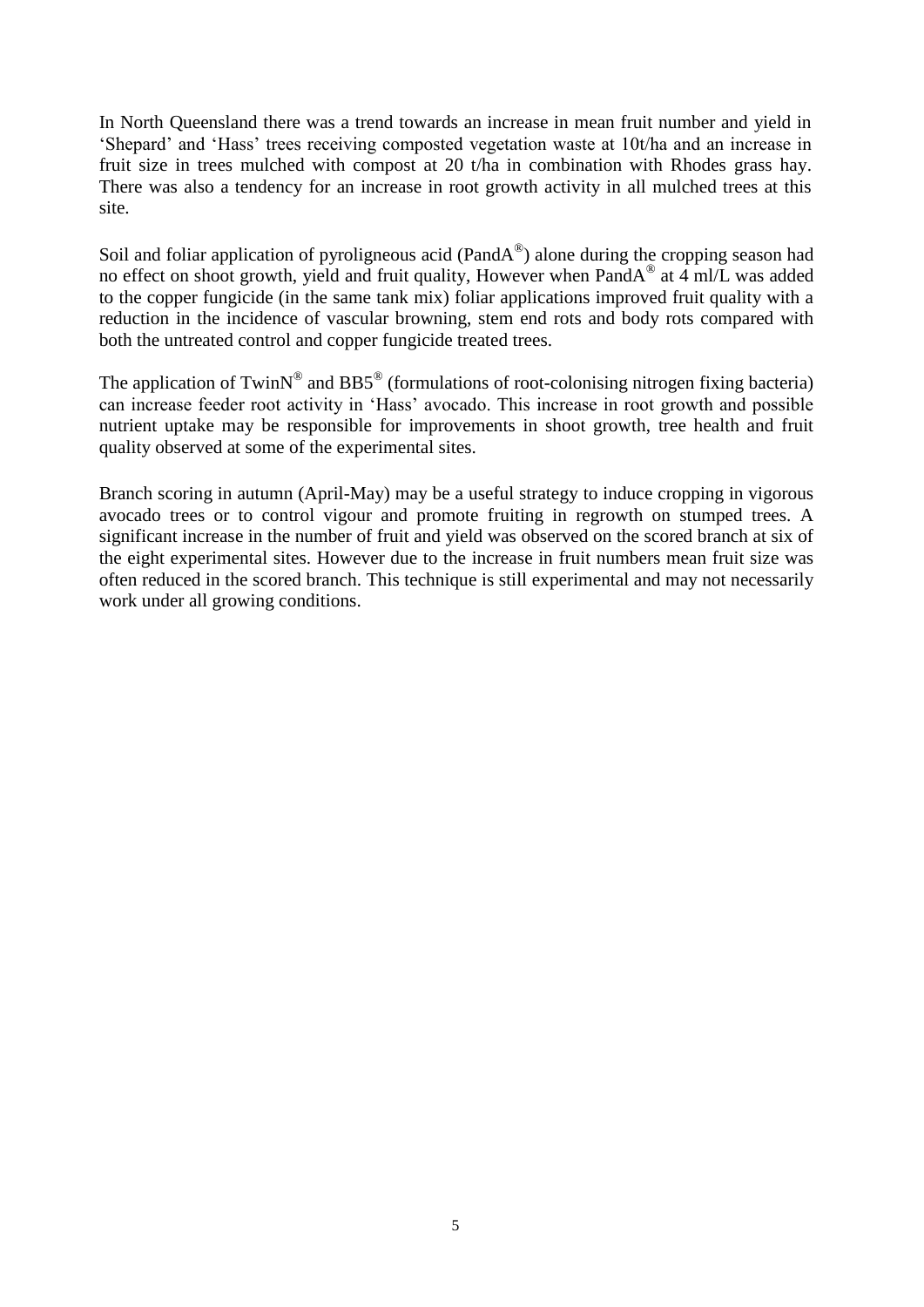In North Queensland there was a trend towards an increase in mean fruit number and yield in 'Shepard' and 'Hass' trees receiving composted vegetation waste at 10t/ha and an increase in fruit size in trees mulched with compost at 20 t/ha in combination with Rhodes grass hay. There was also a tendency for an increase in root growth activity in all mulched trees at this site.

Soil and foliar application of pyroligneous acid (PandA®) alone during the cropping season had no effect on shoot growth, yield and fruit quality, However when PandA® at 4 ml/L was added to the copper fungicide (in the same tank mix) foliar applications improved fruit quality with a reduction in the incidence of vascular browning, stem end rots and body rots compared with both the untreated control and copper fungicide treated trees.

The application of TwinN® and BB5® (formulations of root-colonising nitrogen fixing bacteria) can increase feeder root activity in 'Hass' avocado. This increase in root growth and possible nutrient uptake may be responsible for improvements in shoot growth, tree health and fruit quality observed at some of the experimental sites.

Branch scoring in autumn (April-May) may be a useful strategy to induce cropping in vigorous avocado trees or to control vigour and promote fruiting in regrowth on stumped trees. A significant increase in the number of fruit and yield was observed on the scored branch at six of the eight experimental sites. However due to the increase in fruit numbers mean fruit size was often reduced in the scored branch. This technique is still experimental and may not necessarily work under all growing conditions.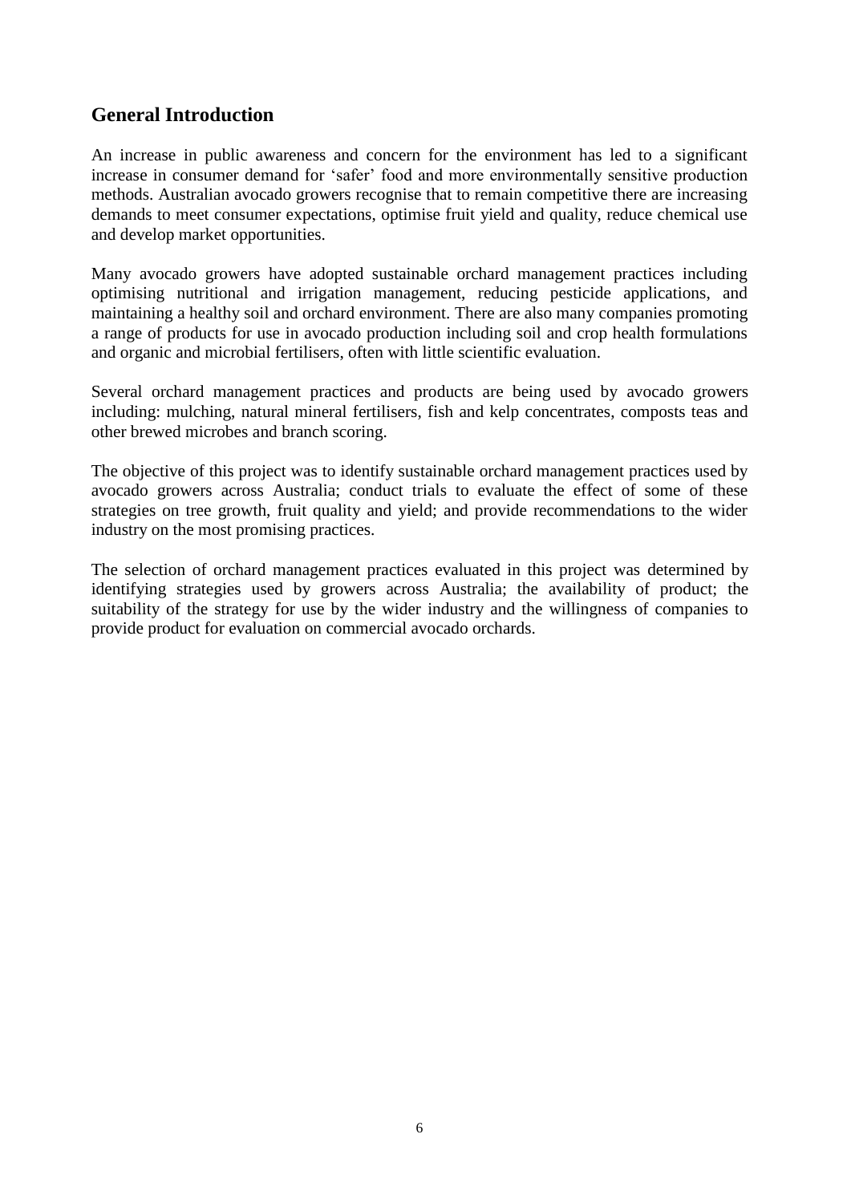## General Introduction

An increase in public awareness and concern for the environment has led to a significant increase in consumer demand for 'safer' food and more environmentally sensitive production methods. Australian avocado growers recognise that to remain competitive there are increasing demands to meet consumer expectations, optimise fruit yield and quality, reduce chemical use and develop market opportunities.

Many avocado growers have adopted sustainable orchard management practices including optimising nutritional and irrigation management, reducing pesticide applications, and maintaining a healthy soil and orchard environment. There are also many companies promoting a range of products for use in avocado production including soil and crop health formulations and organic and microbial fertilisers, often with little scientific evaluation.

Several orchard management practices and products are being used by avocado growers including: mulching, natural mineral fertilisers, fish and kelp concentrates, composts teas and other brewed microbes and branch scoring.

The objective of this project was to identify sustainable orchard management practices used by avocado growers across Australia; conduct trials to evaluate the effect of some of these strategies on tree growth, fruit quality and yield; and provide recommendations to the wider industry on the most promising practices.

The selection of orchard management practices evaluated in this project was determined by identifying strategies used by growers across Australia; the availability of product; the suitability of the strategy for use by the wider industry and the willingness of companies to provide product for evaluation on commercial avocado orchards.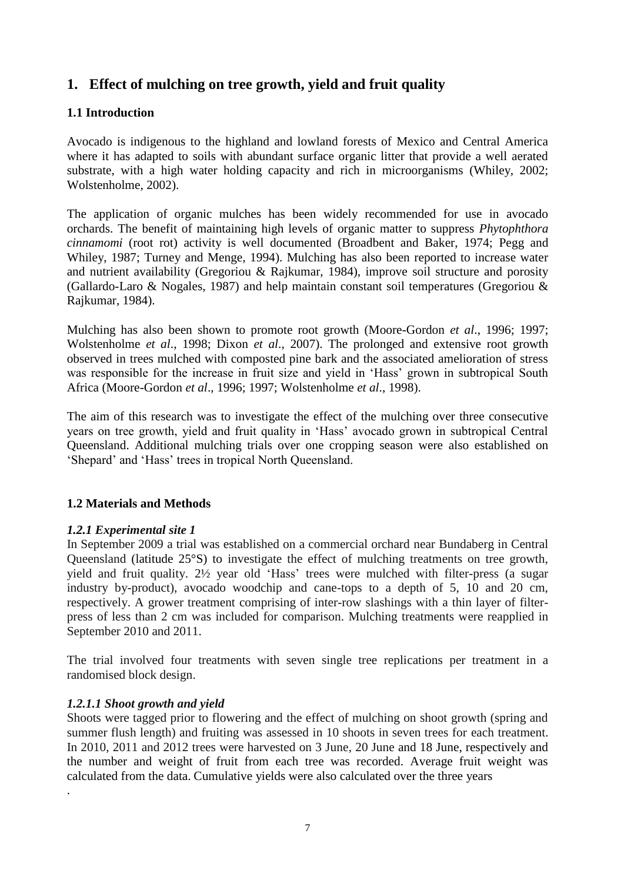# 1. Effect of mulching on tree growth, yield and fruit quality

## 1.1 Introduction

Avocado is indigenous to the highland and lowland forests of Mexico and Central America where it has adapted to soils with abundant surface organic litter that provide a well aerated substrate, with a high water holding capacity and rich in microorganisms (Whiley, 2002; Wolstenholme, 2002).

The application of organic mulches has been widely recommended for use in avocado orchards. The benefit of maintaining high levels of organic matter to suppress *Phytophthora cinnamomi* (root rot) activity is well documented (Broadbent and Baker, 1974; Pegg and Whiley, 1987; Turney and Menge, 1994). Mulching has also been reported to increase water and nutrient availability (Gregoriou & Rajkumar, 1984), improve soil structure and porosity (Gallardo-Laro & Nogales, 1987) and help maintain constant soil temperatures (Gregoriou & Rajkumar, 1984).

Mulching has also been shown to promote root growth (Moore-Gordon *et al*., 1996; 1997; Wolstenholme *et al*., 1998; Dixon *et al*., 2007). The prolonged and extensive root growth observed in trees mulched with composted pine bark and the associated amelioration of stress was responsible for the increase in fruit size and yield in 'Hass' grown in subtropical South Africa (Moore-Gordon *et al*., 1996; 1997; Wolstenholme *et al*., 1998).

The aim of this research was to investigate the effect of the mulching over three consecutive years on tree growth, yield and fruit quality in 'Hass' avocado grown in subtropical Central Queensland. Additional mulching trials over one cropping season were also established on 'Shepard' and 'Hass' trees in tropical North Queensland.

## 1.2 Materials and Methods

### *1.2.1 Experimental site 1*

In September 2009 a trial was established on a commercial orchard near Bundaberg in Central Queensland (latitude 25°S) to investigate the effect of mulching treatments on tree growth, yield and fruit quality. 2½ year old 'Hass' trees were mulched with filter-press (a sugar industry by-product), avocado woodchip and cane-tops to a depth of 5, 10 and 20 cm, respectively. A grower treatment comprising of inter-row slashings with a thin layer of filter-press of less than 2 cm was included for comparison. Mulching treatments were reapplied in September 2010 and 2011.

The trial involved four treatments with seven single tree replications per treatment in a randomised block design.

### *1.2.1.1 Shoot growth and yield*

Shoots were tagged prior to flowering and the effect of mulching on shoot growth (spring and summer flush length) and fruiting was assessed in 10 shoots in seven trees for each treatment. In 2010, 2011 and 2012 trees were harvested on 3 June, 20 June and 18 June, respectively and the number and weight of fruit from each tree was recorded. Average fruit weight was calculated from the data. Cumulative yields were also calculated over the three years

.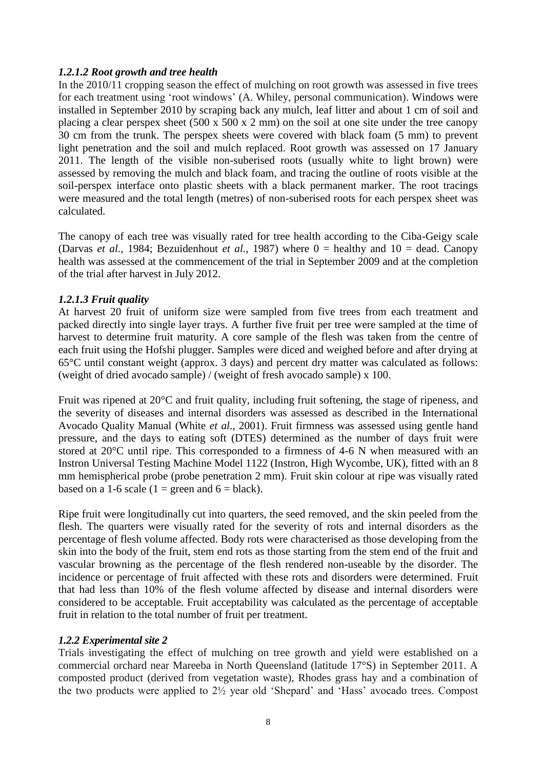#### *1.2.1.2 Root growth and tree health*

In the 2010/11 cropping season the effect of mulching on root growth was assessed in five trees for each treatment using 'root windows' (A. Whiley, personal communication). Windows were installed in September 2010 by scraping back any mulch, leaf litter and about 1 cm of soil and placing a clear perspex sheet (500 x 500 x 2 mm) on the soil at one site under the tree canopy 30 cm from the trunk. The perspex sheets were covered with black foam (5 mm) to prevent light penetration and the soil and mulch replaced. Root growth was assessed on 17 January 2011. The length of the visible non-suberised roots (usually white to light brown) were assessed by removing the mulch and black foam, and tracing the outline of roots visible at the soil-perspex interface onto plastic sheets with a black permanent marker. The root tracings were measured and the total length (metres) of non-suberised roots for each perspex sheet was calculated.

The canopy of each tree was visually rated for tree health according to the Ciba-Geigy scale (Darvas *et al.*, 1984; Bezuidenhout *et al.*, 1987) where 0 = healthy and 10 = dead. Canopy health was assessed at the commencement of the trial in September 2009 and at the completion of the trial after harvest in July 2012.

#### *1.2.1.3 Fruit quality*

At harvest 20 fruit of uniform size were sampled from five trees from each treatment and packed directly into single layer trays. A further five fruit per tree were sampled at the time of harvest to determine fruit maturity. A core sample of the flesh was taken from the centre of each fruit using the Hofshi plugger. Samples were diced and weighed before and after drying at 65°C until constant weight (approx. 3 days) and percent dry matter was calculated as follows: (weight of dried avocado sample) / (weight of fresh avocado sample) x 100.

Fruit was ripened at 20°C and fruit quality, including fruit softening, the stage of ripeness, and the severity of diseases and internal disorders was assessed as described in the International Avocado Quality Manual (White *et al*., 2001). Fruit firmness was assessed using gentle hand pressure, and the days to eating soft (DTES) determined as the number of days fruit were stored at 20°C until ripe. This corresponded to a firmness of 4-6 N when measured with an Instron Universal Testing Machine Model 1122 (Instron, High Wycombe, UK), fitted with an 8 mm hemispherical probe (probe penetration 2 mm). Fruit skin colour at ripe was visually rated based on a 1-6 scale (1 = green and 6 = black).

Ripe fruit were longitudinally cut into quarters, the seed removed, and the skin peeled from the flesh. The quarters were visually rated for the severity of rots and internal disorders as the percentage of flesh volume affected. Body rots were characterised as those developing from the skin into the body of the fruit, stem end rots as those starting from the stem end of the fruit and vascular browning as the percentage of the flesh rendered non-useable by the disorder. The incidence or percentage of fruit affected with these rots and disorders were determined. Fruit that had less than 10% of the flesh volume affected by disease and internal disorders were considered to be acceptable. Fruit acceptability was calculated as the percentage of acceptable fruit in relation to the total number of fruit per treatment.

### *1.2.2 Experimental site 2*

Trials investigating the effect of mulching on tree growth and yield were established on a commercial orchard near Mareeba in North Queensland (latitude 17°S) in September 2011. A composted product (derived from vegetation waste), Rhodes grass hay and a combination of the two products were applied to 2½ year old 'Shepard' and 'Hass' avocado trees. Compost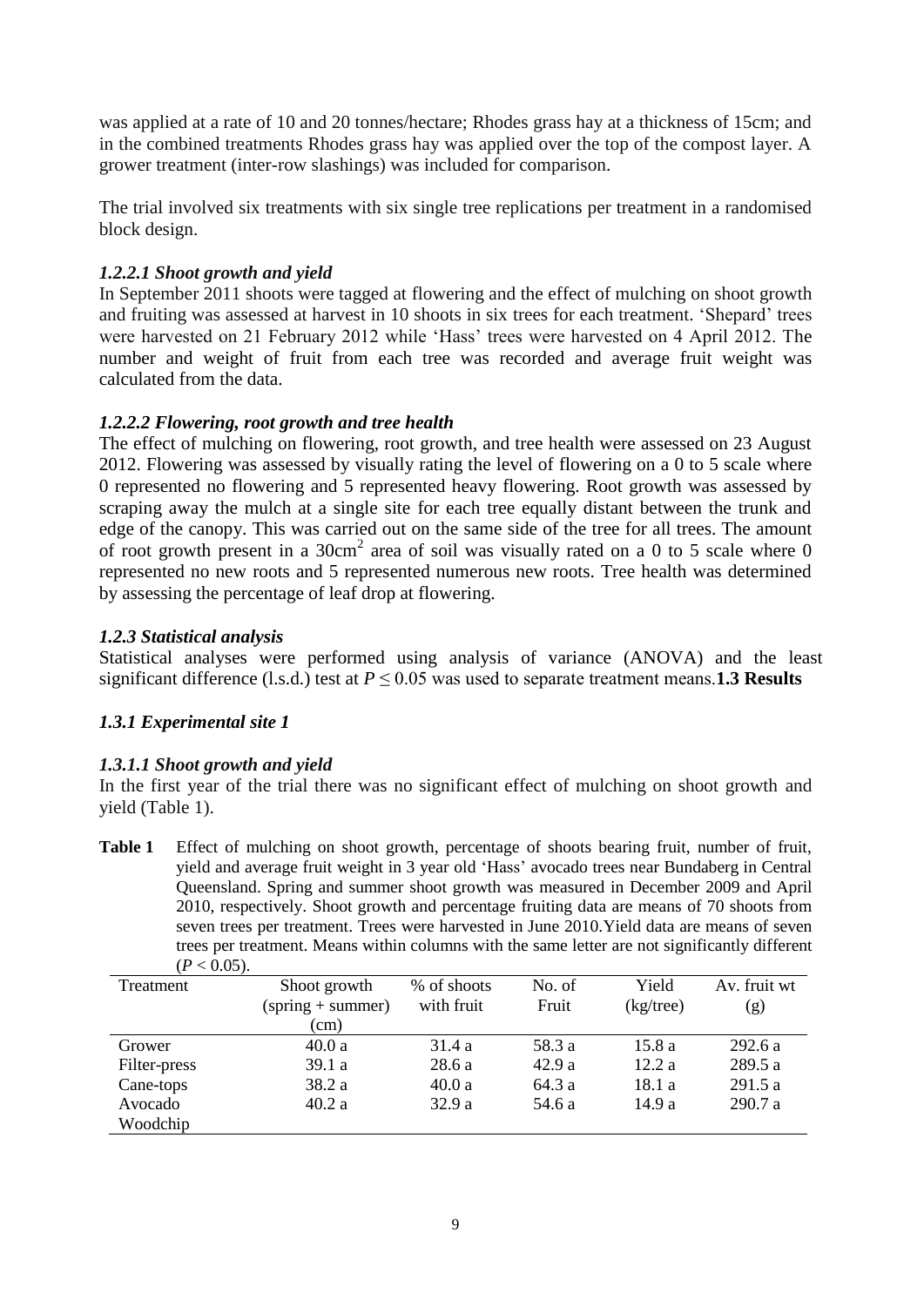was applied at a rate of 10 and 20 tonnes/hectare; Rhodes grass hay at a thickness of 15cm; and in the combined treatments Rhodes grass hay was applied over the top of the compost layer. A grower treatment (inter-row slashings) was included for comparison.

The trial involved six treatments with six single tree replications per treatment in a randomised block design.

#### *1.2.2.1 Shoot growth and yield*

In September 2011 shoots were tagged at flowering and the effect of mulching on shoot growth and fruiting was assessed at harvest in 10 shoots in six trees for each treatment. 'Shepard' trees were harvested on 21 February 2012 while 'Hass' trees were harvested on 4 April 2012. The number and weight of fruit from each tree was recorded and average fruit weight was calculated from the data.

#### *1.2.2.2 Flowering, root growth and tree health*

The effect of mulching on flowering, root growth, and tree health were assessed on 23 August 2012. Flowering was assessed by visually rating the level of flowering on a 0 to 5 scale where 0 represented no flowering and 5 represented heavy flowering. Root growth was assessed by scraping away the mulch at a single site for each tree equally distant between the trunk and edge of the canopy. This was carried out on the same side of the tree for all trees. The amount of root growth present in a 30cm$^2$ area of soil was visually rated on a 0 to 5 scale where 0 represented no new roots and 5 represented numerous new roots. Tree health was determined by assessing the percentage of leaf drop at flowering.

### *1.2.3 Statistical analysis*

Statistical analyses were performed using analysis of variance (ANOVA) and the least significant difference (l.s.d.) test at $P \leq 0.05$ was used to separate treatment means.

## 1.3 Results

### *1.3.1 Experimental site 1*

#### *1.3.1.1 Shoot growth and yield*

In the first year of the trial there was no significant effect of mulching on shoot growth and yield (Table 1).

**Table 1** Effect of mulching on shoot growth, percentage of shoots bearing fruit, number of fruit, yield and average fruit weight in 3 year old 'Hass' avocado trees near Bundaberg in Central Queensland. Spring and summer shoot growth was measured in December 2009 and April 2010, respectively. Shoot growth and percentage fruiting data are means of 70 shoots from seven trees per treatment. Trees were harvested in June 2010. Yield data are means of seven trees per treatment. Means within columns with the same letter are not significantly different ($P < 0.05$).

| Treatment | Shoot growth (spring + summer) (cm) | % of shoots with fruit | No. of Fruit | Yield (kg/tree) | Av. fruit wt (g) |
|---|---|---|---|---|---|
| Grower | 40.0 a | 31.4 a | 58.3 a | 15.8 a | 292.6 a |
| Filter-press | 39.1 a | 28.6 a | 42.9 a | 12.2 a | 289.5 a |
| Cane-tops | 38.2 a | 40.0 a | 64.3 a | 18.1 a | 291.5 a |
| Avocado Woodchip | 40.2 a | 32.9 a | 54.6 a | 14.9 a | 290.7 a |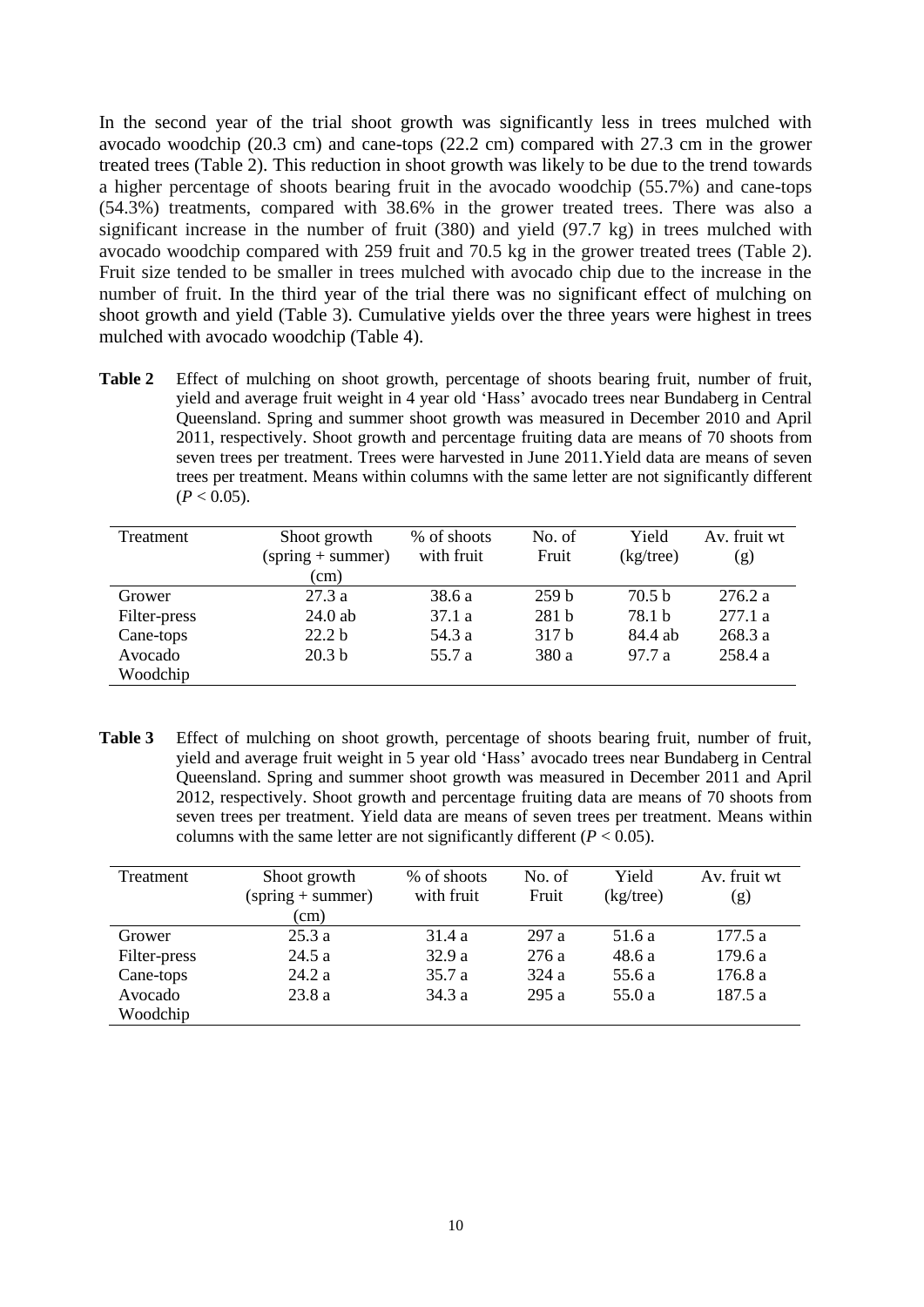In the second year of the trial shoot growth was significantly less in trees mulched with avocado woodchip (20.3 cm) and cane-tops (22.2 cm) compared with 27.3 cm in the grower treated trees (Table 2). This reduction in shoot growth was likely to be due to the trend towards a higher percentage of shoots bearing fruit in the avocado woodchip (55.7%) and cane-tops (54.3%) treatments, compared with 38.6% in the grower treated trees. There was also a significant increase in the number of fruit (380) and yield (97.7 kg) in trees mulched with avocado woodchip compared with 259 fruit and 70.5 kg in the grower treated trees (Table 2). Fruit size tended to be smaller in trees mulched with avocado chip due to the increase in the number of fruit. In the third year of the trial there was no significant effect of mulching on shoot growth and yield (Table 3). Cumulative yields over the three years were highest in trees mulched with avocado woodchip (Table 4).

**Table 2** Effect of mulching on shoot growth, percentage of shoots bearing fruit, number of fruit, yield and average fruit weight in 4 year old 'Hass' avocado trees near Bundaberg in Central Queensland. Spring and summer shoot growth was measured in December 2010 and April 2011, respectively. Shoot growth and percentage fruiting data are means of 70 shoots from seven trees per treatment. Trees were harvested in June 2011.Yield data are means of seven trees per treatment. Means within columns with the same letter are not significantly different ($P < 0.05$).

| Treatment | Shoot growth (spring + summer) (cm) | % of shoots with fruit | No. of Fruit | Yield (kg/tree) | Av. fruit wt (g) |
|---|---|---|---|---|---|
| Grower | 27.3 a | 38.6 a | 259 b | 70.5 b | 276.2 a |
| Filter-press | 24.0 ab | 37.1 a | 281 b | 78.1 b | 277.1 a |
| Cane-tops | 22.2 b | 54.3 a | 317 b | 84.4 ab | 268.3 a |
| Avocado Woodchip | 20.3 b | 55.7 a | 380 a | 97.7 a | 258.4 a |

**Table 3** Effect of mulching on shoot growth, percentage of shoots bearing fruit, number of fruit, yield and average fruit weight in 5 year old 'Hass' avocado trees near Bundaberg in Central Queensland. Spring and summer shoot growth was measured in December 2011 and April 2012, respectively. Shoot growth and percentage fruiting data are means of 70 shoots from seven trees per treatment. Yield data are means of seven trees per treatment. Means within columns with the same letter are not significantly different ($P < 0.05$).

| Treatment | Shoot growth (spring + summer) (cm) | % of shoots with fruit | No. of Fruit | Yield (kg/tree) | Av. fruit wt (g) |
|---|---|---|---|---|---|
| Grower | 25.3 a | 31.4 a | 297 a | 51.6 a | 177.5 a |
| Filter-press | 24.5 a | 32.9 a | 276 a | 48.6 a | 179.6 a |
| Cane-tops | 24.2 a | 35.7 a | 324 a | 55.6 a | 176.8 a |
| Avocado Woodchip | 23.8 a | 34.3 a | 295 a | 55.0 a | 187.5 a |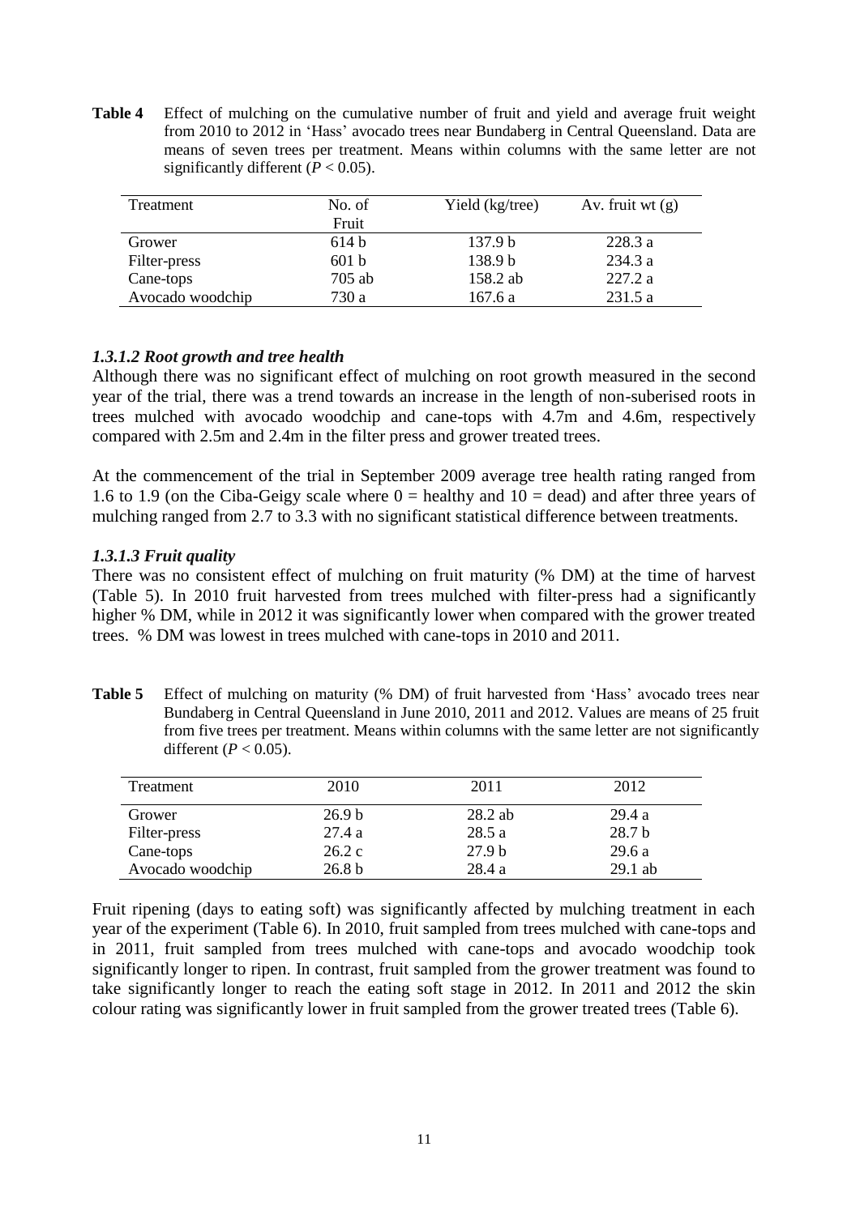**Table 4** Effect of mulching on the cumulative number of fruit and yield and average fruit weight from 2010 to 2012 in 'Hass' avocado trees near Bundaberg in Central Queensland. Data are means of seven trees per treatment. Means within columns with the same letter are not significantly different ($P < 0.05$).

| Treatment | No. of Fruit | Yield (kg/tree) | Av. fruit wt (g) |
|---|---|---|---|
| Grower | 614 b | 137.9 b | 228.3 a |
| Filter-press | 601 b | 138.9 b | 234.3 a |
| Cane-tops | 705 ab | 158.2 ab | 227.2 a |
| Avocado woodchip | 730 a | 167.6 a | 231.5 a |

### *1.3.1.2 Root growth and tree health*

Although there was no significant effect of mulching on root growth measured in the second year of the trial, there was a trend towards an increase in the length of non-suberised roots in trees mulched with avocado woodchip and cane-tops with 4.7m and 4.6m, respectively compared with 2.5m and 2.4m in the filter press and grower treated trees.

At the commencement of the trial in September 2009 average tree health rating ranged from 1.6 to 1.9 (on the Ciba-Geigy scale where 0 = healthy and 10 = dead) and after three years of mulching ranged from 2.7 to 3.3 with no significant statistical difference between treatments.

### *1.3.1.3 Fruit quality*

There was no consistent effect of mulching on fruit maturity (% DM) at the time of harvest (Table 5). In 2010 fruit harvested from trees mulched with filter-press had a significantly higher % DM, while in 2012 it was significantly lower when compared with the grower treated trees. % DM was lowest in trees mulched with cane-tops in 2010 and 2011.

**Table 5** Effect of mulching on maturity (% DM) of fruit harvested from 'Hass' avocado trees near Bundaberg in Central Queensland in June 2010, 2011 and 2012. Values are means of 25 fruit from five trees per treatment. Means within columns with the same letter are not significantly different ($P < 0.05$).

| Treatment | 2010 | 2011 | 2012 |
|---|---|---|---|
| Grower | 26.9 b | 28.2 ab | 29.4 a |
| Filter-press | 27.4 a | 28.5 a | 28.7 b |
| Cane-tops | 26.2 c | 27.9 b | 29.6 a |
| Avocado woodchip | 26.8 b | 28.4 a | 29.1 ab |

Fruit ripening (days to eating soft) was significantly affected by mulching treatment in each year of the experiment (Table 6). In 2010, fruit sampled from trees mulched with cane-tops and in 2011, fruit sampled from trees mulched with cane-tops and avocado woodchip took significantly longer to ripen. In contrast, fruit sampled from the grower treatment was found to take significantly longer to reach the eating soft stage in 2012. In 2011 and 2012 the skin colour rating was significantly lower in fruit sampled from the grower treated trees (Table 6).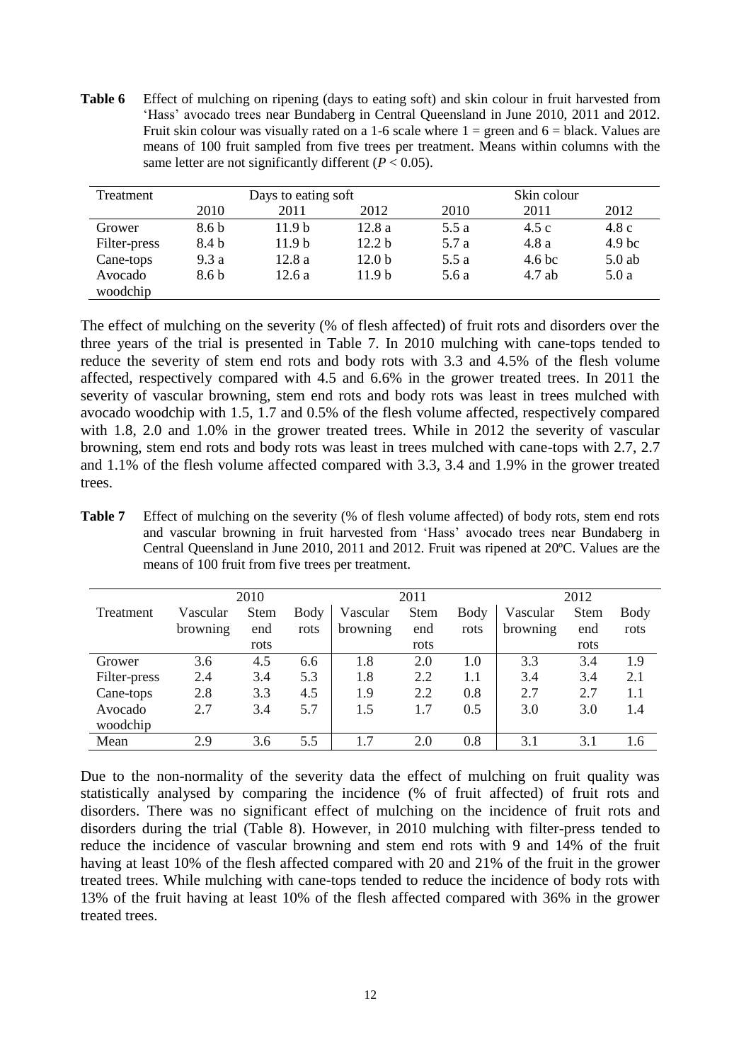**Table 6** Effect of mulching on ripening (days to eating soft) and skin colour in fruit harvested from 'Hass' avocado trees near Bundaberg in Central Queensland in June 2010, 2011 and 2012. Fruit skin colour was visually rated on a 1-6 scale where 1 = green and 6 = black. Values are means of 100 fruit sampled from five trees per treatment. Means within columns with the same letter are not significantly different ($P < 0.05$).

| Treatment | Days to eating soft | | | Skin colour | | |
|---|---|---|---|---|---|---|
| | 2010 | 2011 | 2012 | 2010 | 2011 | 2012 |
| Grower | 8.6 b | 11.9 b | 12.8 a | 5.5 a | 4.5 c | 4.8 c |
| Filter-press | 8.4 b | 11.9 b | 12.2 b | 5.7 a | 4.8 a | 4.9 bc |
| Cane-tops | 9.3 a | 12.8 a | 12.0 b | 5.5 a | 4.6 bc | 5.0 ab |
| Avocado woodchip | 8.6 b | 12.6 a | 11.9 b | 5.6 a | 4.7 ab | 5.0 a |

The effect of mulching on the severity (% of flesh affected) of fruit rots and disorders over the three years of the trial is presented in Table 7. In 2010 mulching with cane-tops tended to reduce the severity of stem end rots and body rots with 3.3 and 4.5% of the flesh volume affected, respectively compared with 4.5 and 6.6% in the grower treated trees. In 2011 the severity of vascular browning, stem end rots and body rots was least in trees mulched with avocado woodchip with 1.5, 1.7 and 0.5% of the flesh volume affected, respectively compared with 1.8, 2.0 and 1.0% in the grower treated trees. While in 2012 the severity of vascular browning, stem end rots and body rots was least in trees mulched with cane-tops with 2.7, 2.7 and 1.1% of the flesh volume affected compared with 3.3, 3.4 and 1.9% in the grower treated trees.

**Table 7** Effect of mulching on the severity (% of flesh volume affected) of body rots, stem end rots and vascular browning in fruit harvested from 'Hass' avocado trees near Bundaberg in Central Queensland in June 2010, 2011 and 2012. Fruit was ripened at 20ºC. Values are the means of 100 fruit from five trees per treatment.

| Treatment | 2010 | | | 2011 | | | 2012 | | |
|---|---|---|---|---|---|---|---|---|---|
| | Vascular browning | Stem end rots | Body rots | Vascular browning | Stem end rots | Body rots | Vascular browning | Stem end rots | Body rots |
| Grower | 3.6 | 4.5 | 6.6 | 1.8 | 2.0 | 1.0 | 3.3 | 3.4 | 1.9 |
| Filter-press | 2.4 | 3.4 | 5.3 | 1.8 | 2.2 | 1.1 | 3.4 | 3.4 | 2.1 |
| Cane-tops | 2.8 | 3.3 | 4.5 | 1.9 | 2.2 | 0.8 | 2.7 | 2.7 | 1.1 |
| Avocado woodchip | 2.7 | 3.4 | 5.7 | 1.5 | 1.7 | 0.5 | 3.0 | 3.0 | 1.4 |
| Mean | 2.9 | 3.6 | 5.5 | 1.7 | 2.0 | 0.8 | 3.1 | 3.1 | 1.6 |

Due to the non-normality of the severity data the effect of mulching on fruit quality was statistically analysed by comparing the incidence (% of fruit affected) of fruit rots and disorders. There was no significant effect of mulching on the incidence of fruit rots and disorders during the trial (Table 8). However, in 2010 mulching with filter-press tended to reduce the incidence of vascular browning and stem end rots with 9 and 14% of the fruit having at least 10% of the flesh affected compared with 20 and 21% of the fruit in the grower treated trees. While mulching with cane-tops tended to reduce the incidence of body rots with 13% of the fruit having at least 10% of the flesh affected compared with 36% in the grower treated trees.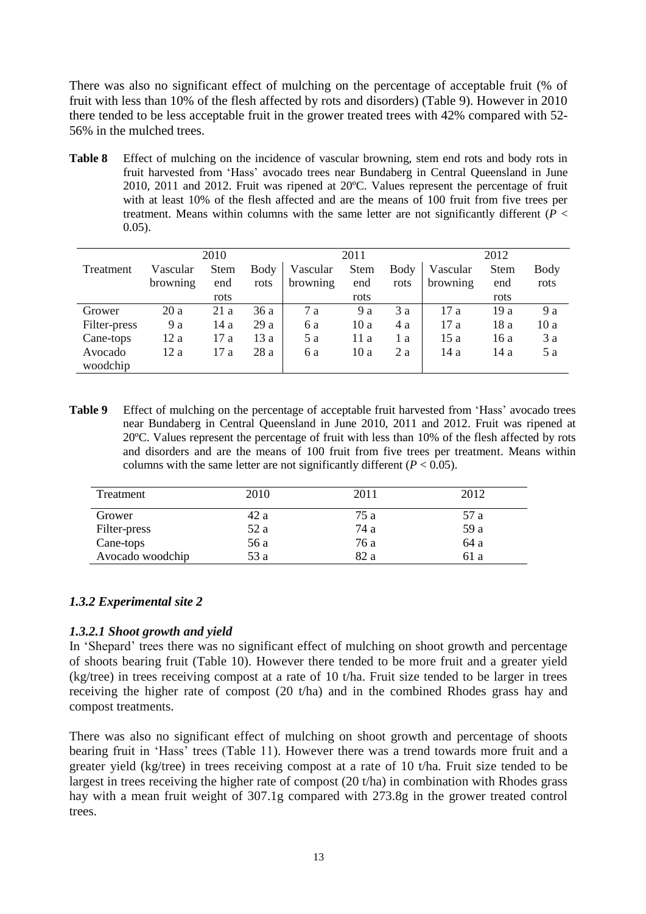There was also no significant effect of mulching on the percentage of acceptable fruit (% of fruit with less than 10% of the flesh affected by rots and disorders) (Table 9). However in 2010 there tended to be less acceptable fruit in the grower treated trees with 42% compared with 52-56% in the mulched trees.

**Table 8** Effect of mulching on the incidence of vascular browning, stem end rots and body rots in fruit harvested from 'Hass' avocado trees near Bundaberg in Central Queensland in June 2010, 2011 and 2012. Fruit was ripened at 20ºC. Values represent the percentage of fruit with at least 10% of the flesh affected and are the means of 100 fruit from five trees per treatment. Means within columns with the same letter are not significantly different ($P < 0.05$).

| | 2010 | | | 2011 | | | 2012 | | |
|---|---|---|---|---|---|---|---|---|---|
| Treatment | Vascular browning | Stem end rots | Body rots | Vascular browning | Stem end rots | Body rots | Vascular browning | Stem end rots | Body rots |
| Grower | 20 a | 21 a | 36 a | 7 a | 9 a | 3 a | 17 a | 19 a | 9 a |
| Filter-press | 9 a | 14 a | 29 a | 6 a | 10 a | 4 a | 17 a | 18 a | 10 a |
| Cane-tops | 12 a | 17 a | 13 a | 5 a | 11 a | 1 a | 15 a | 16 a | 3 a |
| Avocado woodchip | 12 a | 17 a | 28 a | 6 a | 10 a | 2 a | 14 a | 14 a | 5 a |

**Table 9** Effect of mulching on the percentage of acceptable fruit harvested from 'Hass' avocado trees near Bundaberg in Central Queensland in June 2010, 2011 and 2012. Fruit was ripened at 20ºC. Values represent the percentage of fruit with less than 10% of the flesh affected by rots and disorders and are the means of 100 fruit from five trees per treatment. Means within columns with the same letter are not significantly different ($P < 0.05$).

| Treatment | 2010 | 2011 | 2012 |
|---|---|---|---|
| Grower | 42 a | 75 a | 57 a |
| Filter-press | 52 a | 74 a | 59 a |
| Cane-tops | 56 a | 76 a | 64 a |
| Avocado woodchip | 53 a | 82 a | 61 a |

### *1.3.2 Experimental site 2*

#### *1.3.2.1 Shoot growth and yield*

In 'Shepard' trees there was no significant effect of mulching on shoot growth and percentage of shoots bearing fruit (Table 10). However there tended to be more fruit and a greater yield (kg/tree) in trees receiving compost at a rate of 10 t/ha. Fruit size tended to be larger in trees receiving the higher rate of compost (20 t/ha) and in the combined Rhodes grass hay and compost treatments.

There was also no significant effect of mulching on shoot growth and percentage of shoots bearing fruit in 'Hass' trees (Table 11). However there was a trend towards more fruit and a greater yield (kg/tree) in trees receiving compost at a rate of 10 t/ha. Fruit size tended to be largest in trees receiving the higher rate of compost (20 t/ha) in combination with Rhodes grass hay with a mean fruit weight of 307.1g compared with 273.8g in the grower treated control trees.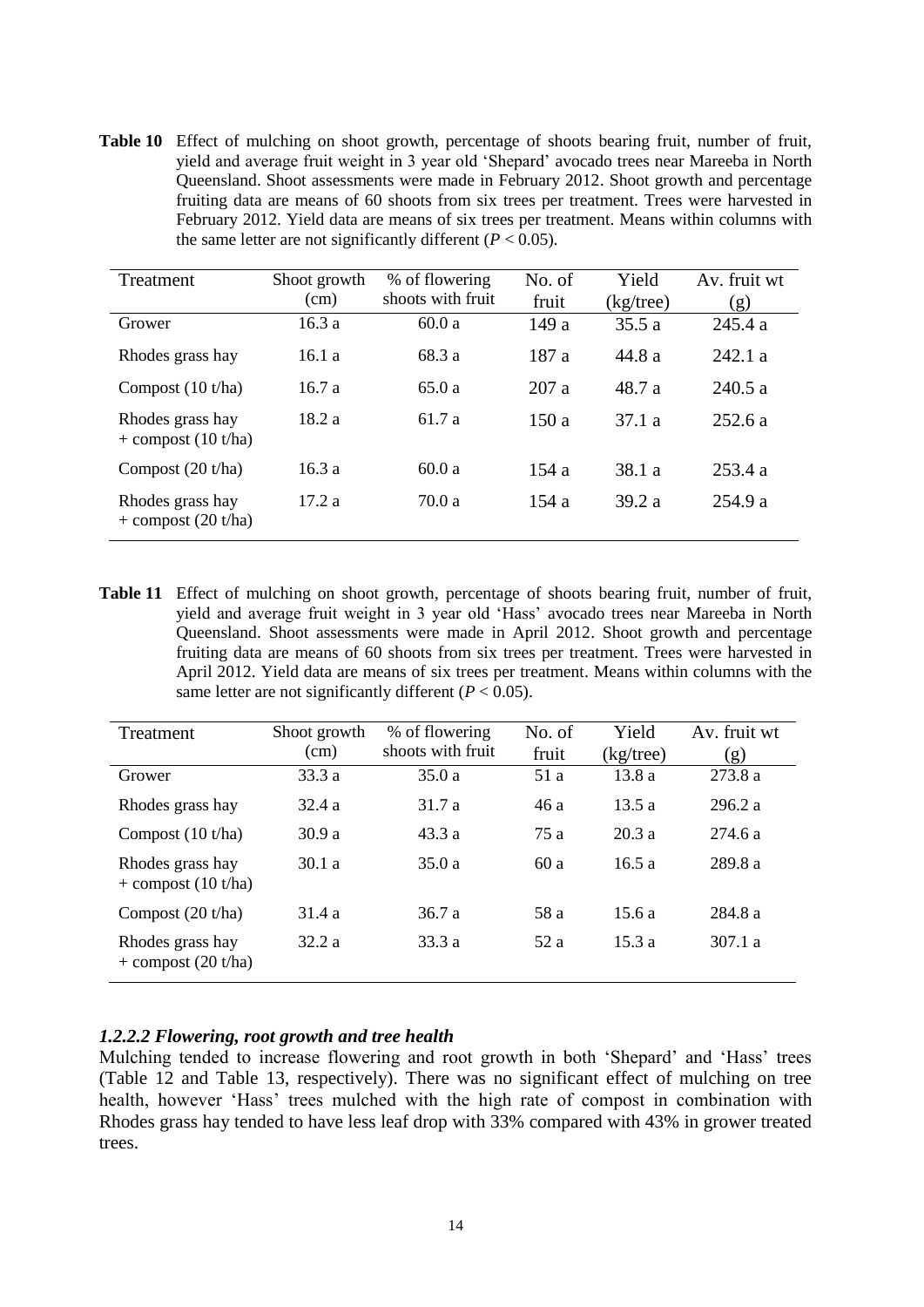**Table 10** Effect of mulching on shoot growth, percentage of shoots bearing fruit, number of fruit, yield and average fruit weight in 3 year old 'Shepard' avocado trees near Mareeba in North Queensland. Shoot assessments were made in February 2012. Shoot growth and percentage fruiting data are means of 60 shoots from six trees per treatment. Trees were harvested in February 2012. Yield data are means of six trees per treatment. Means within columns with the same letter are not significantly different ($P < 0.05$).

| Treatment | Shoot growth (cm) | % of flowering shoots with fruit | No. of fruit | Yield (kg/tree) | Av. fruit wt (g) |
|---|---|---|---|---|---|
| Grower | 16.3 a | 60.0 a | 149 a | 35.5 a | 245.4 a |
| Rhodes grass hay | 16.1 a | 68.3 a | 187 a | 44.8 a | 242.1 a |
| Compost (10 t/ha) | 16.7 a | 65.0 a | 207 a | 48.7 a | 240.5 a |
| Rhodes grass hay + compost (10 t/ha) | 18.2 a | 61.7 a | 150 a | 37.1 a | 252.6 a |
| Compost (20 t/ha) | 16.3 a | 60.0 a | 154 a | 38.1 a | 253.4 a |
| Rhodes grass hay + compost (20 t/ha) | 17.2 a | 70.0 a | 154 a | 39.2 a | 254.9 a |

**Table 11** Effect of mulching on shoot growth, percentage of shoots bearing fruit, number of fruit, yield and average fruit weight in 3 year old 'Hass' avocado trees near Mareeba in North Queensland. Shoot assessments were made in April 2012. Shoot growth and percentage fruiting data are means of 60 shoots from six trees per treatment. Trees were harvested in April 2012. Yield data are means of six trees per treatment. Means within columns with the same letter are not significantly different ($P < 0.05$).

| Treatment | Shoot growth (cm) | % of flowering shoots with fruit | No. of fruit | Yield (kg/tree) | Av. fruit wt (g) |
|---|---|---|---|---|---|
| Grower | 33.3 a | 35.0 a | 51 a | 13.8 a | 273.8 a |
| Rhodes grass hay | 32.4 a | 31.7 a | 46 a | 13.5 a | 296.2 a |
| Compost (10 t/ha) | 30.9 a | 43.3 a | 75 a | 20.3 a | 274.6 a |
| Rhodes grass hay + compost (10 t/ha) | 30.1 a | 35.0 a | 60 a | 16.5 a | 289.8 a |
| Compost (20 t/ha) | 31.4 a | 36.7 a | 58 a | 15.6 a | 284.8 a |
| Rhodes grass hay + compost (20 t/ha) | 32.2 a | 33.3 a | 52 a | 15.3 a | 307.1 a |

#### *1.2.2.2 Flowering, root growth and tree health*

Mulching tended to increase flowering and root growth in both 'Shepard' and 'Hass' trees (Table 12 and Table 13, respectively). There was no significant effect of mulching on tree health, however 'Hass' trees mulched with the high rate of compost in combination with Rhodes grass hay tended to have less leaf drop with 33% compared with 43% in grower treated trees.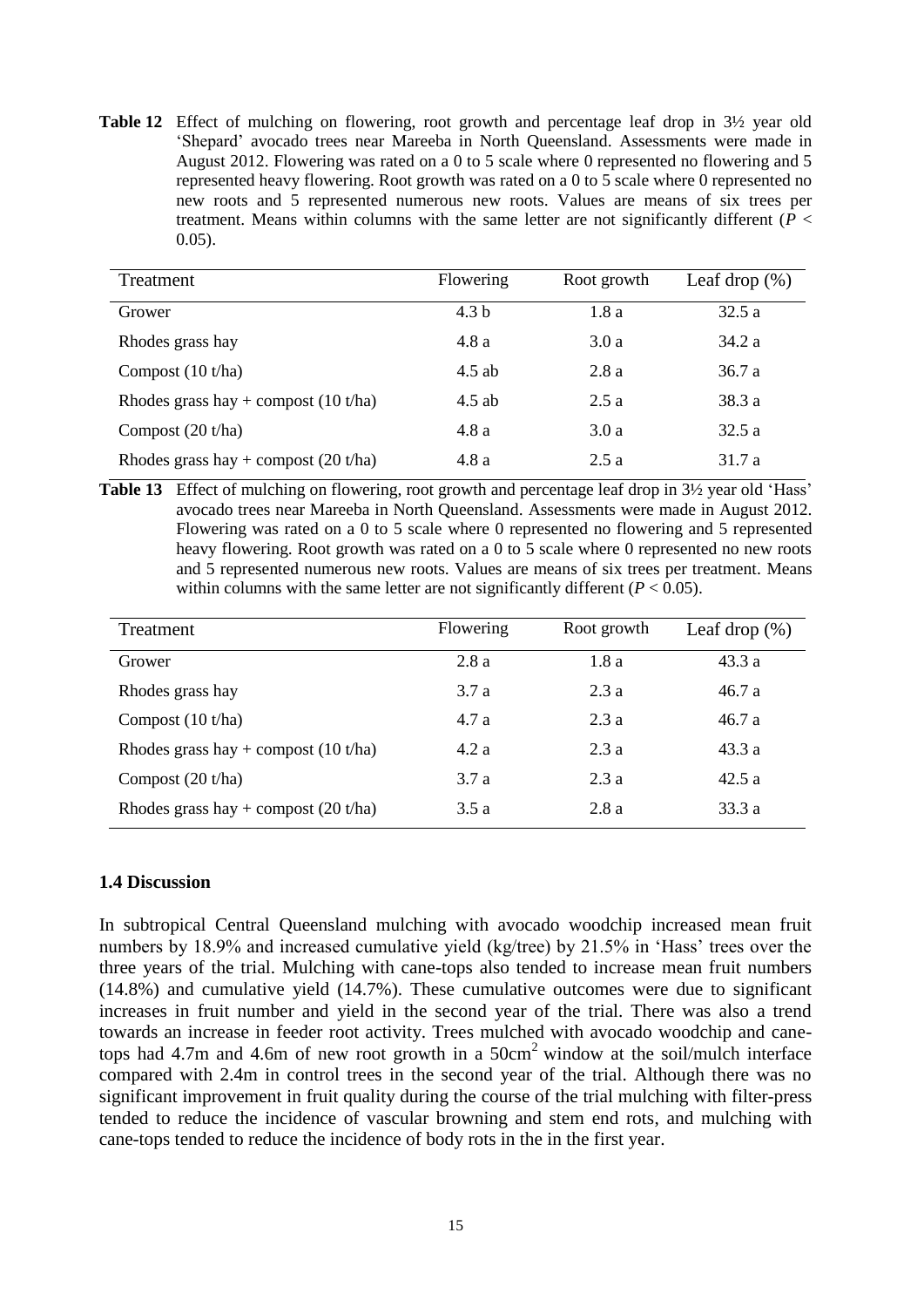**Table 12** Effect of mulching on flowering, root growth and percentage leaf drop in 3½ year old 'Shepard' avocado trees near Mareeba in North Queensland. Assessments were made in August 2012. Flowering was rated on a 0 to 5 scale where 0 represented no flowering and 5 represented heavy flowering. Root growth was rated on a 0 to 5 scale where 0 represented no new roots and 5 represented numerous new roots. Values are means of six trees per treatment. Means within columns with the same letter are not significantly different ($P < 0.05$).

| Treatment | Flowering | Root growth | Leaf drop (%) |
|---|---|---|---|
| Grower | 4.3 b | 1.8 a | 32.5 a |
| Rhodes grass hay | 4.8 a | 3.0 a | 34.2 a |
| Compost (10 t/ha) | 4.5 ab | 2.8 a | 36.7 a |
| Rhodes grass hay + compost (10 t/ha) | 4.5 ab | 2.5 a | 38.3 a |
| Compost (20 t/ha) | 4.8 a | 3.0 a | 32.5 a |
| Rhodes grass hay + compost (20 t/ha) | 4.8 a | 2.5 a | 31.7 a |

**Table 13** Effect of mulching on flowering, root growth and percentage leaf drop in 3½ year old 'Hass' avocado trees near Mareeba in North Queensland. Assessments were made in August 2012. Flowering was rated on a 0 to 5 scale where 0 represented no flowering and 5 represented heavy flowering. Root growth was rated on a 0 to 5 scale where 0 represented no new roots and 5 represented numerous new roots. Values are means of six trees per treatment. Means within columns with the same letter are not significantly different ($P < 0.05$).

| Treatment | Flowering | Root growth | Leaf drop (%) |
|---|---|---|---|
| Grower | 2.8 a | 1.8 a | 43.3 a |
| Rhodes grass hay | 3.7 a | 2.3 a | 46.7 a |
| Compost (10 t/ha) | 4.7 a | 2.3 a | 46.7 a |
| Rhodes grass hay + compost (10 t/ha) | 4.2 a | 2.3 a | 43.3 a |
| Compost (20 t/ha) | 3.7 a | 2.3 a | 42.5 a |
| Rhodes grass hay + compost (20 t/ha) | 3.5 a | 2.8 a | 33.3 a |

### 1.4 Discussion

In subtropical Central Queensland mulching with avocado woodchip increased mean fruit numbers by 18.9% and increased cumulative yield (kg/tree) by 21.5% in 'Hass' trees over the three years of the trial. Mulching with cane-tops also tended to increase mean fruit numbers (14.8%) and cumulative yield (14.7%). These cumulative outcomes were due to significant increases in fruit number and yield in the second year of the trial. There was also a trend towards an increase in feeder root activity. Trees mulched with avocado woodchip and cane-tops had 4.7m and 4.6m of new root growth in a $50cm^2$ window at the soil/mulch interface compared with 2.4m in control trees in the second year of the trial. Although there was no significant improvement in fruit quality during the course of the trial mulching with filter-press tended to reduce the incidence of vascular browning and stem end rots, and mulching with cane-tops tended to reduce the incidence of body rots in the in the first year.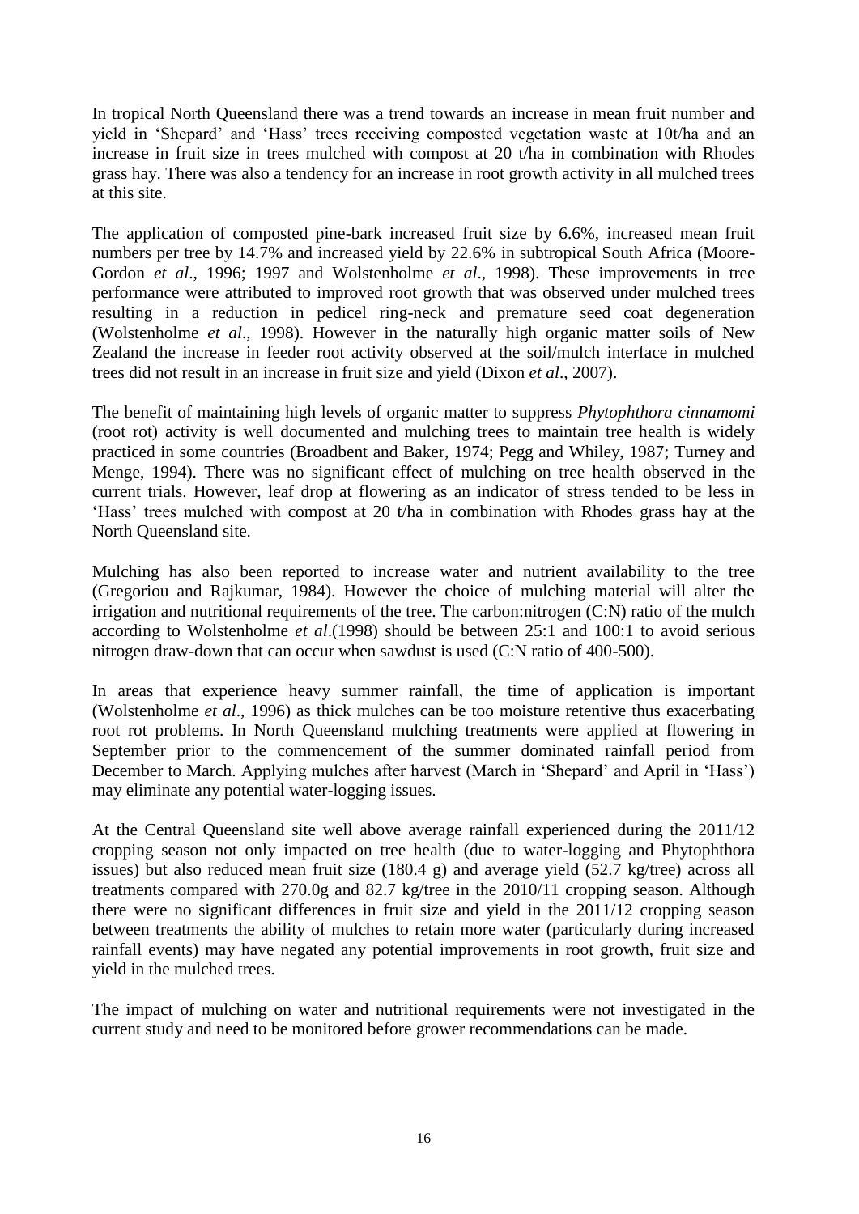In tropical North Queensland there was a trend towards an increase in mean fruit number and yield in 'Shepard' and 'Hass' trees receiving composted vegetation waste at 10t/ha and an increase in fruit size in trees mulched with compost at 20 t/ha in combination with Rhodes grass hay. There was also a tendency for an increase in root growth activity in all mulched trees at this site.

The application of composted pine-bark increased fruit size by 6.6%, increased mean fruit numbers per tree by 14.7% and increased yield by 22.6% in subtropical South Africa (Moore-Gordon *et al*., 1996; 1997 and Wolstenholme *et al*., 1998). These improvements in tree performance were attributed to improved root growth that was observed under mulched trees resulting in a reduction in pedicel ring-neck and premature seed coat degeneration (Wolstenholme *et al*., 1998). However in the naturally high organic matter soils of New Zealand the increase in feeder root activity observed at the soil/mulch interface in mulched trees did not result in an increase in fruit size and yield (Dixon *et al*., 2007).

The benefit of maintaining high levels of organic matter to suppress *Phytophthora cinnamomi* (root rot) activity is well documented and mulching trees to maintain tree health is widely practiced in some countries (Broadbent and Baker, 1974; Pegg and Whiley, 1987; Turney and Menge, 1994). There was no significant effect of mulching on tree health observed in the current trials. However, leaf drop at flowering as an indicator of stress tended to be less in 'Hass' trees mulched with compost at 20 t/ha in combination with Rhodes grass hay at the North Queensland site.

Mulching has also been reported to increase water and nutrient availability to the tree (Gregoriou and Rajkumar, 1984). However the choice of mulching material will alter the irrigation and nutritional requirements of the tree. The carbon:nitrogen (C:N) ratio of the mulch according to Wolstenholme *et al*.(1998) should be between 25:1 and 100:1 to avoid serious nitrogen draw-down that can occur when sawdust is used (C:N ratio of 400-500).

In areas that experience heavy summer rainfall, the time of application is important (Wolstenholme *et al*., 1996) as thick mulches can be too moisture retentive thus exacerbating root rot problems. In North Queensland mulching treatments were applied at flowering in September prior to the commencement of the summer dominated rainfall period from December to March. Applying mulches after harvest (March in 'Shepard' and April in 'Hass') may eliminate any potential water-logging issues.

At the Central Queensland site well above average rainfall experienced during the 2011/12 cropping season not only impacted on tree health (due to water-logging and Phytophthora issues) but also reduced mean fruit size (180.4 g) and average yield (52.7 kg/tree) across all treatments compared with 270.0g and 82.7 kg/tree in the 2010/11 cropping season. Although there were no significant differences in fruit size and yield in the 2011/12 cropping season between treatments the ability of mulches to retain more water (particularly during increased rainfall events) may have negated any potential improvements in root growth, fruit size and yield in the mulched trees.

The impact of mulching on water and nutritional requirements were not investigated in the current study and need to be monitored before grower recommendations can be made.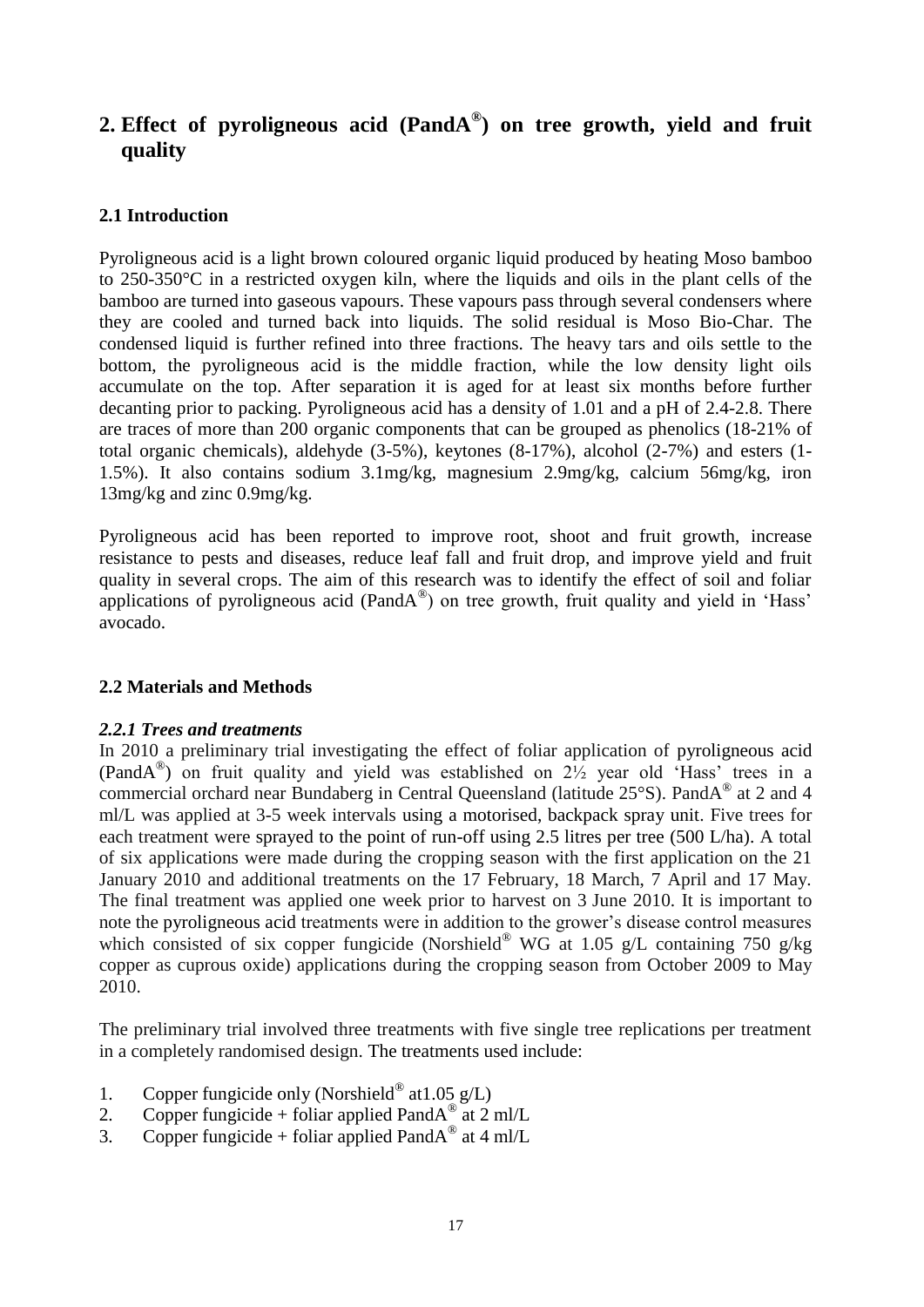# 2. Effect of pyroligneous acid (PandA®) on tree growth, yield and fruit quality

## 2.1 Introduction

Pyroligneous acid is a light brown coloured organic liquid produced by heating Moso bamboo to 250-350°C in a restricted oxygen kiln, where the liquids and oils in the plant cells of the bamboo are turned into gaseous vapours. These vapours pass through several condensers where they are cooled and turned back into liquids. The solid residual is Moso Bio-Char. The condensed liquid is further refined into three fractions. The heavy tars and oils settle to the bottom, the pyroligneous acid is the middle fraction, while the low density light oils accumulate on the top. After separation it is aged for at least six months before further decanting prior to packing. Pyroligneous acid has a density of 1.01 and a pH of 2.4-2.8. There are traces of more than 200 organic components that can be grouped as phenolics (18-21% of total organic chemicals), aldehyde (3-5%), keytones (8-17%), alcohol (2-7%) and esters (1-1.5%). It also contains sodium 3.1mg/kg, magnesium 2.9mg/kg, calcium 56mg/kg, iron 13mg/kg and zinc 0.9mg/kg.

Pyroligneous acid has been reported to improve root, shoot and fruit growth, increase resistance to pests and diseases, reduce leaf fall and fruit drop, and improve yield and fruit quality in several crops. The aim of this research was to identify the effect of soil and foliar applications of pyroligneous acid (PandA®) on tree growth, fruit quality and yield in 'Hass' avocado.

## 2.2 Materials and Methods

### *2.2.1 Trees and treatments*

In 2010 a preliminary trial investigating the effect of foliar application of pyroligneous acid (PandA®) on fruit quality and yield was established on 2½ year old 'Hass' trees in a commercial orchard near Bundaberg in Central Queensland (latitude 25°S). PandA® at 2 and 4 ml/L was applied at 3-5 week intervals using a motorised, backpack spray unit. Five trees for each treatment were sprayed to the point of run-off using 2.5 litres per tree (500 L/ha). A total of six applications were made during the cropping season with the first application on the 21 January 2010 and additional treatments on the 17 February, 18 March, 7 April and 17 May. The final treatment was applied one week prior to harvest on 3 June 2010. It is important to note the pyroligneous acid treatments were in addition to the grower's disease control measures which consisted of six copper fungicide (Norshield® WG at 1.05 g/L containing 750 g/kg copper as cuprous oxide) applications during the cropping season from October 2009 to May 2010.

The preliminary trial involved three treatments with five single tree replications per treatment in a completely randomised design. The treatments used include:

1. Copper fungicide only (Norshield® at1.05 g/L)
2. Copper fungicide + foliar applied PandA® at 2 ml/L
3. Copper fungicide + foliar applied PandA® at 4 ml/L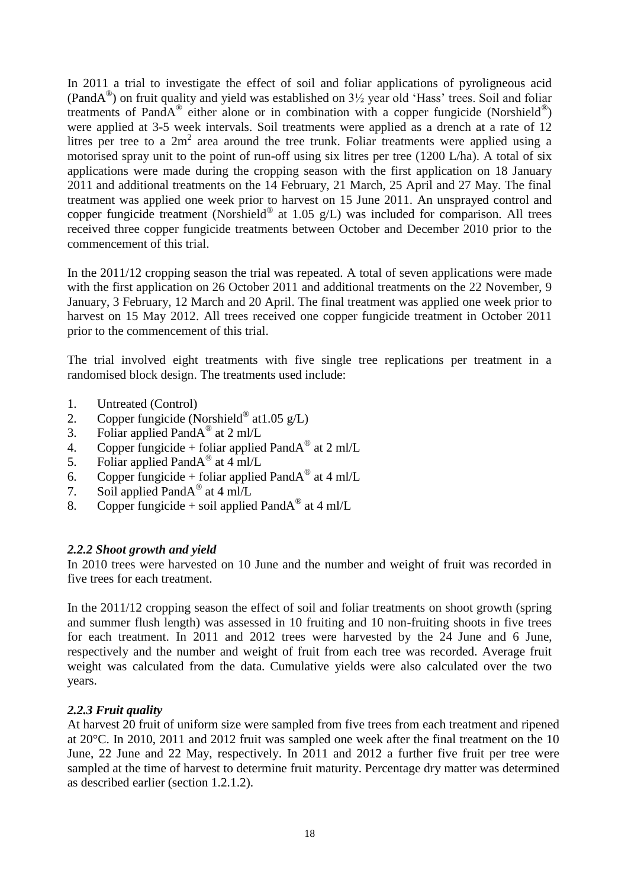In 2011 a trial to investigate the effect of soil and foliar applications of pyroligneous acid (PandA®) on fruit quality and yield was established on 3½ year old 'Hass' trees. Soil and foliar treatments of PandA® either alone or in combination with a copper fungicide (Norshield®) were applied at 3-5 week intervals. Soil treatments were applied as a drench at a rate of 12 litres per tree to a $2m^2$ area around the tree trunk. Foliar treatments were applied using a motorised spray unit to the point of run-off using six litres per tree (1200 L/ha). A total of six applications were made during the cropping season with the first application on 18 January 2011 and additional treatments on the 14 February, 21 March, 25 April and 27 May. The final treatment was applied one week prior to harvest on 15 June 2011. An unsprayed control and copper fungicide treatment (Norshield® at 1.05 g/L) was included for comparison. All trees received three copper fungicide treatments between October and December 2010 prior to the commencement of this trial.

In the 2011/12 cropping season the trial was repeated. A total of seven applications were made with the first application on 26 October 2011 and additional treatments on the 22 November, 9 January, 3 February, 12 March and 20 April. The final treatment was applied one week prior to harvest on 15 May 2012. All trees received one copper fungicide treatment in October 2011 prior to the commencement of this trial.

The trial involved eight treatments with five single tree replications per treatment in a randomised block design. The treatments used include:

1. Untreated (Control)
2. Copper fungicide (Norshield® at1.05 g/L)
3. Foliar applied PandA® at 2 ml/L
4. Copper fungicide + foliar applied PandA® at 2 ml/L
5. Foliar applied PandA® at 4 ml/L
6. Copper fungicide + foliar applied PandA® at 4 ml/L
7. Soil applied PandA® at 4 ml/L
8. Copper fungicide + soil applied PandA® at 4 ml/L

### *2.2.2 Shoot growth and yield*

In 2010 trees were harvested on 10 June and the number and weight of fruit was recorded in five trees for each treatment.

In the 2011/12 cropping season the effect of soil and foliar treatments on shoot growth (spring and summer flush length) was assessed in 10 fruiting and 10 non-fruiting shoots in five trees for each treatment. In 2011 and 2012 trees were harvested by the 24 June and 6 June, respectively and the number and weight of fruit from each tree was recorded. Average fruit weight was calculated from the data. Cumulative yields were also calculated over the two years.

### *2.2.3 Fruit quality*

At harvest 20 fruit of uniform size were sampled from five trees from each treatment and ripened at 20°C. In 2010, 2011 and 2012 fruit was sampled one week after the final treatment on the 10 June, 22 June and 22 May, respectively. In 2011 and 2012 a further five fruit per tree were sampled at the time of harvest to determine fruit maturity. Percentage dry matter was determined as described earlier (section 1.2.1.2).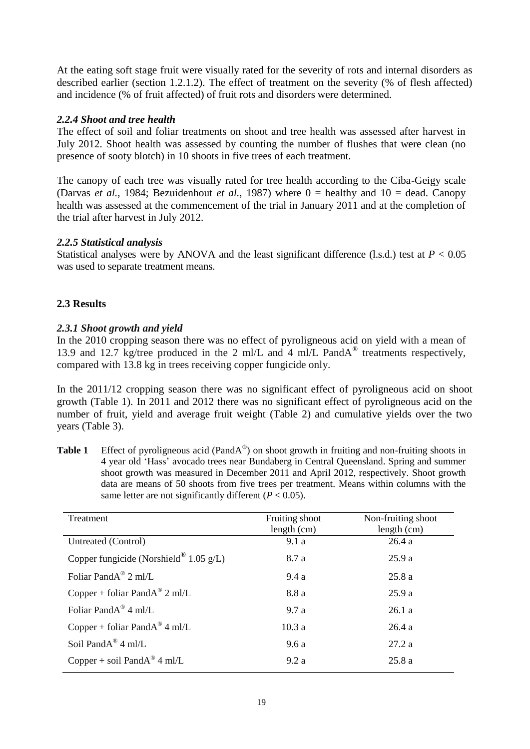At the eating soft stage fruit were visually rated for the severity of rots and internal disorders as described earlier (section 1.2.1.2). The effect of treatment on the severity (% of flesh affected) and incidence (% of fruit affected) of fruit rots and disorders were determined.

### *2.2.4 Shoot and tree health*

The effect of soil and foliar treatments on shoot and tree health was assessed after harvest in July 2012. Shoot health was assessed by counting the number of flushes that were clean (no presence of sooty blotch) in 10 shoots in five trees of each treatment.

The canopy of each tree was visually rated for tree health according to the Ciba-Geigy scale (Darvas *et al.*, 1984; Bezuidenhout *et al.*, 1987) where 0 = healthy and 10 = dead. Canopy health was assessed at the commencement of the trial in January 2011 and at the completion of the trial after harvest in July 2012.

### *2.2.5 Statistical analysis*

Statistical analyses were by ANOVA and the least significant difference (l.s.d.) test at $P < 0.05$ was used to separate treatment means.

## 2.3 Results

### *2.3.1 Shoot growth and yield*

In the 2010 cropping season there was no effect of pyroligneous acid on yield with a mean of 13.9 and 12.7 kg/tree produced in the 2 ml/L and 4 ml/L PandA® treatments respectively, compared with 13.8 kg in trees receiving copper fungicide only.

In the 2011/12 cropping season there was no significant effect of pyroligneous acid on shoot growth (Table 1). In 2011 and 2012 there was no significant effect of pyroligneous acid on the number of fruit, yield and average fruit weight (Table 2) and cumulative yields over the two years (Table 3).

**Table 1** Effect of pyroligneous acid (PandA®) on shoot growth in fruiting and non-fruiting shoots in 4 year old 'Hass' avocado trees near Bundaberg in Central Queensland. Spring and summer shoot growth was measured in December 2011 and April 2012, respectively. Shoot growth data are means of 50 shoots from five trees per treatment. Means within columns with the same letter are not significantly different ($P < 0.05$).

| Treatment | Fruiting shoot length (cm) | Non-fruiting shoot length (cm) |
|---|---|---|
| Untreated (Control) | 9.1 a | 26.4 a |
| Copper fungicide (Norshield® 1.05 g/L) | 8.7 a | 25.9 a |
| Foliar PandA® 2 ml/L | 9.4 a | 25.8 a |
| Copper + foliar PandA® 2 ml/L | 8.8 a | 25.9 a |
| Foliar PandA® 4 ml/L | 9.7 a | 26.1 a |
| Copper + foliar PandA® 4 ml/L | 10.3 a | 26.4 a |
| Soil PandA® 4 ml/L | 9.6 a | 27.2 a |
| Copper + soil PandA® 4 ml/L | 9.2 a | 25.8 a |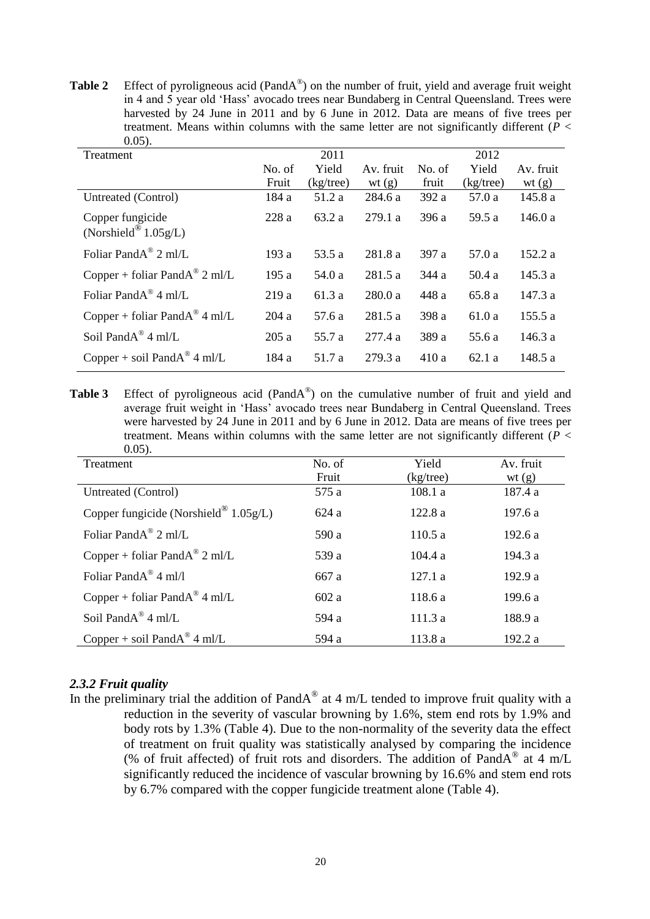**Table 2** Effect of pyroligneous acid (PandA®) on the number of fruit, yield and average fruit weight in 4 and 5 year old 'Hass' avocado trees near Bundaberg in Central Queensland. Trees were harvested by 24 June in 2011 and by 6 June in 2012. Data are means of five trees per treatment. Means within columns with the same letter are not significantly different ($P < 0.05$).

| Treatment | 2011 | | | 2012 | | |
|---|---|---|---|---|---|---|
| | No. of Fruit | Yield (kg/tree) | Av. fruit wt (g) | No. of fruit | Yield (kg/tree) | Av. fruit wt (g) |
| Untreated (Control) | 184 a | 51.2 a | 284.6 a | 392 a | 57.0 a | 145.8 a |
| Copper fungicide (Norshield® 1.05g/L) | 228 a | 63.2 a | 279.1 a | 396 a | 59.5 a | 146.0 a |
| Foliar PandA® 2 ml/L | 193 a | 53.5 a | 281.8 a | 397 a | 57.0 a | 152.2 a |
| Copper + foliar PandA® 2 ml/L | 195 a | 54.0 a | 281.5 a | 344 a | 50.4 a | 145.3 a |
| Foliar PandA® 4 ml/L | 219 a | 61.3 a | 280.0 a | 448 a | 65.8 a | 147.3 a |
| Copper + foliar PandA® 4 ml/L | 204 a | 57.6 a | 281.5 a | 398 a | 61.0 a | 155.5 a |
| Soil PandA® 4 ml/L | 205 a | 55.7 a | 277.4 a | 389 a | 55.6 a | 146.3 a |
| Copper + soil PandA® 4 ml/L | 184 a | 51.7 a | 279.3 a | 410 a | 62.1 a | 148.5 a |

**Table 3** Effect of pyroligneous acid (PandA®) on the cumulative number of fruit and yield and average fruit weight in 'Hass' avocado trees near Bundaberg in Central Queensland. Trees were harvested by 24 June in 2011 and by 6 June in 2012. Data are means of five trees per treatment. Means within columns with the same letter are not significantly different ($P < 0.05$).

| Treatment | No. of Fruit | Yield (kg/tree) | Av. fruit wt (g) |
|---|---|---|---|
| Untreated (Control) | 575 a | 108.1 a | 187.4 a |
| Copper fungicide (Norshield® 1.05g/L) | 624 a | 122.8 a | 197.6 a |
| Foliar PandA® 2 ml/L | 590 a | 110.5 a | 192.6 a |
| Copper + foliar PandA® 2 ml/L | 539 a | 104.4 a | 194.3 a |
| Foliar PandA® 4 ml/l | 667 a | 127.1 a | 192.9 a |
| Copper + foliar PandA® 4 ml/L | 602 a | 118.6 a | 199.6 a |
| Soil PandA® 4 ml/L | 594 a | 111.3 a | 188.9 a |
| Copper + soil PandA® 4 ml/L | 594 a | 113.8 a | 192.2 a |

### *2.3.2 Fruit quality*

In the preliminary trial the addition of PandA® at 4 m/L tended to improve fruit quality with a reduction in the severity of vascular browning by 1.6%, stem end rots by 1.9% and body rots by 1.3% (Table 4). Due to the non-normality of the severity data the effect of treatment on fruit quality was statistically analysed by comparing the incidence (% of fruit affected) of fruit rots and disorders. The addition of PandA® at 4 m/L significantly reduced the incidence of vascular browning by 16.6% and stem end rots by 6.7% compared with the copper fungicide treatment alone (Table 4).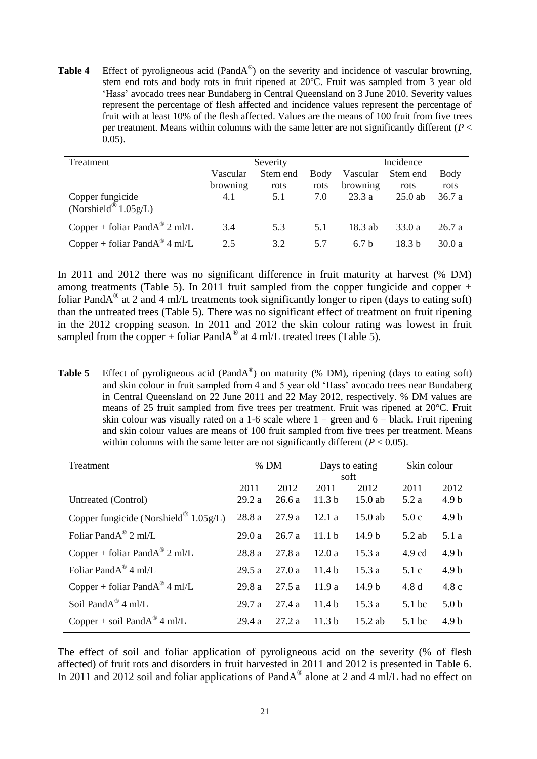**Table 4** Effect of pyroligneous acid (PandA®) on the severity and incidence of vascular browning, stem end rots and body rots in fruit ripened at 20ºC. Fruit was sampled from 3 year old 'Hass' avocado trees near Bundaberg in Central Queensland on 3 June 2010. Severity values represent the percentage of flesh affected and incidence values represent the percentage of fruit with at least 10% of the flesh affected. Values are the means of 100 fruit from five trees per treatment. Means within columns with the same letter are not significantly different ($P < 0.05$).

| Treatment | Severity | | | Incidence | | |
|---|---|---|---|---|---|---|
| | Vascular browning | Stem end rots | Body rots | Vascular browning | Stem end rots | Body rots |
| Copper fungicide (Norshield® 1.05g/L) | 4.1 | 5.1 | 7.0 | 23.3 a | 25.0 ab | 36.7 a |
| Copper + foliar PandA® 2 ml/L | 3.4 | 5.3 | 5.1 | 18.3 ab | 33.0 a | 26.7 a |
| Copper + foliar PandA® 4 ml/L | 2.5 | 3.2 | 5.7 | 6.7 b | 18.3 b | 30.0 a |

In 2011 and 2012 there was no significant difference in fruit maturity at harvest (% DM) among treatments (Table 5). In 2011 fruit sampled from the copper fungicide and copper + foliar PandA® at 2 and 4 ml/L treatments took significantly longer to ripen (days to eating soft) than the untreated trees (Table 5). There was no significant effect of treatment on fruit ripening in the 2012 cropping season. In 2011 and 2012 the skin colour rating was lowest in fruit sampled from the copper + foliar PandA® at 4 ml/L treated trees (Table 5).

**Table 5** Effect of pyroligneous acid (PandA®) on maturity (% DM), ripening (days to eating soft) and skin colour in fruit sampled from 4 and 5 year old 'Hass' avocado trees near Bundaberg in Central Queensland on 22 June 2011 and 22 May 2012, respectively. % DM values are means of 25 fruit sampled from five trees per treatment. Fruit was ripened at 20°C. Fruit skin colour was visually rated on a 1-6 scale where 1 = green and 6 = black. Fruit ripening and skin colour values are means of 100 fruit sampled from five trees per treatment. Means within columns with the same letter are not significantly different ($P < 0.05$).

| Treatment | % DM | | Days to eating soft | | Skin colour | |
|---|---|---|---|---|---|---|
| | 2011 | 2012 | 2011 | 2012 | 2011 | 2012 |
| Untreated (Control) | 29.2 a | 26.6 a | 11.3 b | 15.0 ab | 5.2 a | 4.9 b |
| Copper fungicide (Norshield® 1.05g/L) | 28.8 a | 27.9 a | 12.1 a | 15.0 ab | 5.0 c | 4.9 b |
| Foliar PandA® 2 ml/L | 29.0 a | 26.7 a | 11.1 b | 14.9 b | 5.2 ab | 5.1 a |
| Copper + foliar PandA® 2 ml/L | 28.8 a | 27.8 a | 12.0 a | 15.3 a | 4.9 cd | 4.9 b |
| Foliar PandA® 4 ml/L | 29.5 a | 27.0 a | 11.4 b | 15.3 a | 5.1 c | 4.9 b |
| Copper + foliar PandA® 4 ml/L | 29.8 a | 27.5 a | 11.9 a | 14.9 b | 4.8 d | 4.8 c |
| Soil PandA® 4 ml/L | 29.7 a | 27.4 a | 11.4 b | 15.3 a | 5.1 bc | 5.0 b |
| Copper + soil PandA® 4 ml/L | 29.4 a | 27.2 a | 11.3 b | 15.2 ab | 5.1 bc | 4.9 b |

The effect of soil and foliar application of pyroligneous acid on the severity (% of flesh affected) of fruit rots and disorders in fruit harvested in 2011 and 2012 is presented in Table 6. In 2011 and 2012 soil and foliar applications of PandA® alone at 2 and 4 ml/L had no effect on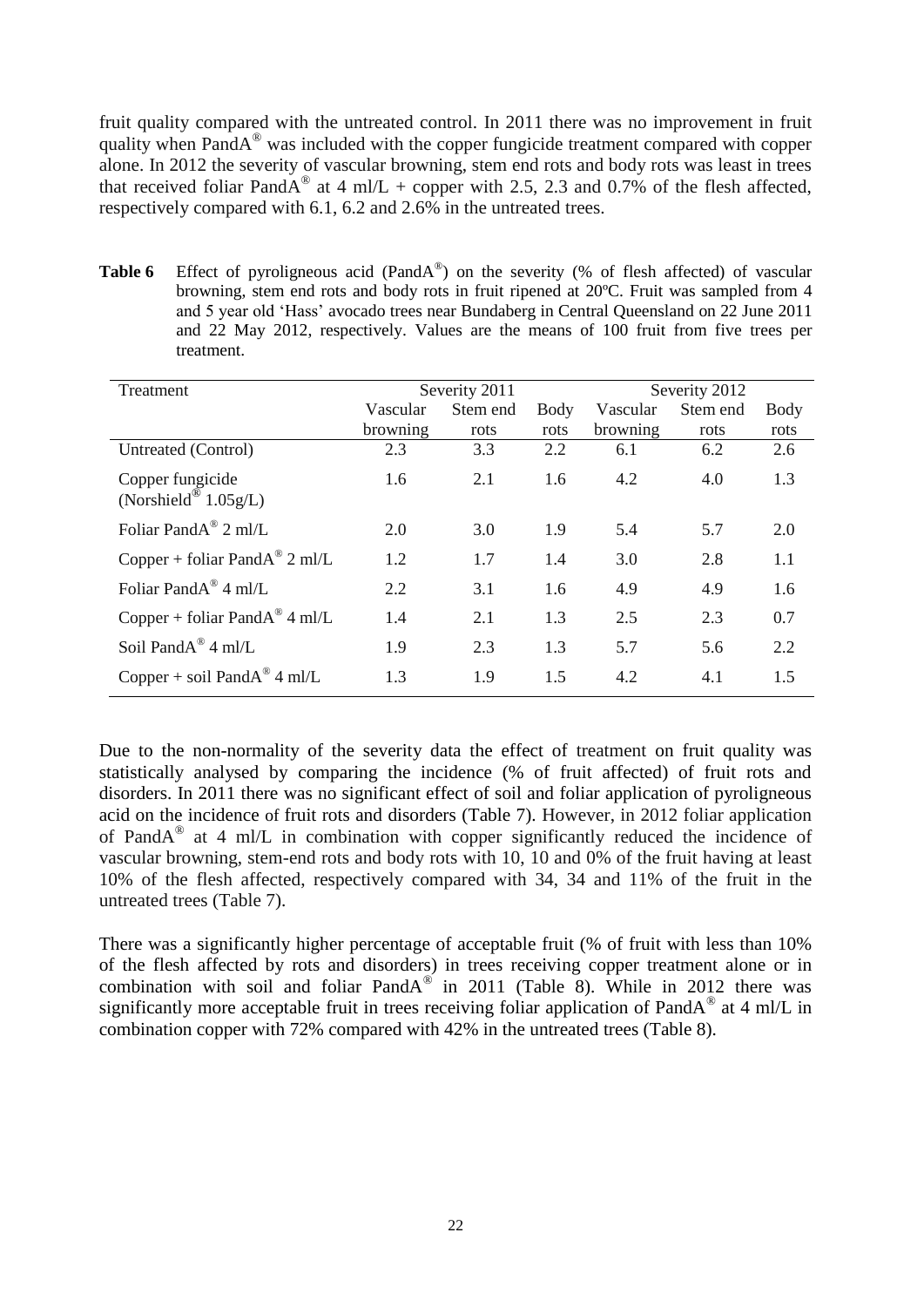fruit quality compared with the untreated control. In 2011 there was no improvement in fruit quality when PandA® was included with the copper fungicide treatment compared with copper alone. In 2012 the severity of vascular browning, stem end rots and body rots was least in trees that received foliar PandA® at 4 ml/L + copper with 2.5, 2.3 and 0.7% of the flesh affected, respectively compared with 6.1, 6.2 and 2.6% in the untreated trees.

**Table 6** Effect of pyroligneous acid (PandA®) on the severity (% of flesh affected) of vascular browning, stem end rots and body rots in fruit ripened at 20ºC. Fruit was sampled from 4 and 5 year old 'Hass' avocado trees near Bundaberg in Central Queensland on 22 June 2011 and 22 May 2012, respectively. Values are the means of 100 fruit from five trees per treatment.

| Treatment | Severity 2011 | | | Severity 2012 | | |
|---|---|---|---|---|---|---|
| | Vascular browning | Stem end rots | Body rots | Vascular browning | Stem end rots | Body rots |
| Untreated (Control) | 2.3 | 3.3 | 2.2 | 6.1 | 6.2 | 2.6 |
| Copper fungicide (Norshield® 1.05g/L) | 1.6 | 2.1 | 1.6 | 4.2 | 4.0 | 1.3 |
| Foliar PandA® 2 ml/L | 2.0 | 3.0 | 1.9 | 5.4 | 5.7 | 2.0 |
| Copper + foliar PandA® 2 ml/L | 1.2 | 1.7 | 1.4 | 3.0 | 2.8 | 1.1 |
| Foliar PandA® 4 ml/L | 2.2 | 3.1 | 1.6 | 4.9 | 4.9 | 1.6 |
| Copper + foliar PandA® 4 ml/L | 1.4 | 2.1 | 1.3 | 2.5 | 2.3 | 0.7 |
| Soil PandA® 4 ml/L | 1.9 | 2.3 | 1.3 | 5.7 | 5.6 | 2.2 |
| Copper + soil PandA® 4 ml/L | 1.3 | 1.9 | 1.5 | 4.2 | 4.1 | 1.5 |

Due to the non-normality of the severity data the effect of treatment on fruit quality was statistically analysed by comparing the incidence (% of fruit affected) of fruit rots and disorders. In 2011 there was no significant effect of soil and foliar application of pyroligneous acid on the incidence of fruit rots and disorders (Table 7). However, in 2012 foliar application of PandA® at 4 ml/L in combination with copper significantly reduced the incidence of vascular browning, stem-end rots and body rots with 10, 10 and 0% of the fruit having at least 10% of the flesh affected, respectively compared with 34, 34 and 11% of the fruit in the untreated trees (Table 7).

There was a significantly higher percentage of acceptable fruit (% of fruit with less than 10% of the flesh affected by rots and disorders) in trees receiving copper treatment alone or in combination with soil and foliar PandA® in 2011 (Table 8). While in 2012 there was significantly more acceptable fruit in trees receiving foliar application of PandA® at 4 ml/L in combination copper with 72% compared with 42% in the untreated trees (Table 8).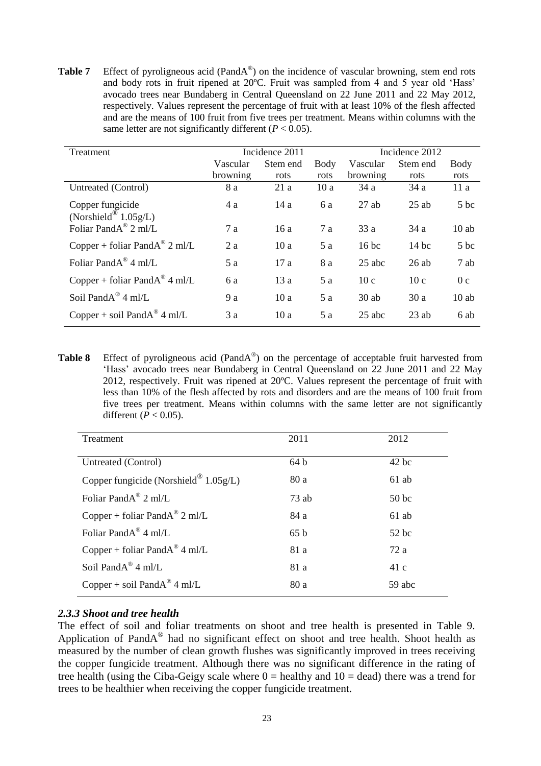**Table 7** Effect of pyroligneous acid (PandA®) on the incidence of vascular browning, stem end rots and body rots in fruit ripened at 20ºC. Fruit was sampled from 4 and 5 year old 'Hass' avocado trees near Bundaberg in Central Queensland on 22 June 2011 and 22 May 2012, respectively. Values represent the percentage of fruit with at least 10% of the flesh affected and are the means of 100 fruit from five trees per treatment. Means within columns with the same letter are not significantly different ($P < 0.05$).

| Treatment | Incidence 2011 | | | Incidence 2012 | | |
|---|---|---|---|---|---|---|
| | Vascular browning | Stem end rots | Body rots | Vascular browning | Stem end rots | Body rots |
| Untreated (Control) | 8 a | 21 a | 10 a | 34 a | 34 a | 11 a |
| Copper fungicide (Norshield® 1.05g/L) | 4 a | 14 a | 6 a | 27 ab | 25 ab | 5 bc |
| Foliar PandA® 2 ml/L | 7 a | 16 a | 7 a | 33 a | 34 a | 10 ab |
| Copper + foliar PandA® 2 ml/L | 2 a | 10 a | 5 a | 16 bc | 14 bc | 5 bc |
| Foliar PandA® 4 ml/L | 5 a | 17 a | 8 a | 25 abc | 26 ab | 7 ab |
| Copper + foliar PandA® 4 ml/L | 6 a | 13 a | 5 a | 10 c | 10 c | 0 c |
| Soil PandA® 4 ml/L | 9 a | 10 a | 5 a | 30 ab | 30 a | 10 ab |
| Copper + soil PandA® 4 ml/L | 3 a | 10 a | 5 a | 25 abc | 23 ab | 6 ab |

**Table 8** Effect of pyroligneous acid (PandA®) on the percentage of acceptable fruit harvested from 'Hass' avocado trees near Bundaberg in Central Queensland on 22 June 2011 and 22 May 2012, respectively. Fruit was ripened at 20ºC. Values represent the percentage of fruit with less than 10% of the flesh affected by rots and disorders and are the means of 100 fruit from five trees per treatment. Means within columns with the same letter are not significantly different ($P < 0.05$).

| Treatment | 2011 | 2012 |
|---|---|---|
| Untreated (Control) | 64 b | 42 bc |
| Copper fungicide (Norshield® 1.05g/L) | 80 a | 61 ab |
| Foliar PandA® 2 ml/L | 73 ab | 50 bc |
| Copper + foliar PandA® 2 ml/L | 84 a | 61 ab |
| Foliar PandA® 4 ml/L | 65 b | 52 bc |
| Copper + foliar PandA® 4 ml/L | 81 a | 72 a |
| Soil PandA® 4 ml/L | 81 a | 41 c |
| Copper + soil PandA® 4 ml/L | 80 a | 59 abc |

### *2.3.3 Shoot and tree health*

The effect of soil and foliar treatments on shoot and tree health is presented in Table 9. Application of PandA® had no significant effect on shoot and tree health. Shoot health as measured by the number of clean growth flushes was significantly improved in trees receiving the copper fungicide treatment. Although there was no significant difference in the rating of tree health (using the Ciba-Geigy scale where 0 = healthy and 10 = dead) there was a trend for trees to be healthier when receiving the copper fungicide treatment.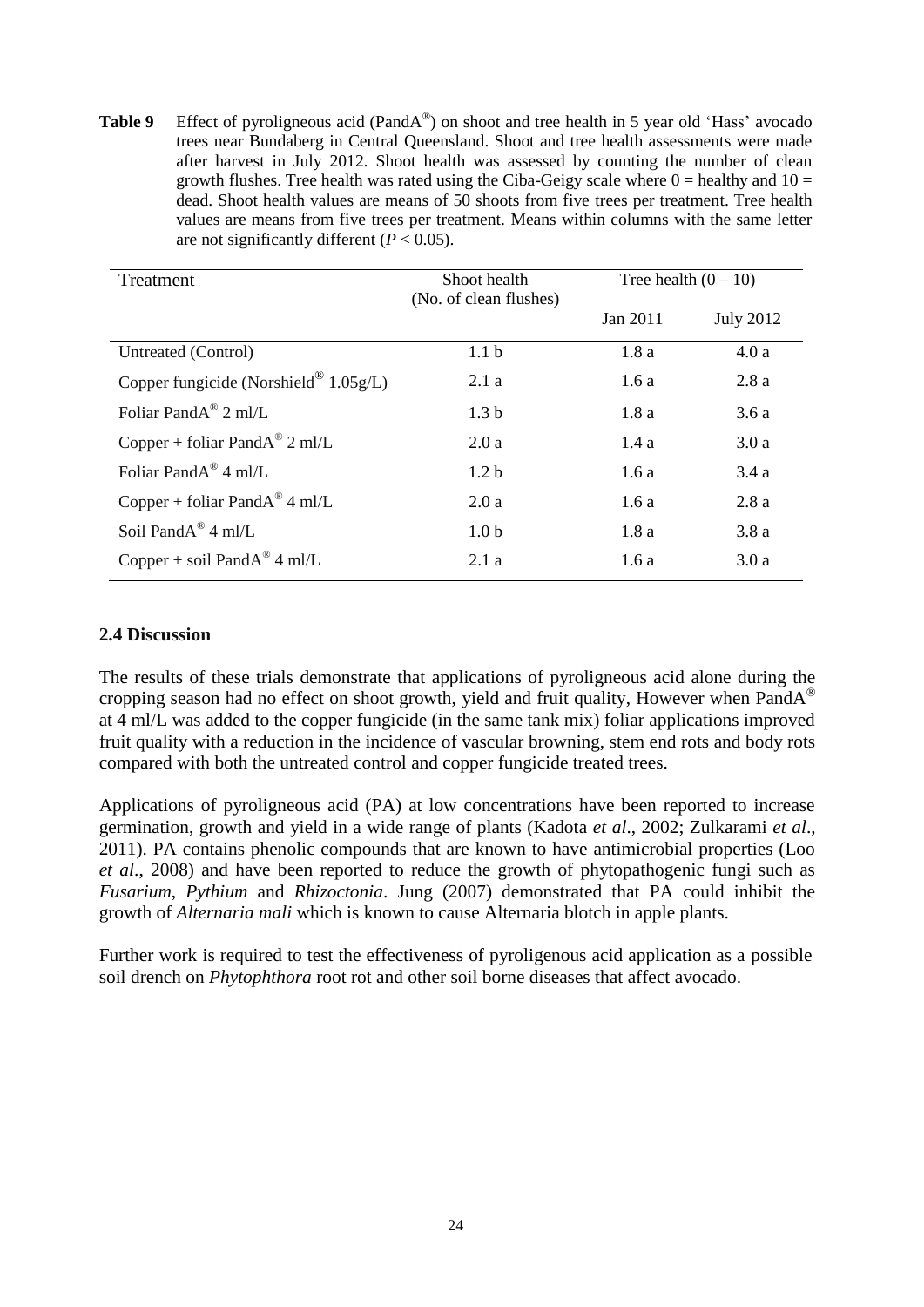**Table 9** Effect of pyroligneous acid (PandA®) on shoot and tree health in 5 year old 'Hass' avocado trees near Bundaberg in Central Queensland. Shoot and tree health assessments were made after harvest in July 2012. Shoot health was assessed by counting the number of clean growth flushes. Tree health was rated using the Ciba-Geigy scale where 0 = healthy and 10 = dead. Shoot health values are means of 50 shoots from five trees per treatment. Tree health values are means from five trees per treatment. Means within columns with the same letter are not significantly different ($P < 0.05$).

| Treatment | Shoot health (No. of clean flushes) | Tree health (0 – 10) | |
|---|---|---|---|
| | | Jan 2011 | July 2012 |
| Untreated (Control) | 1.1 b | 1.8 a | 4.0 a |
| Copper fungicide (Norshield® 1.05g/L) | 2.1 a | 1.6 a | 2.8 a |
| Foliar PandA® 2 ml/L | 1.3 b | 1.8 a | 3.6 a |
| Copper + foliar PandA® 2 ml/L | 2.0 a | 1.4 a | 3.0 a |
| Foliar PandA® 4 ml/L | 1.2 b | 1.6 a | 3.4 a |
| Copper + foliar PandA® 4 ml/L | 2.0 a | 1.6 a | 2.8 a |
| Soil PandA® 4 ml/L | 1.0 b | 1.8 a | 3.8 a |
| Copper + soil PandA® 4 ml/L | 2.1 a | 1.6 a | 3.0 a |

### 2.4 Discussion

The results of these trials demonstrate that applications of pyroligneous acid alone during the cropping season had no effect on shoot growth, yield and fruit quality, However when PandA® at 4 ml/L was added to the copper fungicide (in the same tank mix) foliar applications improved fruit quality with a reduction in the incidence of vascular browning, stem end rots and body rots compared with both the untreated control and copper fungicide treated trees.

Applications of pyroligneous acid (PA) at low concentrations have been reported to increase germination, growth and yield in a wide range of plants (Kadota *et al*., 2002; Zulkarami *et al*., 2011). PA contains phenolic compounds that are known to have antimicrobial properties (Loo *et al*., 2008) and have been reported to reduce the growth of phytopathogenic fungi such as *Fusarium*, *Pythium* and *Rhizoctonia*. Jung (2007) demonstrated that PA could inhibit the growth of *Alternaria mali* which is known to cause Alternaria blotch in apple plants.

Further work is required to test the effectiveness of pyroligenous acid application as a possible soil drench on *Phytophthora* root rot and other soil borne diseases that affect avocado.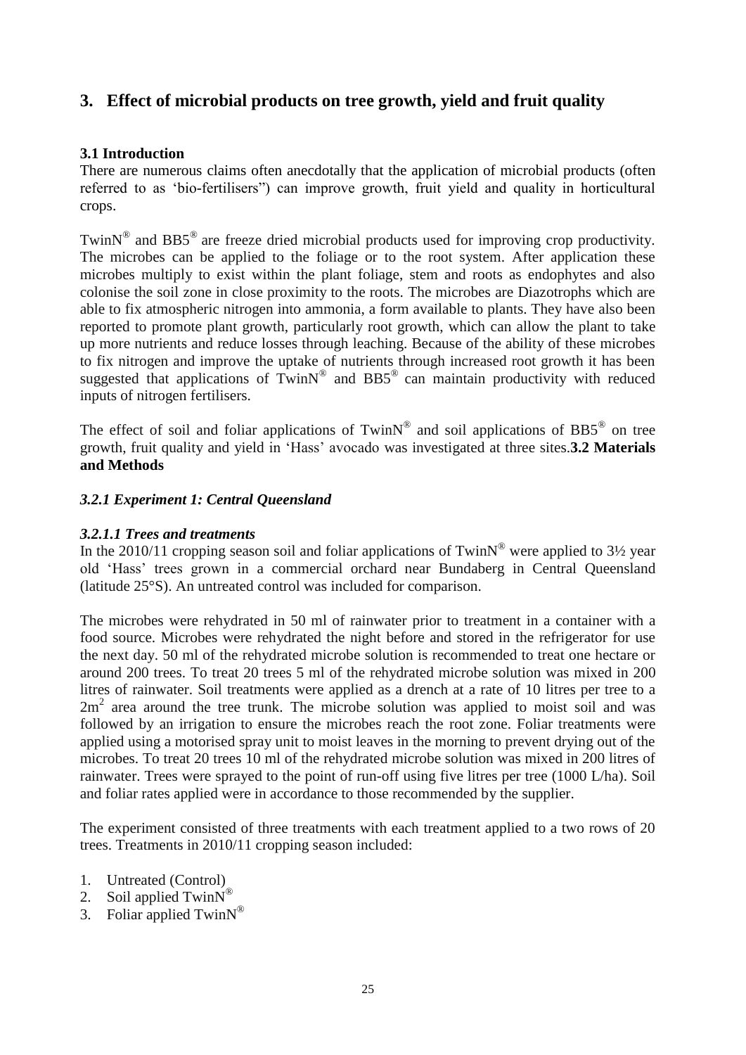## 3. Effect of microbial products on tree growth, yield and fruit quality

### 3.1 Introduction

There are numerous claims often anecdotally that the application of microbial products (often referred to as 'bio-fertilisers") can improve growth, fruit yield and quality in horticultural crops.

TwinN® and BB5® are freeze dried microbial products used for improving crop productivity. The microbes can be applied to the foliage or to the root system. After application these microbes multiply to exist within the plant foliage, stem and roots as endophytes and also colonise the soil zone in close proximity to the roots. The microbes are Diazotrophs which are able to fix atmospheric nitrogen into ammonia, a form available to plants. They have also been reported to promote plant growth, particularly root growth, which can allow the plant to take up more nutrients and reduce losses through leaching. Because of the ability of these microbes to fix nitrogen and improve the uptake of nutrients through increased root growth it has been suggested that applications of TwinN® and BB5® can maintain productivity with reduced inputs of nitrogen fertilisers.

The effect of soil and foliar applications of TwinN® and soil applications of BB5® on tree growth, fruit quality and yield in 'Hass' avocado was investigated at three sites.

### 3.2 Materials and Methods

#### *3.2.1 Experiment 1: Central Queensland*

##### *3.2.1.1 Trees and treatments*

In the 2010/11 cropping season soil and foliar applications of TwinN® were applied to 3½ year old 'Hass' trees grown in a commercial orchard near Bundaberg in Central Queensland (latitude 25°S). An untreated control was included for comparison.

The microbes were rehydrated in 50 ml of rainwater prior to treatment in a container with a food source. Microbes were rehydrated the night before and stored in the refrigerator for use the next day. 50 ml of the rehydrated microbe solution is recommended to treat one hectare or around 200 trees. To treat 20 trees 5 ml of the rehydrated microbe solution was mixed in 200 litres of rainwater. Soil treatments were applied as a drench at a rate of 10 litres per tree to a $2m^2$ area around the tree trunk. The microbe solution was applied to moist soil and was followed by an irrigation to ensure the microbes reach the root zone. Foliar treatments were applied using a motorised spray unit to moist leaves in the morning to prevent drying out of the microbes. To treat 20 trees 10 ml of the rehydrated microbe solution was mixed in 200 litres of rainwater. Trees were sprayed to the point of run-off using five litres per tree (1000 L/ha). Soil and foliar rates applied were in accordance to those recommended by the supplier.

The experiment consisted of three treatments with each treatment applied to a two rows of 20 trees. Treatments in 2010/11 cropping season included:

1. Untreated (Control)
2. Soil applied TwinN®
3. Foliar applied TwinN®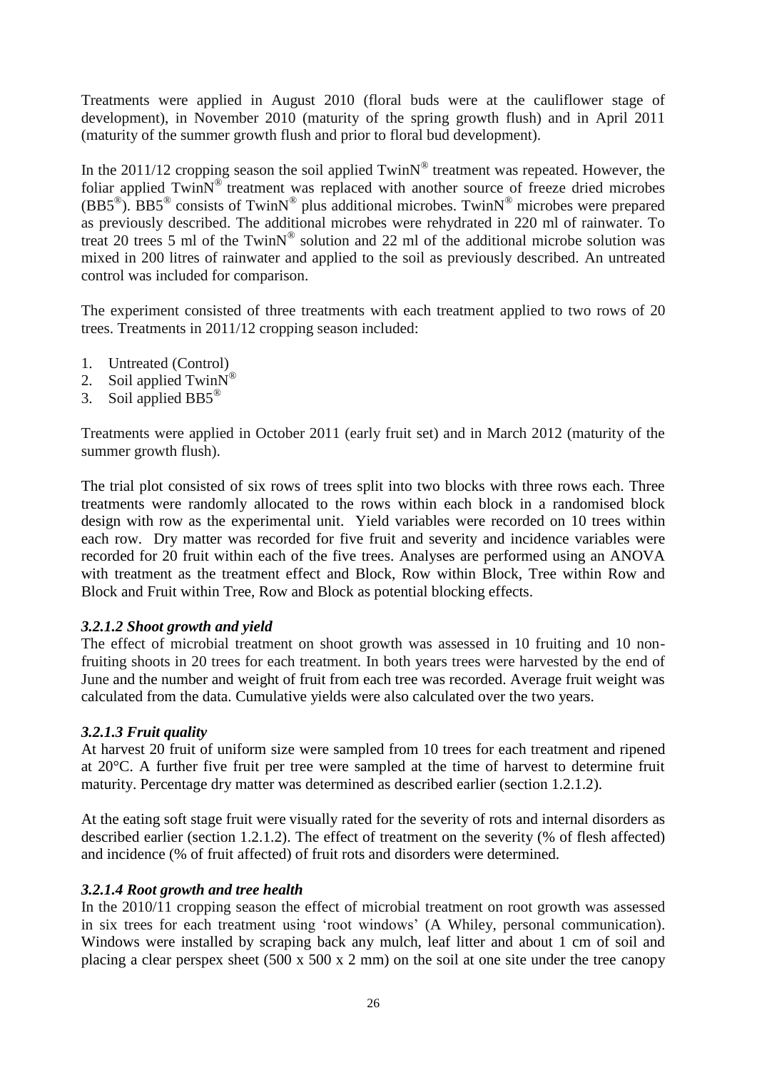Treatments were applied in August 2010 (floral buds were at the cauliflower stage of development), in November 2010 (maturity of the spring growth flush) and in April 2011 (maturity of the summer growth flush and prior to floral bud development).

In the 2011/12 cropping season the soil applied TwinN® treatment was repeated. However, the foliar applied TwinN® treatment was replaced with another source of freeze dried microbes (BB5®). BB5® consists of TwinN® plus additional microbes. TwinN® microbes were prepared as previously described. The additional microbes were rehydrated in 220 ml of rainwater. To treat 20 trees 5 ml of the TwinN® solution and 22 ml of the additional microbe solution was mixed in 200 litres of rainwater and applied to the soil as previously described. An untreated control was included for comparison.

The experiment consisted of three treatments with each treatment applied to two rows of 20 trees. Treatments in 2011/12 cropping season included:

1. Untreated (Control)
2. Soil applied TwinN®
3. Soil applied BB5®

Treatments were applied in October 2011 (early fruit set) and in March 2012 (maturity of the summer growth flush).

The trial plot consisted of six rows of trees split into two blocks with three rows each. Three treatments were randomly allocated to the rows within each block in a randomised block design with row as the experimental unit. Yield variables were recorded on 10 trees within each row. Dry matter was recorded for five fruit and severity and incidence variables were recorded for 20 fruit within each of the five trees. Analyses are performed using an ANOVA with treatment as the treatment effect and Block, Row within Block, Tree within Row and Block and Fruit within Tree, Row and Block as potential blocking effects.

#### *3.2.1.2 Shoot growth and yield*

The effect of microbial treatment on shoot growth was assessed in 10 fruiting and 10 non-fruiting shoots in 20 trees for each treatment. In both years trees were harvested by the end of June and the number and weight of fruit from each tree was recorded. Average fruit weight was calculated from the data. Cumulative yields were also calculated over the two years.

#### *3.2.1.3 Fruit quality*

At harvest 20 fruit of uniform size were sampled from 10 trees for each treatment and ripened at 20°C. A further five fruit per tree were sampled at the time of harvest to determine fruit maturity. Percentage dry matter was determined as described earlier (section 1.2.1.2).

At the eating soft stage fruit were visually rated for the severity of rots and internal disorders as described earlier (section 1.2.1.2). The effect of treatment on the severity (% of flesh affected) and incidence (% of fruit affected) of fruit rots and disorders were determined.

#### *3.2.1.4 Root growth and tree health*

In the 2010/11 cropping season the effect of microbial treatment on root growth was assessed in six trees for each treatment using 'root windows' (A Whiley, personal communication). Windows were installed by scraping back any mulch, leaf litter and about 1 cm of soil and placing a clear perspex sheet (500 x 500 x 2 mm) on the soil at one site under the tree canopy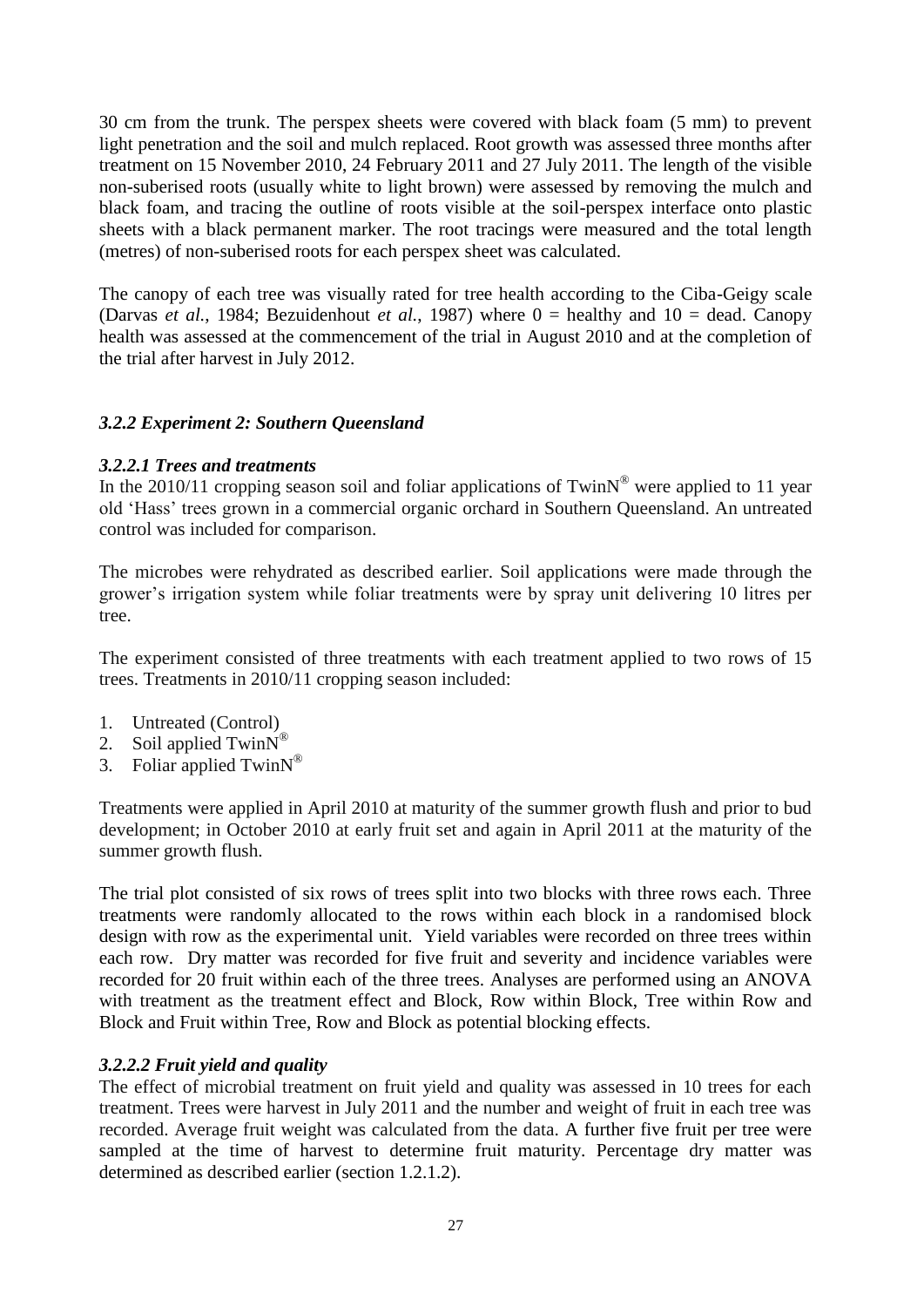30 cm from the trunk. The perspex sheets were covered with black foam (5 mm) to prevent light penetration and the soil and mulch replaced. Root growth was assessed three months after treatment on 15 November 2010, 24 February 2011 and 27 July 2011. The length of the visible non-suberised roots (usually white to light brown) were assessed by removing the mulch and black foam, and tracing the outline of roots visible at the soil-perspex interface onto plastic sheets with a black permanent marker. The root tracings were measured and the total length (metres) of non-suberised roots for each perspex sheet was calculated.

The canopy of each tree was visually rated for tree health according to the Ciba-Geigy scale (Darvas *et al.*, 1984; Bezuidenhout *et al.*, 1987) where 0 = healthy and 10 = dead. Canopy health was assessed at the commencement of the trial in August 2010 and at the completion of the trial after harvest in July 2012.

### *3.2.2 Experiment 2: Southern Queensland*

#### *3.2.2.1 Trees and treatments*

In the 2010/11 cropping season soil and foliar applications of TwinN® were applied to 11 year old 'Hass' trees grown in a commercial organic orchard in Southern Queensland. An untreated control was included for comparison.

The microbes were rehydrated as described earlier. Soil applications were made through the grower's irrigation system while foliar treatments were by spray unit delivering 10 litres per tree.

The experiment consisted of three treatments with each treatment applied to two rows of 15 trees. Treatments in 2010/11 cropping season included:

1. Untreated (Control)
2. Soil applied TwinN®
3. Foliar applied TwinN®

Treatments were applied in April 2010 at maturity of the summer growth flush and prior to bud development; in October 2010 at early fruit set and again in April 2011 at the maturity of the summer growth flush.

The trial plot consisted of six rows of trees split into two blocks with three rows each. Three treatments were randomly allocated to the rows within each block in a randomised block design with row as the experimental unit. Yield variables were recorded on three trees within each row. Dry matter was recorded for five fruit and severity and incidence variables were recorded for 20 fruit within each of the three trees. Analyses are performed using an ANOVA with treatment as the treatment effect and Block, Row within Block, Tree within Row and Block and Fruit within Tree, Row and Block as potential blocking effects.

#### *3.2.2.2 Fruit yield and quality*

The effect of microbial treatment on fruit yield and quality was assessed in 10 trees for each treatment. Trees were harvest in July 2011 and the number and weight of fruit in each tree was recorded. Average fruit weight was calculated from the data. A further five fruit per tree were sampled at the time of harvest to determine fruit maturity. Percentage dry matter was determined as described earlier (section 1.2.1.2).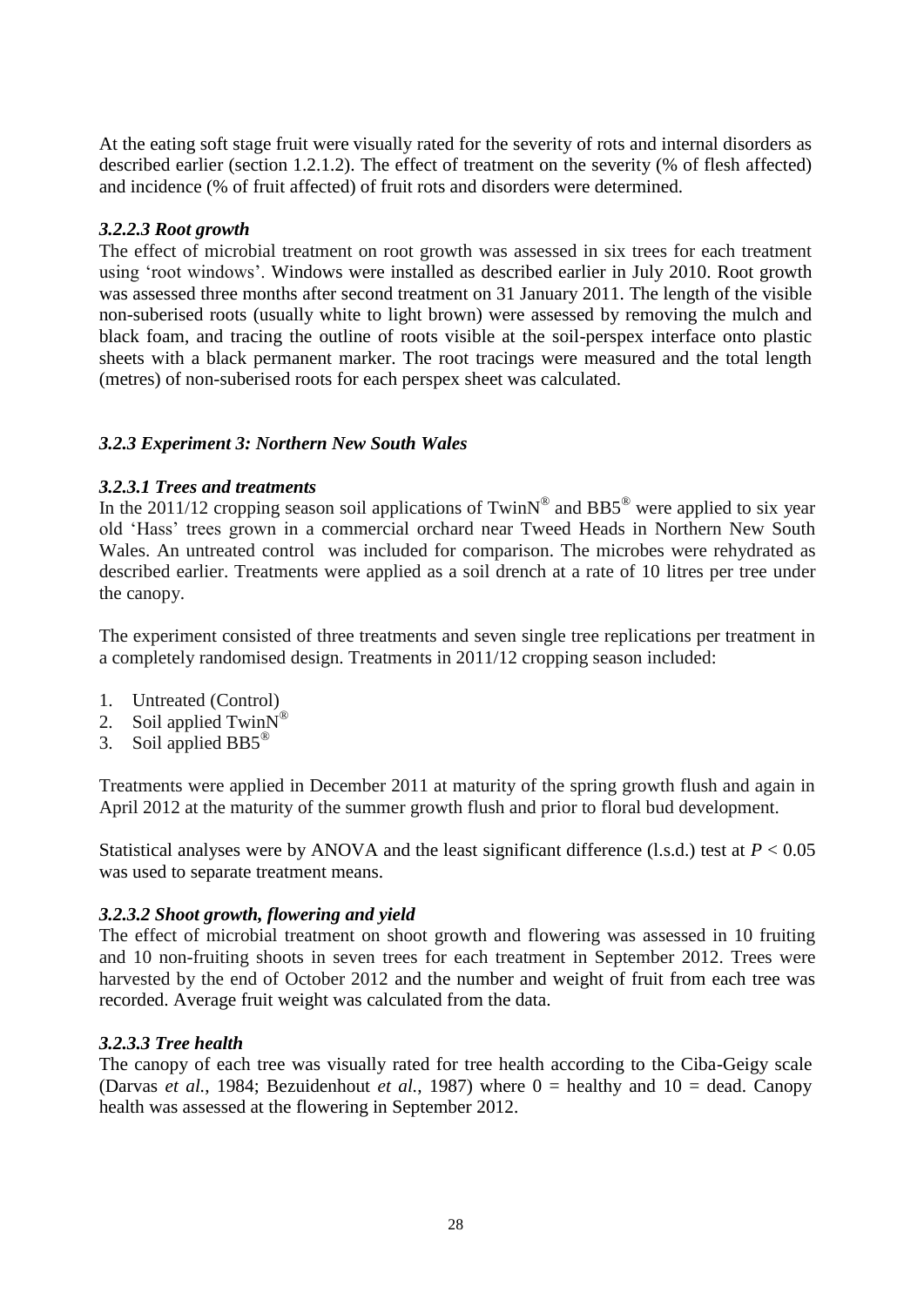At the eating soft stage fruit were visually rated for the severity of rots and internal disorders as described earlier (section 1.2.1.2). The effect of treatment on the severity (% of flesh affected) and incidence (% of fruit affected) of fruit rots and disorders were determined.

### *3.2.2.3 Root growth*

The effect of microbial treatment on root growth was assessed in six trees for each treatment using 'root windows'. Windows were installed as described earlier in July 2010. Root growth was assessed three months after second treatment on 31 January 2011. The length of the visible non-suberised roots (usually white to light brown) were assessed by removing the mulch and black foam, and tracing the outline of roots visible at the soil-perspex interface onto plastic sheets with a black permanent marker. The root tracings were measured and the total length (metres) of non-suberised roots for each perspex sheet was calculated.

## *3.2.3 Experiment 3: Northern New South Wales*

### *3.2.3.1 Trees and treatments*

In the 2011/12 cropping season soil applications of TwinN® and BB5® were applied to six year old 'Hass' trees grown in a commercial orchard near Tweed Heads in Northern New South Wales. An untreated control was included for comparison. The microbes were rehydrated as described earlier. Treatments were applied as a soil drench at a rate of 10 litres per tree under the canopy.

The experiment consisted of three treatments and seven single tree replications per treatment in a completely randomised design. Treatments in 2011/12 cropping season included:

1. Untreated (Control)
2. Soil applied TwinN®
3. Soil applied BB5®

Treatments were applied in December 2011 at maturity of the spring growth flush and again in April 2012 at the maturity of the summer growth flush and prior to floral bud development.

Statistical analyses were by ANOVA and the least significant difference (l.s.d.) test at $P < 0.05$ was used to separate treatment means.

### *3.2.3.2 Shoot growth, flowering and yield*

The effect of microbial treatment on shoot growth and flowering was assessed in 10 fruiting and 10 non-fruiting shoots in seven trees for each treatment in September 2012. Trees were harvested by the end of October 2012 and the number and weight of fruit from each tree was recorded. Average fruit weight was calculated from the data.

### *3.2.3.3 Tree health*

The canopy of each tree was visually rated for tree health according to the Ciba-Geigy scale (Darvas *et al.*, 1984; Bezuidenhout *et al.*, 1987) where 0 = healthy and 10 = dead. Canopy health was assessed at the flowering in September 2012.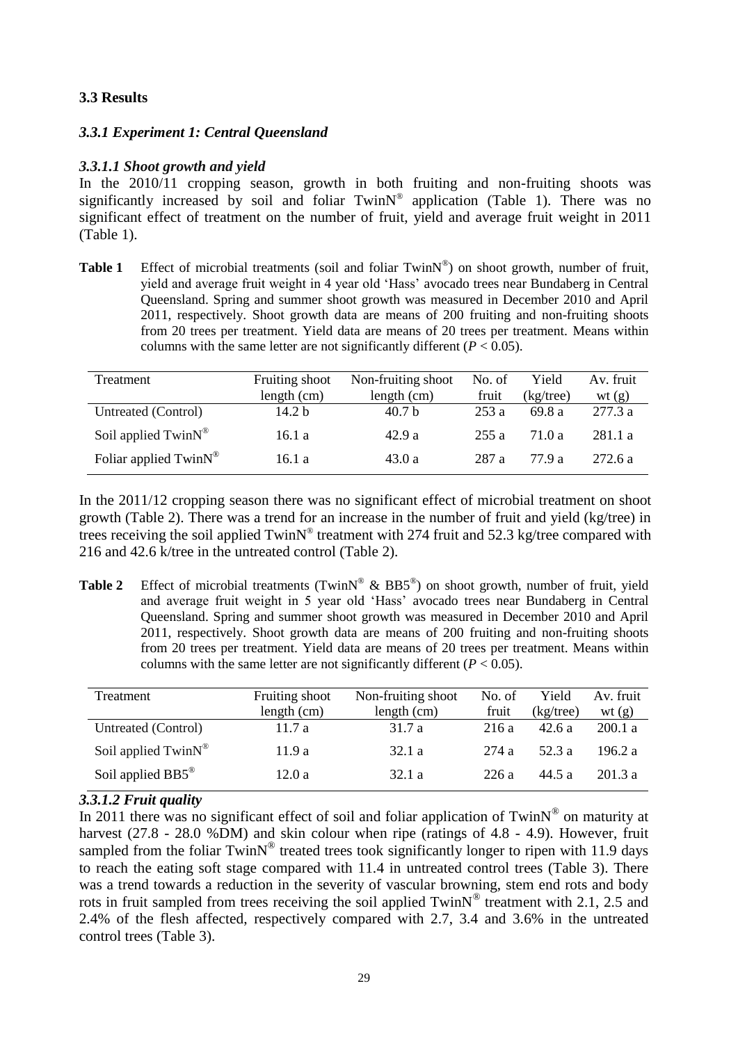### 3.3 Results

#### *3.3.1 Experiment 1: Central Queensland*

##### *3.3.1.1 Shoot growth and yield*

In the 2010/11 cropping season, growth in both fruiting and non-fruiting shoots was significantly increased by soil and foliar TwinN® application (Table 1). There was no significant effect of treatment on the number of fruit, yield and average fruit weight in 2011 (Table 1).

**Table 1** Effect of microbial treatments (soil and foliar TwinN®) on shoot growth, number of fruit, yield and average fruit weight in 4 year old 'Hass' avocado trees near Bundaberg in Central Queensland. Spring and summer shoot growth was measured in December 2010 and April 2011, respectively. Shoot growth data are means of 200 fruiting and non-fruiting shoots from 20 trees per treatment. Yield data are means of 20 trees per treatment. Means within columns with the same letter are not significantly different ($P < 0.05$).

| Treatment | Fruiting shoot length (cm) | Non-fruiting shoot length (cm) | No. of fruit | Yield (kg/tree) | Av. fruit wt (g) |
|---|---|---|---|---|---|
| Untreated (Control) | 14.2 b | 40.7 b | 253 a | 69.8 a | 277.3 a |
| Soil applied TwinN® | 16.1 a | 42.9 a | 255 a | 71.0 a | 281.1 a |
| Foliar applied TwinN® | 16.1 a | 43.0 a | 287 a | 77.9 a | 272.6 a |

In the 2011/12 cropping season there was no significant effect of microbial treatment on shoot growth (Table 2). There was a trend for an increase in the number of fruit and yield (kg/tree) in trees receiving the soil applied TwinN® treatment with 274 fruit and 52.3 kg/tree compared with 216 and 42.6 k/tree in the untreated control (Table 2).

**Table 2** Effect of microbial treatments (TwinN® & BB5®) on shoot growth, number of fruit, yield and average fruit weight in 5 year old 'Hass' avocado trees near Bundaberg in Central Queensland. Spring and summer shoot growth was measured in December 2010 and April 2011, respectively. Shoot growth data are means of 200 fruiting and non-fruiting shoots from 20 trees per treatment. Yield data are means of 20 trees per treatment. Means within columns with the same letter are not significantly different ($P < 0.05$).

| Treatment | Fruiting shoot length (cm) | Non-fruiting shoot length (cm) | No. of fruit | Yield (kg/tree) | Av. fruit wt (g) |
|---|---|---|---|---|---|
| Untreated (Control) | 11.7 a | 31.7 a | 216 a | 42.6 a | 200.1 a |
| Soil applied TwinN® | 11.9 a | 32.1 a | 274 a | 52.3 a | 196.2 a |
| Soil applied BB5® | 12.0 a | 32.1 a | 226 a | 44.5 a | 201.3 a |

##### *3.3.1.2 Fruit quality*

In 2011 there was no significant effect of soil and foliar application of TwinN® on maturity at harvest (27.8 - 28.0 %DM) and skin colour when ripe (ratings of 4.8 - 4.9). However, fruit sampled from the foliar TwinN® treated trees took significantly longer to ripen with 11.9 days to reach the eating soft stage compared with 11.4 in untreated control trees (Table 3). There was a trend towards a reduction in the severity of vascular browning, stem end rots and body rots in fruit sampled from trees receiving the soil applied TwinN® treatment with 2.1, 2.5 and 2.4% of the flesh affected, respectively compared with 2.7, 3.4 and 3.6% in the untreated control trees (Table 3).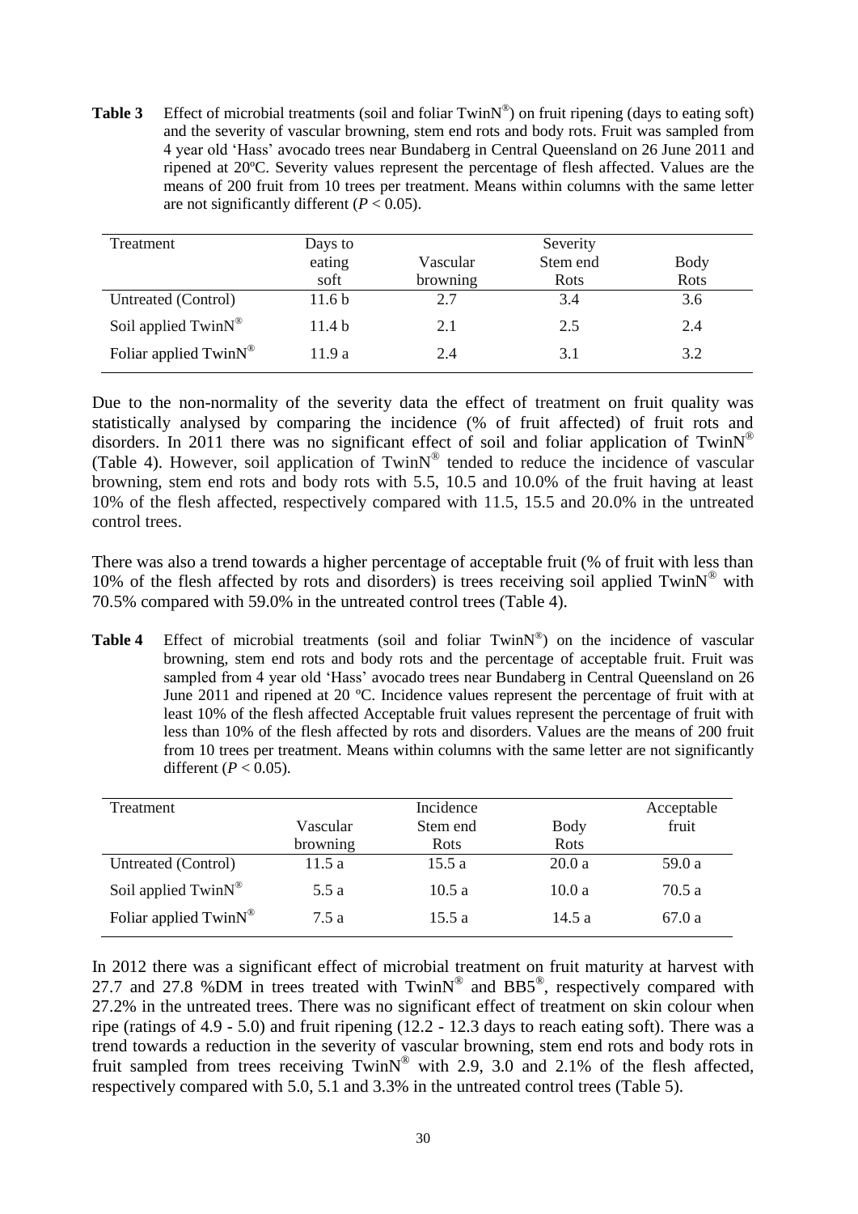**Table 3** Effect of microbial treatments (soil and foliar TwinN®) on fruit ripening (days to eating soft) and the severity of vascular browning, stem end rots and body rots. Fruit was sampled from 4 year old 'Hass' avocado trees near Bundaberg in Central Queensland on 26 June 2011 and ripened at 20ºC. Severity values represent the percentage of flesh affected. Values are the means of 200 fruit from 10 trees per treatment. Means within columns with the same letter are not significantly different ($P < 0.05$).

| Treatment | Days to eating soft | Severity | | |
|---|---|---|---|---|
| | | Vascular browning | Stem end Rots | Body Rots |
| Untreated (Control) | 11.6 b | 2.7 | 3.4 | 3.6 |
| Soil applied TwinN® | 11.4 b | 2.1 | 2.5 | 2.4 |
| Foliar applied TwinN® | 11.9 a | 2.4 | 3.1 | 3.2 |

Due to the non-normality of the severity data the effect of treatment on fruit quality was statistically analysed by comparing the incidence (% of fruit affected) of fruit rots and disorders. In 2011 there was no significant effect of soil and foliar application of TwinN® (Table 4). However, soil application of TwinN® tended to reduce the incidence of vascular browning, stem end rots and body rots with 5.5, 10.5 and 10.0% of the fruit having at least 10% of the flesh affected, respectively compared with 11.5, 15.5 and 20.0% in the untreated control trees.

There was also a trend towards a higher percentage of acceptable fruit (% of fruit with less than 10% of the flesh affected by rots and disorders) is trees receiving soil applied TwinN® with 70.5% compared with 59.0% in the untreated control trees (Table 4).

**Table 4** Effect of microbial treatments (soil and foliar TwinN®) on the incidence of vascular browning, stem end rots and body rots and the percentage of acceptable fruit. Fruit was sampled from 4 year old 'Hass' avocado trees near Bundaberg in Central Queensland on 26 June 2011 and ripened at 20 ºC. Incidence values represent the percentage of fruit with at least 10% of the flesh affected Acceptable fruit values represent the percentage of fruit with less than 10% of the flesh affected by rots and disorders. Values are the means of 200 fruit from 10 trees per treatment. Means within columns with the same letter are not significantly different ($P < 0.05$).

| Treatment | Incidence | | | Acceptable fruit |
|---|---|---|---|---|
| | Vascular browning | Stem end Rots | Body Rots | |
| Untreated (Control) | 11.5 a | 15.5 a | 20.0 a | 59.0 a |
| Soil applied TwinN® | 5.5 a | 10.5 a | 10.0 a | 70.5 a |
| Foliar applied TwinN® | 7.5 a | 15.5 a | 14.5 a | 67.0 a |

In 2012 there was a significant effect of microbial treatment on fruit maturity at harvest with 27.7 and 27.8 %DM in trees treated with TwinN® and BB5®, respectively compared with 27.2% in the untreated trees. There was no significant effect of treatment on skin colour when ripe (ratings of 4.9 - 5.0) and fruit ripening (12.2 - 12.3 days to reach eating soft). There was a trend towards a reduction in the severity of vascular browning, stem end rots and body rots in fruit sampled from trees receiving TwinN® with 2.9, 3.0 and 2.1% of the flesh affected, respectively compared with 5.0, 5.1 and 3.3% in the untreated control trees (Table 5).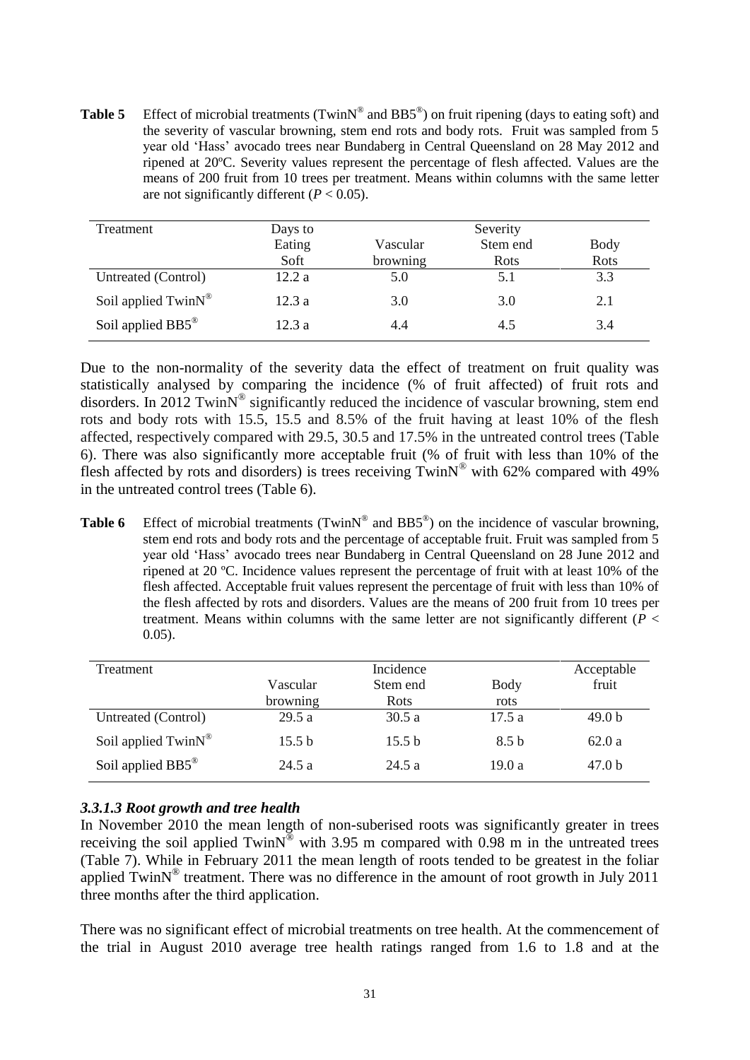**Table 5** Effect of microbial treatments (TwinN® and BB5®) on fruit ripening (days to eating soft) and the severity of vascular browning, stem end rots and body rots. Fruit was sampled from 5 year old 'Hass' avocado trees near Bundaberg in Central Queensland on 28 May 2012 and ripened at 20ºC. Severity values represent the percentage of flesh affected. Values are the means of 200 fruit from 10 trees per treatment. Means within columns with the same letter are not significantly different ($P < 0.05$).

| Treatment | Days to Eating Soft | Severity | | |
|---|---|---|---|---|
| | | Vascular browning | Stem end Rots | Body Rots |
| Untreated (Control) | 12.2 a | 5.0 | 5.1 | 3.3 |
| Soil applied TwinN® | 12.3 a | 3.0 | 3.0 | 2.1 |
| Soil applied BB5® | 12.3 a | 4.4 | 4.5 | 3.4 |

Due to the non-normality of the severity data the effect of treatment on fruit quality was statistically analysed by comparing the incidence (% of fruit affected) of fruit rots and disorders. In 2012 TwinN® significantly reduced the incidence of vascular browning, stem end rots and body rots with 15.5, 15.5 and 8.5% of the fruit having at least 10% of the flesh affected, respectively compared with 29.5, 30.5 and 17.5% in the untreated control trees (Table 6). There was also significantly more acceptable fruit (% of fruit with less than 10% of the flesh affected by rots and disorders) is trees receiving TwinN® with 62% compared with 49% in the untreated control trees (Table 6).

**Table 6** Effect of microbial treatments (TwinN® and BB5®) on the incidence of vascular browning, stem end rots and body rots and the percentage of acceptable fruit. Fruit was sampled from 5 year old 'Hass' avocado trees near Bundaberg in Central Queensland on 28 June 2012 and ripened at 20 ºC. Incidence values represent the percentage of fruit with at least 10% of the flesh affected. Acceptable fruit values represent the percentage of fruit with less than 10% of the flesh affected by rots and disorders. Values are the means of 200 fruit from 10 trees per treatment. Means within columns with the same letter are not significantly different ($P < 0.05$).

| Treatment | Incidence | | | Acceptable fruit |
|---|---|---|---|---|
| | Vascular browning | Stem end Rots | Body rots | |
| Untreated (Control) | 29.5 a | 30.5 a | 17.5 a | 49.0 b |
| Soil applied TwinN® | 15.5 b | 15.5 b | 8.5 b | 62.0 a |
| Soil applied BB5® | 24.5 a | 24.5 a | 19.0 a | 47.0 b |

### *3.3.1.3 Root growth and tree health*

In November 2010 the mean length of non-suberised roots was significantly greater in trees receiving the soil applied TwinN® with 3.95 m compared with 0.98 m in the untreated trees (Table 7). While in February 2011 the mean length of roots tended to be greatest in the foliar applied TwinN® treatment. There was no difference in the amount of root growth in July 2011 three months after the third application.

There was no significant effect of microbial treatments on tree health. At the commencement of the trial in August 2010 average tree health ratings ranged from 1.6 to 1.8 and at the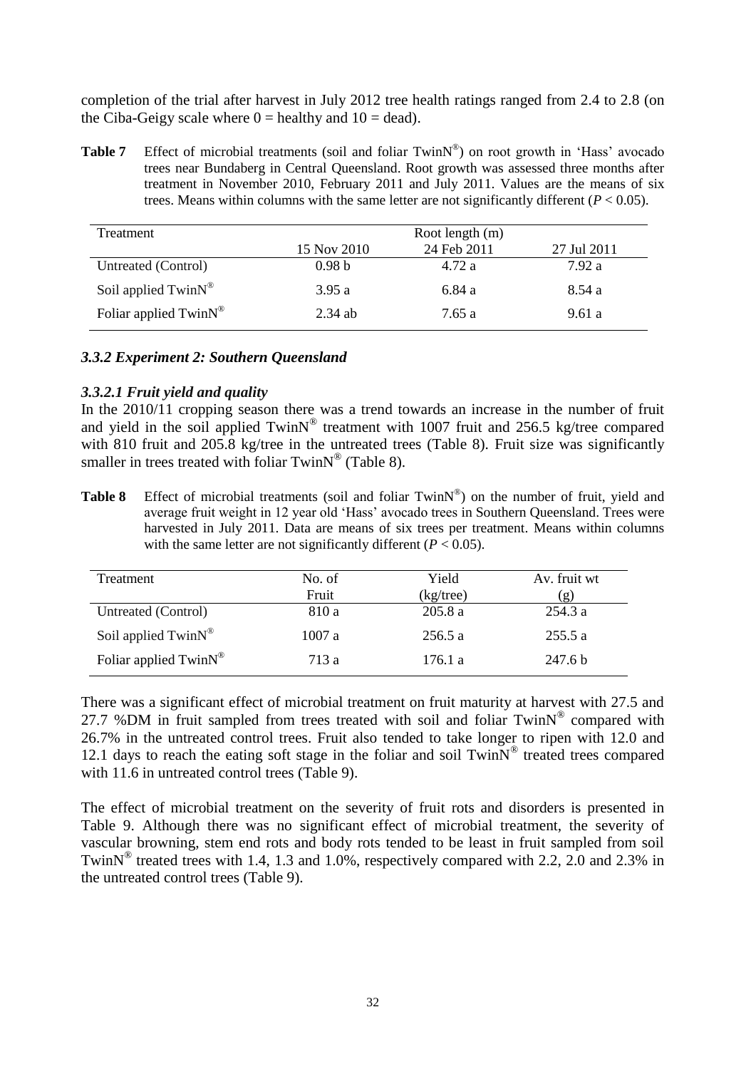completion of the trial after harvest in July 2012 tree health ratings ranged from 2.4 to 2.8 (on the Ciba-Geigy scale where 0 = healthy and 10 = dead).

**Table 7** Effect of microbial treatments (soil and foliar TwinN®) on root growth in 'Hass' avocado trees near Bundaberg in Central Queensland. Root growth was assessed three months after treatment in November 2010, February 2011 and July 2011. Values are the means of six trees. Means within columns with the same letter are not significantly different ($P < 0.05$).

| Treatment | Root length (m) | | |
|---|---|---|---|
| | 15 Nov 2010 | 24 Feb 2011 | 27 Jul 2011 |
| Untreated (Control) | 0.98 b | 4.72 a | 7.92 a |
| Soil applied TwinN® | 3.95 a | 6.84 a | 8.54 a |
| Foliar applied TwinN® | 2.34 ab | 7.65 a | 9.61 a |

### *3.3.2 Experiment 2: Southern Queensland*

#### *3.3.2.1 Fruit yield and quality*

In the 2010/11 cropping season there was a trend towards an increase in the number of fruit and yield in the soil applied TwinN® treatment with 1007 fruit and 256.5 kg/tree compared with 810 fruit and 205.8 kg/tree in the untreated trees (Table 8). Fruit size was significantly smaller in trees treated with foliar TwinN® (Table 8).

**Table 8** Effect of microbial treatments (soil and foliar TwinN®) on the number of fruit, yield and average fruit weight in 12 year old 'Hass' avocado trees in Southern Queensland. Trees were harvested in July 2011. Data are means of six trees per treatment. Means within columns with the same letter are not significantly different ($P < 0.05$).

| Treatment | No. of Fruit | Yield (kg/tree) | Av. fruit wt (g) |
|---|---|---|---|
| Untreated (Control) | 810 a | 205.8 a | 254.3 a |
| Soil applied TwinN® | 1007 a | 256.5 a | 255.5 a |
| Foliar applied TwinN® | 713 a | 176.1 a | 247.6 b |

There was a significant effect of microbial treatment on fruit maturity at harvest with 27.5 and 27.7 %DM in fruit sampled from trees treated with soil and foliar TwinN® compared with 26.7% in the untreated control trees. Fruit also tended to take longer to ripen with 12.0 and 12.1 days to reach the eating soft stage in the foliar and soil TwinN® treated trees compared with 11.6 in untreated control trees (Table 9).

The effect of microbial treatment on the severity of fruit rots and disorders is presented in Table 9. Although there was no significant effect of microbial treatment, the severity of vascular browning, stem end rots and body rots tended to be least in fruit sampled from soil TwinN® treated trees with 1.4, 1.3 and 1.0%, respectively compared with 2.2, 2.0 and 2.3% in the untreated control trees (Table 9).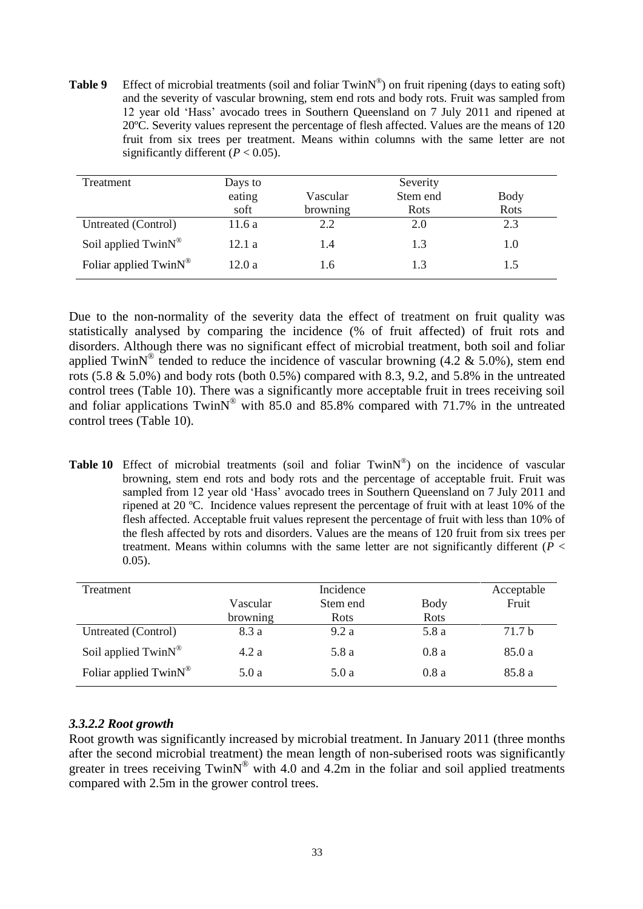**Table 9** Effect of microbial treatments (soil and foliar TwinN®) on fruit ripening (days to eating soft) and the severity of vascular browning, stem end rots and body rots. Fruit was sampled from 12 year old 'Hass' avocado trees in Southern Queensland on 7 July 2011 and ripened at 20ºC. Severity values represent the percentage of flesh affected. Values are the means of 120 fruit from six trees per treatment. Means within columns with the same letter are not significantly different ($P < 0.05$).

| Treatment | Days to eating soft | Severity | | |
|---|---|---|---|---|
| | | Vascular browning | Stem end Rots | Body Rots |
| Untreated (Control) | 11.6 a | 2.2 | 2.0 | 2.3 |
| Soil applied TwinN® | 12.1 a | 1.4 | 1.3 | 1.0 |
| Foliar applied TwinN® | 12.0 a | 1.6 | 1.3 | 1.5 |

Due to the non-normality of the severity data the effect of treatment on fruit quality was statistically analysed by comparing the incidence (% of fruit affected) of fruit rots and disorders. Although there was no significant effect of microbial treatment, both soil and foliar applied TwinN® tended to reduce the incidence of vascular browning (4.2 & 5.0%), stem end rots (5.8 & 5.0%) and body rots (both 0.5%) compared with 8.3, 9.2, and 5.8% in the untreated control trees (Table 10). There was a significantly more acceptable fruit in trees receiving soil and foliar applications TwinN® with 85.0 and 85.8% compared with 71.7% in the untreated control trees (Table 10).

**Table 10** Effect of microbial treatments (soil and foliar TwinN®) on the incidence of vascular browning, stem end rots and body rots and the percentage of acceptable fruit. Fruit was sampled from 12 year old 'Hass' avocado trees in Southern Queensland on 7 July 2011 and ripened at 20 ºC. Incidence values represent the percentage of fruit with at least 10% of the flesh affected. Acceptable fruit values represent the percentage of fruit with less than 10% of the flesh affected by rots and disorders. Values are the means of 120 fruit from six trees per treatment. Means within columns with the same letter are not significantly different ($P < 0.05$).

| Treatment | Incidence | | | Acceptable Fruit |
|---|---|---|---|---|
| | Vascular browning | Stem end Rots | Body Rots | |
| Untreated (Control) | 8.3 a | 9.2 a | 5.8 a | 71.7 b |
| Soil applied TwinN® | 4.2 a | 5.8 a | 0.8 a | 85.0 a |
| Foliar applied TwinN® | 5.0 a | 5.0 a | 0.8 a | 85.8 a |

#### *3.3.2.2 Root growth*

Root growth was significantly increased by microbial treatment. In January 2011 (three months after the second microbial treatment) the mean length of non-suberised roots was significantly greater in trees receiving TwinN® with 4.0 and 4.2m in the foliar and soil applied treatments compared with 2.5m in the grower control trees.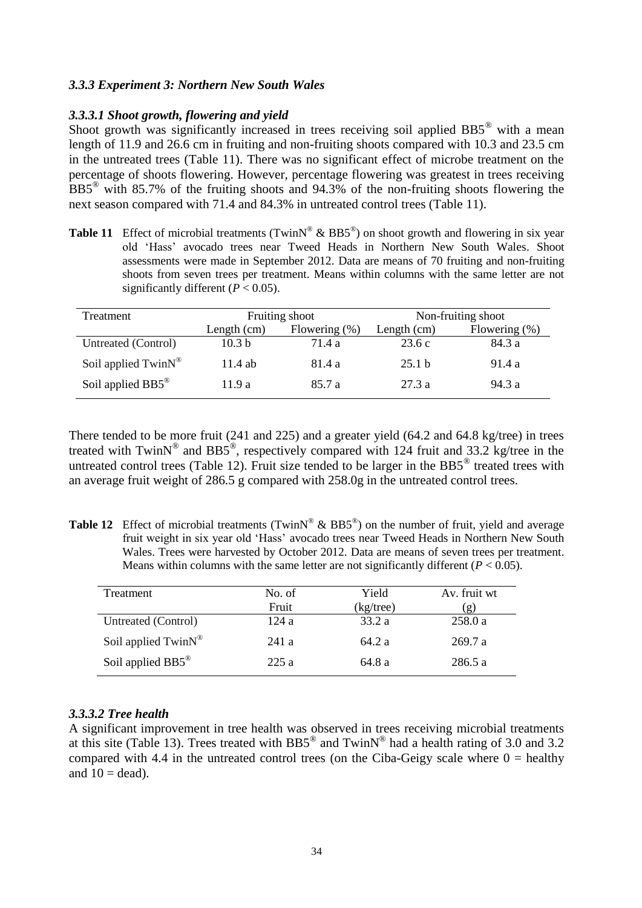### *3.3.3 Experiment 3: Northern New South Wales*

#### *3.3.3.1 Shoot growth, flowering and yield*

Shoot growth was significantly increased in trees receiving soil applied BB5® with a mean length of 11.9 and 26.6 cm in fruiting and non-fruiting shoots compared with 10.3 and 23.5 cm in the untreated trees (Table 11). There was no significant effect of microbe treatment on the percentage of shoots flowering. However, percentage flowering was greatest in trees receiving BB5® with 85.7% of the fruiting shoots and 94.3% of the non-fruiting shoots flowering the next season compared with 71.4 and 84.3% in untreated control trees (Table 11).

**Table 11** Effect of microbial treatments (TwinN® & BB5®) on shoot growth and flowering in six year old 'Hass' avocado trees near Tweed Heads in Northern New South Wales. Shoot assessments were made in September 2012. Data are means of 70 fruiting and non-fruiting shoots from seven trees per treatment. Means within columns with the same letter are not significantly different ($P < 0.05$).

| Treatment | Fruiting shoot | | Non-fruiting shoot | |
|---|---|---|---|---|
| | Length (cm) | Flowering (%) | Length (cm) | Flowering (%) |
| Untreated (Control) | 10.3 b | 71.4 a | 23.6 c | 84.3 a |
| Soil applied TwinN® | 11.4 ab | 81.4 a | 25.1 b | 91.4 a |
| Soil applied BB5® | 11.9 a | 85.7 a | 27.3 a | 94.3 a |

There tended to be more fruit (241 and 225) and a greater yield (64.2 and 64.8 kg/tree) in trees treated with TwinN® and BB5®, respectively compared with 124 fruit and 33.2 kg/tree in the untreated control trees (Table 12). Fruit size tended to be larger in the BB5® treated trees with an average fruit weight of 286.5 g compared with 258.0g in the untreated control trees.

**Table 12** Effect of microbial treatments (TwinN® & BB5®) on the number of fruit, yield and average fruit weight in six year old 'Hass' avocado trees near Tweed Heads in Northern New South Wales. Trees were harvested by October 2012. Data are means of seven trees per treatment. Means within columns with the same letter are not significantly different ($P < 0.05$).

| Treatment | No. of Fruit | Yield (kg/tree) | Av. fruit wt (g) |
|---|---|---|---|
| Untreated (Control) | 124 a | 33.2 a | 258.0 a |
| Soil applied TwinN® | 241 a | 64.2 a | 269.7 a |
| Soil applied BB5® | 225 a | 64.8 a | 286.5 a |

#### *3.3.3.2 Tree health*

A significant improvement in tree health was observed in trees receiving microbial treatments at this site (Table 13). Trees treated with BB5® and TwinN® had a health rating of 3.0 and 3.2 compared with 4.4 in the untreated control trees (on the Ciba-Geigy scale where 0 = healthy and 10 = dead).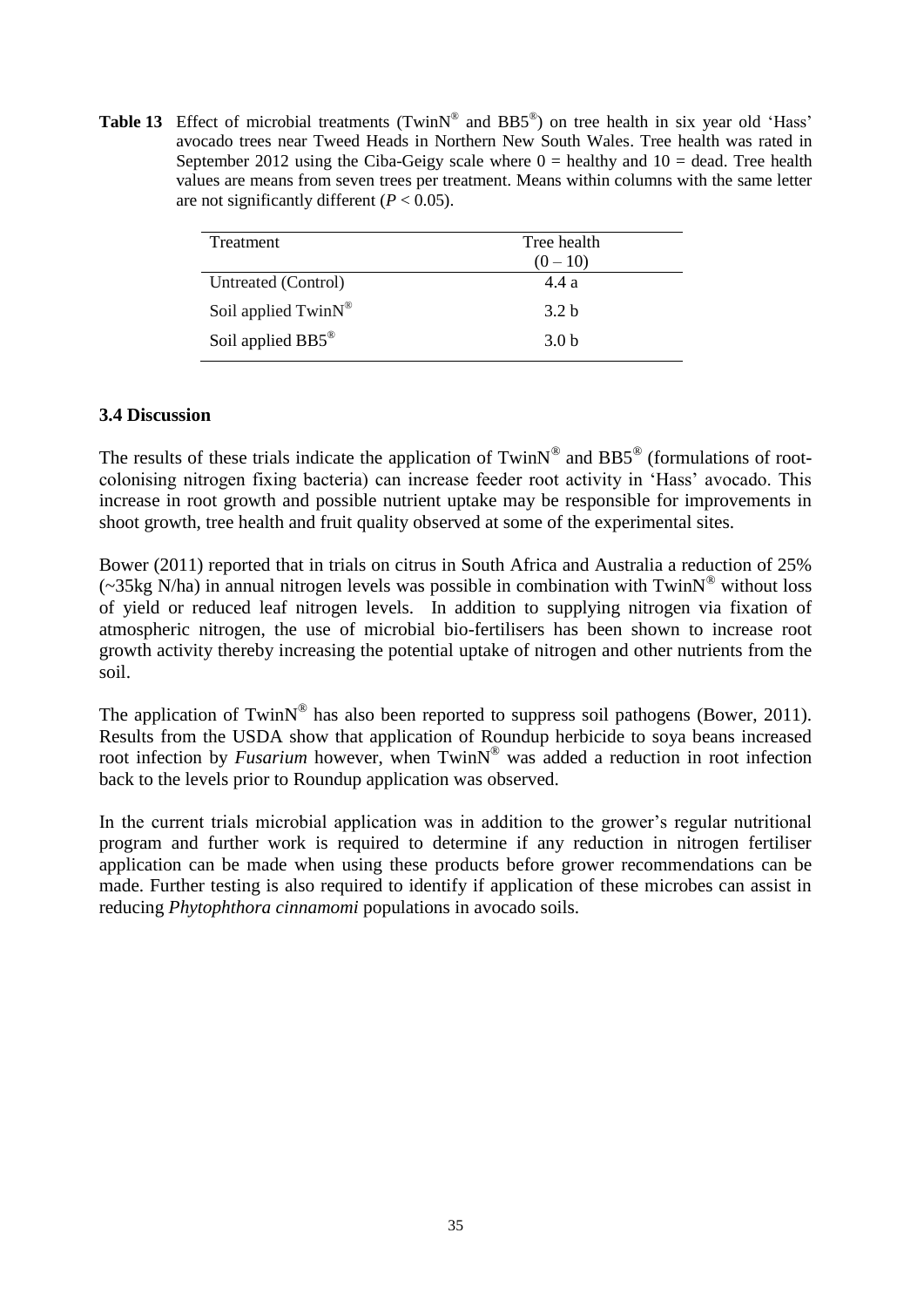**Table 13** Effect of microbial treatments (TwinN® and BB5®) on tree health in six year old 'Hass' avocado trees near Tweed Heads in Northern New South Wales. Tree health was rated in September 2012 using the Ciba-Geigy scale where 0 = healthy and 10 = dead. Tree health values are means from seven trees per treatment. Means within columns with the same letter are not significantly different ($P < 0.05$).

| Treatment | Tree health (0 – 10) |
|---|---|
| Untreated (Control) | 4.4 a |
| Soil applied TwinN® | 3.2 b |
| Soil applied BB5® | 3.0 b |

### 3.4 Discussion

The results of these trials indicate the application of TwinN® and BB5® (formulations of root-colonising nitrogen fixing bacteria) can increase feeder root activity in 'Hass' avocado. This increase in root growth and possible nutrient uptake may be responsible for improvements in shoot growth, tree health and fruit quality observed at some of the experimental sites.

Bower (2011) reported that in trials on citrus in South Africa and Australia a reduction of 25% (~35kg N/ha) in annual nitrogen levels was possible in combination with TwinN® without loss of yield or reduced leaf nitrogen levels. In addition to supplying nitrogen via fixation of atmospheric nitrogen, the use of microbial bio-fertilisers has been shown to increase root growth activity thereby increasing the potential uptake of nitrogen and other nutrients from the soil.

The application of TwinN® has also been reported to suppress soil pathogens (Bower, 2011). Results from the USDA show that application of Roundup herbicide to soya beans increased root infection by *Fusarium* however, when TwinN® was added a reduction in root infection back to the levels prior to Roundup application was observed.

In the current trials microbial application was in addition to the grower's regular nutritional program and further work is required to determine if any reduction in nitrogen fertiliser application can be made when using these products before grower recommendations can be made. Further testing is also required to identify if application of these microbes can assist in reducing *Phytophthora cinnamomi* populations in avocado soils.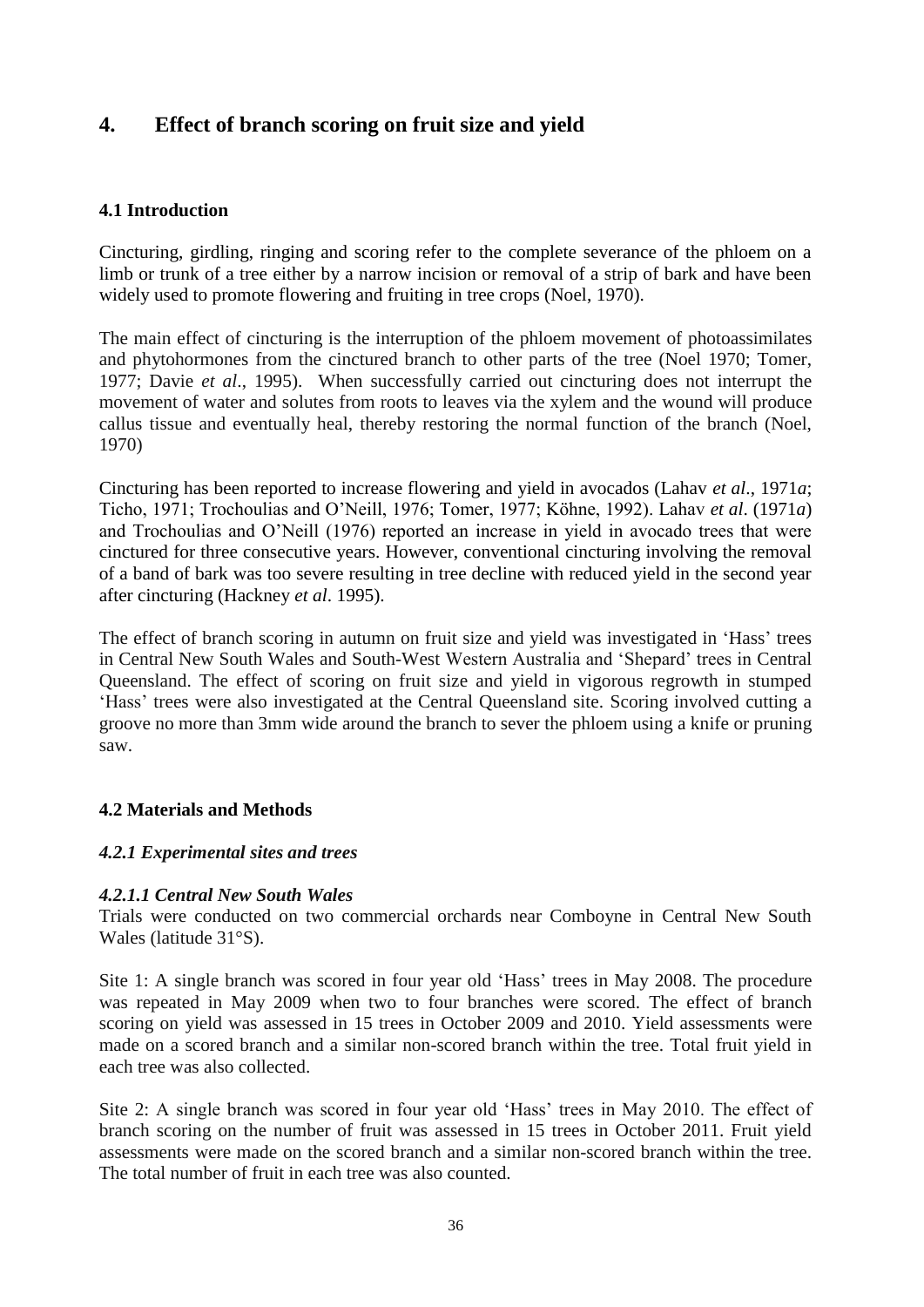# 4. Effect of branch scoring on fruit size and yield

## 4.1 Introduction

Cincturing, girdling, ringing and scoring refer to the complete severance of the phloem on a limb or trunk of a tree either by a narrow incision or removal of a strip of bark and have been widely used to promote flowering and fruiting in tree crops (Noel, 1970).

The main effect of cincturing is the interruption of the phloem movement of photoassimilates and phytohormones from the cinctured branch to other parts of the tree (Noel 1970; Tomer, 1977; Davie *et al*., 1995). When successfully carried out cincturing does not interrupt the movement of water and solutes from roots to leaves via the xylem and the wound will produce callus tissue and eventually heal, thereby restoring the normal function of the branch (Noel, 1970)

Cincturing has been reported to increase flowering and yield in avocados (Lahav *et al*., 1971*a*; Ticho, 1971; Trochoulias and O'Neill, 1976; Tomer, 1977; Köhne, 1992). Lahav *et al*. (1971*a*) and Trochoulias and O'Neill (1976) reported an increase in yield in avocado trees that were cinctured for three consecutive years. However, conventional cincturing involving the removal of a band of bark was too severe resulting in tree decline with reduced yield in the second year after cincturing (Hackney *et al*. 1995).

The effect of branch scoring in autumn on fruit size and yield was investigated in 'Hass' trees in Central New South Wales and South-West Western Australia and 'Shepard' trees in Central Queensland. The effect of scoring on fruit size and yield in vigorous regrowth in stumped 'Hass' trees were also investigated at the Central Queensland site. Scoring involved cutting a groove no more than 3mm wide around the branch to sever the phloem using a knife or pruning saw.

## 4.2 Materials and Methods

### *4.2.1 Experimental sites and trees*

#### *4.2.1.1 Central New South Wales*

Trials were conducted on two commercial orchards near Comboyne in Central New South Wales (latitude 31°S).

Site 1: A single branch was scored in four year old 'Hass' trees in May 2008. The procedure was repeated in May 2009 when two to four branches were scored. The effect of branch scoring on yield was assessed in 15 trees in October 2009 and 2010. Yield assessments were made on a scored branch and a similar non-scored branch within the tree. Total fruit yield in each tree was also collected.

Site 2: A single branch was scored in four year old 'Hass' trees in May 2010. The effect of branch scoring on the number of fruit was assessed in 15 trees in October 2011. Fruit yield assessments were made on the scored branch and a similar non-scored branch within the tree. The total number of fruit in each tree was also counted.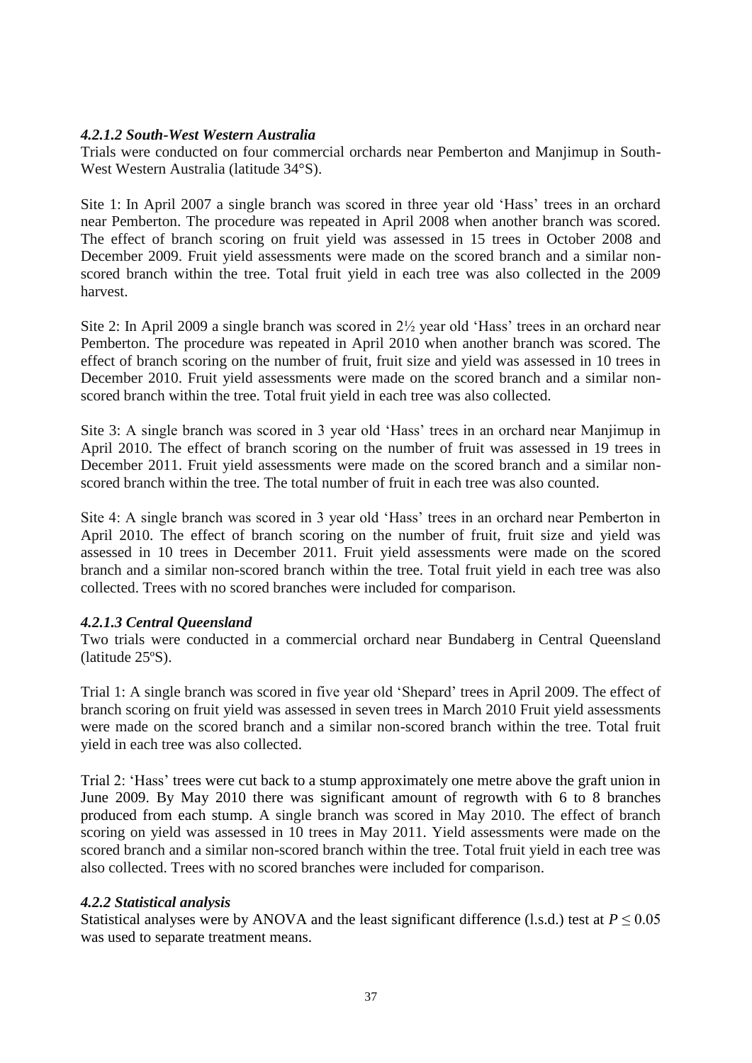#### *4.2.1.2 South-West Western Australia*

Trials were conducted on four commercial orchards near Pemberton and Manjimup in South-West Western Australia (latitude 34°S).

Site 1: In April 2007 a single branch was scored in three year old 'Hass' trees in an orchard near Pemberton. The procedure was repeated in April 2008 when another branch was scored. The effect of branch scoring on fruit yield was assessed in 15 trees in October 2008 and December 2009. Fruit yield assessments were made on the scored branch and a similar non-scored branch within the tree. Total fruit yield in each tree was also collected in the 2009 harvest.

Site 2: In April 2009 a single branch was scored in 2½ year old 'Hass' trees in an orchard near Pemberton. The procedure was repeated in April 2010 when another branch was scored. The effect of branch scoring on the number of fruit, fruit size and yield was assessed in 10 trees in December 2010. Fruit yield assessments were made on the scored branch and a similar non-scored branch within the tree. Total fruit yield in each tree was also collected.

Site 3: A single branch was scored in 3 year old 'Hass' trees in an orchard near Manjimup in April 2010. The effect of branch scoring on the number of fruit was assessed in 19 trees in December 2011. Fruit yield assessments were made on the scored branch and a similar non-scored branch within the tree. The total number of fruit in each tree was also counted.

Site 4: A single branch was scored in 3 year old 'Hass' trees in an orchard near Pemberton in April 2010. The effect of branch scoring on the number of fruit, fruit size and yield was assessed in 10 trees in December 2011. Fruit yield assessments were made on the scored branch and a similar non-scored branch within the tree. Total fruit yield in each tree was also collected. Trees with no scored branches were included for comparison.

#### *4.2.1.3 Central Queensland*

Two trials were conducted in a commercial orchard near Bundaberg in Central Queensland (latitude 25ºS).

Trial 1: A single branch was scored in five year old 'Shepard' trees in April 2009. The effect of branch scoring on fruit yield was assessed in seven trees in March 2010 Fruit yield assessments were made on the scored branch and a similar non-scored branch within the tree. Total fruit yield in each tree was also collected.

Trial 2: 'Hass' trees were cut back to a stump approximately one metre above the graft union in June 2009. By May 2010 there was significant amount of regrowth with 6 to 8 branches produced from each stump. A single branch was scored in May 2010. The effect of branch scoring on yield was assessed in 10 trees in May 2011. Yield assessments were made on the scored branch and a similar non-scored branch within the tree. Total fruit yield in each tree was also collected. Trees with no scored branches were included for comparison.

### *4.2.2 Statistical analysis*

Statistical analyses were by ANOVA and the least significant difference (l.s.d.) test at $P \leq 0.05$ was used to separate treatment means.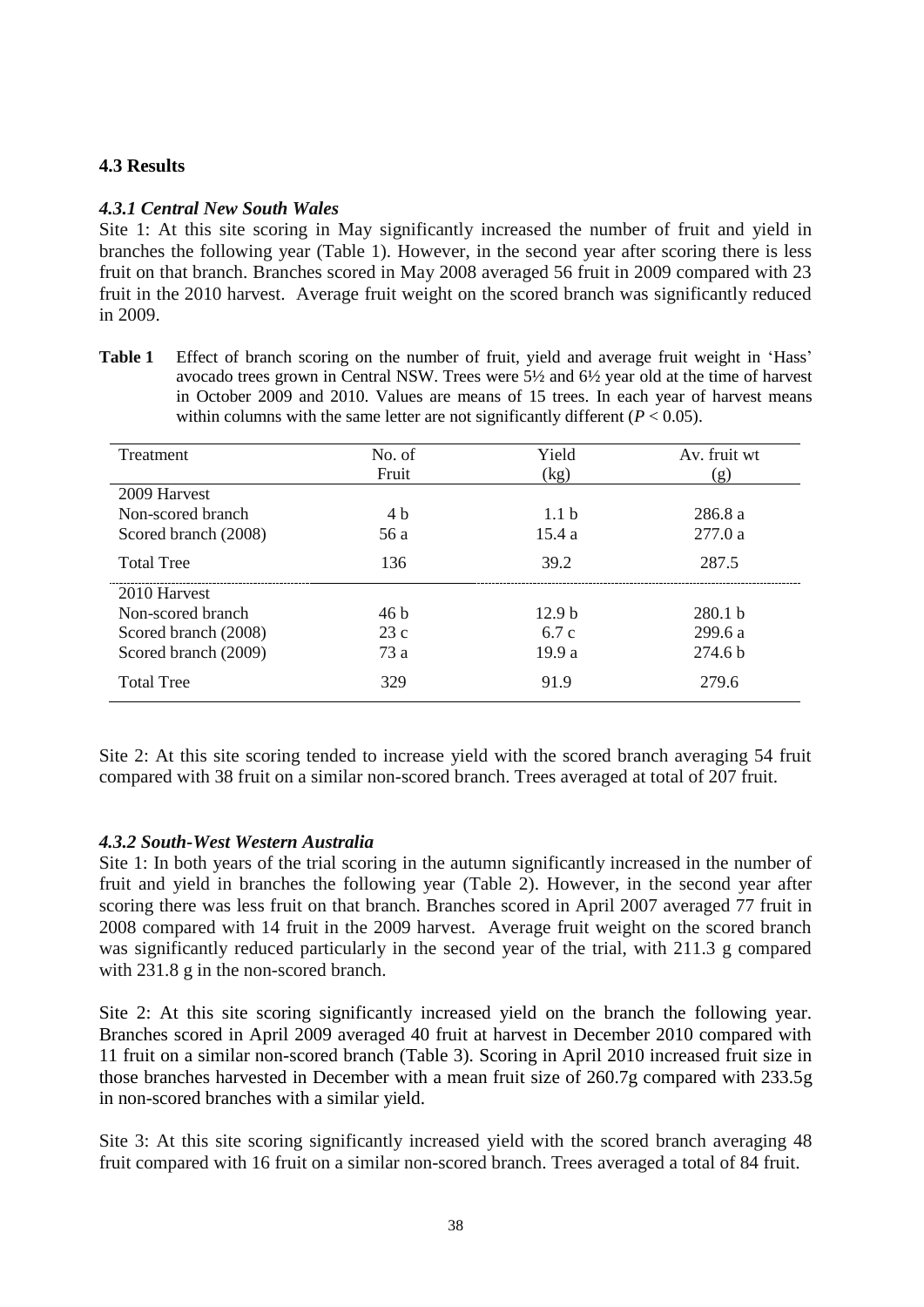## 4.3 Results

### *4.3.1 Central New South Wales*

Site 1: At this site scoring in May significantly increased the number of fruit and yield in branches the following year (Table 1). However, in the second year after scoring there is less fruit on that branch. Branches scored in May 2008 averaged 56 fruit in 2009 compared with 23 fruit in the 2010 harvest. Average fruit weight on the scored branch was significantly reduced in 2009.

**Table 1** Effect of branch scoring on the number of fruit, yield and average fruit weight in 'Hass' avocado trees grown in Central NSW. Trees were 5½ and 6½ year old at the time of harvest in October 2009 and 2010. Values are means of 15 trees. In each year of harvest means within columns with the same letter are not significantly different ($P < 0.05$).

| Treatment | No. of Fruit | Yield (kg) | Av. fruit wt (g) |
|---|---|---|---|
| 2009 Harvest | | | |
| Non-scored branch | 4 b | 1.1 b | 286.8 a |
| Scored branch (2008) | 56 a | 15.4 a | 277.0 a |
| Total Tree | 136 | 39.2 | 287.5 |
| 2010 Harvest | | | |
| Non-scored branch | 46 b | 12.9 b | 280.1 b |
| Scored branch (2008) | 23 c | 6.7 c | 299.6 a |
| Scored branch (2009) | 73 a | 19.9 a | 274.6 b |
| Total Tree | 329 | 91.9 | 279.6 |

Site 2: At this site scoring tended to increase yield with the scored branch averaging 54 fruit compared with 38 fruit on a similar non-scored branch. Trees averaged at total of 207 fruit.

### *4.3.2 South-West Western Australia*

Site 1: In both years of the trial scoring in the autumn significantly increased in the number of fruit and yield in branches the following year (Table 2). However, in the second year after scoring there was less fruit on that branch. Branches scored in April 2007 averaged 77 fruit in 2008 compared with 14 fruit in the 2009 harvest. Average fruit weight on the scored branch was significantly reduced particularly in the second year of the trial, with 211.3 g compared with 231.8 g in the non-scored branch.

Site 2: At this site scoring significantly increased yield on the branch the following year. Branches scored in April 2009 averaged 40 fruit at harvest in December 2010 compared with 11 fruit on a similar non-scored branch (Table 3). Scoring in April 2010 increased fruit size in those branches harvested in December with a mean fruit size of 260.7g compared with 233.5g in non-scored branches with a similar yield.

Site 3: At this site scoring significantly increased yield with the scored branch averaging 48 fruit compared with 16 fruit on a similar non-scored branch. Trees averaged a total of 84 fruit.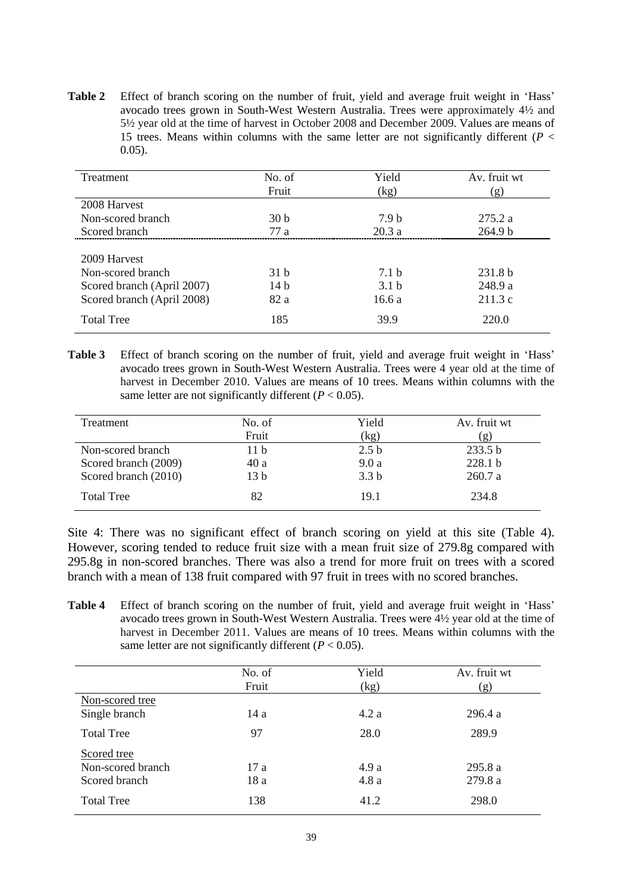**Table 2** Effect of branch scoring on the number of fruit, yield and average fruit weight in 'Hass' avocado trees grown in South-West Western Australia. Trees were approximately 4½ and 5½ year old at the time of harvest in October 2008 and December 2009. Values are means of 15 trees. Means within columns with the same letter are not significantly different ($P < 0.05$).

| Treatment | No. of Fruit | Yield (kg) | Av. fruit wt (g) |
|---|---|---|---|
| 2008 Harvest | | | |
| Non-scored branch | 30 b | 7.9 b | 275.2 a |
| Scored branch | 77 a | 20.3 a | 264.9 b |
| 2009 Harvest | | | |
| Non-scored branch | 31 b | 7.1 b | 231.8 b |
| Scored branch (April 2007) | 14 b | 3.1 b | 248.9 a |
| Scored branch (April 2008) | 82 a | 16.6 a | 211.3 c |
| Total Tree | 185 | 39.9 | 220.0 |

**Table 3** Effect of branch scoring on the number of fruit, yield and average fruit weight in 'Hass' avocado trees grown in South-West Western Australia. Trees were 4 year old at the time of harvest in December 2010. Values are means of 10 trees. Means within columns with the same letter are not significantly different ($P < 0.05$).

| Treatment | No. of Fruit | Yield (kg) | Av. fruit wt (g) |
|---|---|---|---|
| Non-scored branch | 11 b | 2.5 b | 233.5 b |
| Scored branch (2009) | 40 a | 9.0 a | 228.1 b |
| Scored branch (2010) | 13 b | 3.3 b | 260.7 a |
| Total Tree | 82 | 19.1 | 234.8 |

Site 4: There was no significant effect of branch scoring on yield at this site (Table 4). However, scoring tended to reduce fruit size with a mean fruit size of 279.8g compared with 295.8g in non-scored branches. There was also a trend for more fruit on trees with a scored branch with a mean of 138 fruit compared with 97 fruit in trees with no scored branches.

**Table 4** Effect of branch scoring on the number of fruit, yield and average fruit weight in 'Hass' avocado trees grown in South-West Western Australia. Trees were 4½ year old at the time of harvest in December 2011. Values are means of 10 trees. Means within columns with the same letter are not significantly different ($P < 0.05$).

| | No. of Fruit | Yield (kg) | Av. fruit wt (g) |
|---|---|---|---|
| Non-scored tree | | | |
| Single branch | 14 a | 4.2 a | 296.4 a |
| Total Tree | 97 | 28.0 | 289.9 |
| Scored tree | | | |
| Non-scored branch | 17 a | 4.9 a | 295.8 a |
| Scored branch | 18 a | 4.8 a | 279.8 a |
| Total Tree | 138 | 41.2 | 298.0 |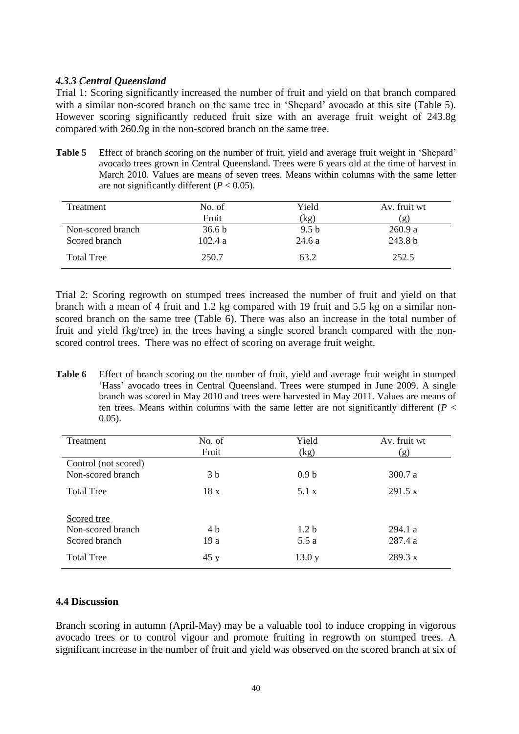### *4.3.3 Central Queensland*

Trial 1: Scoring significantly increased the number of fruit and yield on that branch compared with a similar non-scored branch on the same tree in 'Shepard' avocado at this site (Table 5). However scoring significantly reduced fruit size with an average fruit weight of 243.8g compared with 260.9g in the non-scored branch on the same tree.

**Table 5** Effect of branch scoring on the number of fruit, yield and average fruit weight in 'Shepard' avocado trees grown in Central Queensland. Trees were 6 years old at the time of harvest in March 2010. Values are means of seven trees. Means within columns with the same letter are not significantly different ($P < 0.05$).

| Treatment | No. of Fruit | Yield (kg) | Av. fruit wt (g) |
|---|---|---|---|
| Non-scored branch | 36.6 b | 9.5 b | 260.9 a |
| Scored branch | 102.4 a | 24.6 a | 243.8 b |
| Total Tree | 250.7 | 63.2 | 252.5 |

Trial 2: Scoring regrowth on stumped trees increased the number of fruit and yield on that branch with a mean of 4 fruit and 1.2 kg compared with 19 fruit and 5.5 kg on a similar non-scored branch on the same tree (Table 6). There was also an increase in the total number of fruit and yield (kg/tree) in the trees having a single scored branch compared with the non-scored control trees. There was no effect of scoring on average fruit weight.

**Table 6** Effect of branch scoring on the number of fruit, yield and average fruit weight in stumped 'Hass' avocado trees in Central Queensland. Trees were stumped in June 2009. A single branch was scored in May 2010 and trees were harvested in May 2011. Values are means of ten trees. Means within columns with the same letter are not significantly different ($P < 0.05$).

| Treatment | No. of Fruit | Yield (kg) | Av. fruit wt (g) |
|---|---|---|---|
| Control (not scored) | | | |
| Non-scored branch | 3 b | 0.9 b | 300.7 a |
| Total Tree | 18 x | 5.1 x | 291.5 x |
| Scored tree | | | |
| Non-scored branch | 4 b | 1.2 b | 294.1 a |
| Scored branch | 19 a | 5.5 a | 287.4 a |
| Total Tree | 45 y | 13.0 y | 289.3 x |

## 4.4 Discussion

Branch scoring in autumn (April-May) may be a valuable tool to induce cropping in vigorous avocado trees or to control vigour and promote fruiting in regrowth on stumped trees. A significant increase in the number of fruit and yield was observed on the scored branch at six of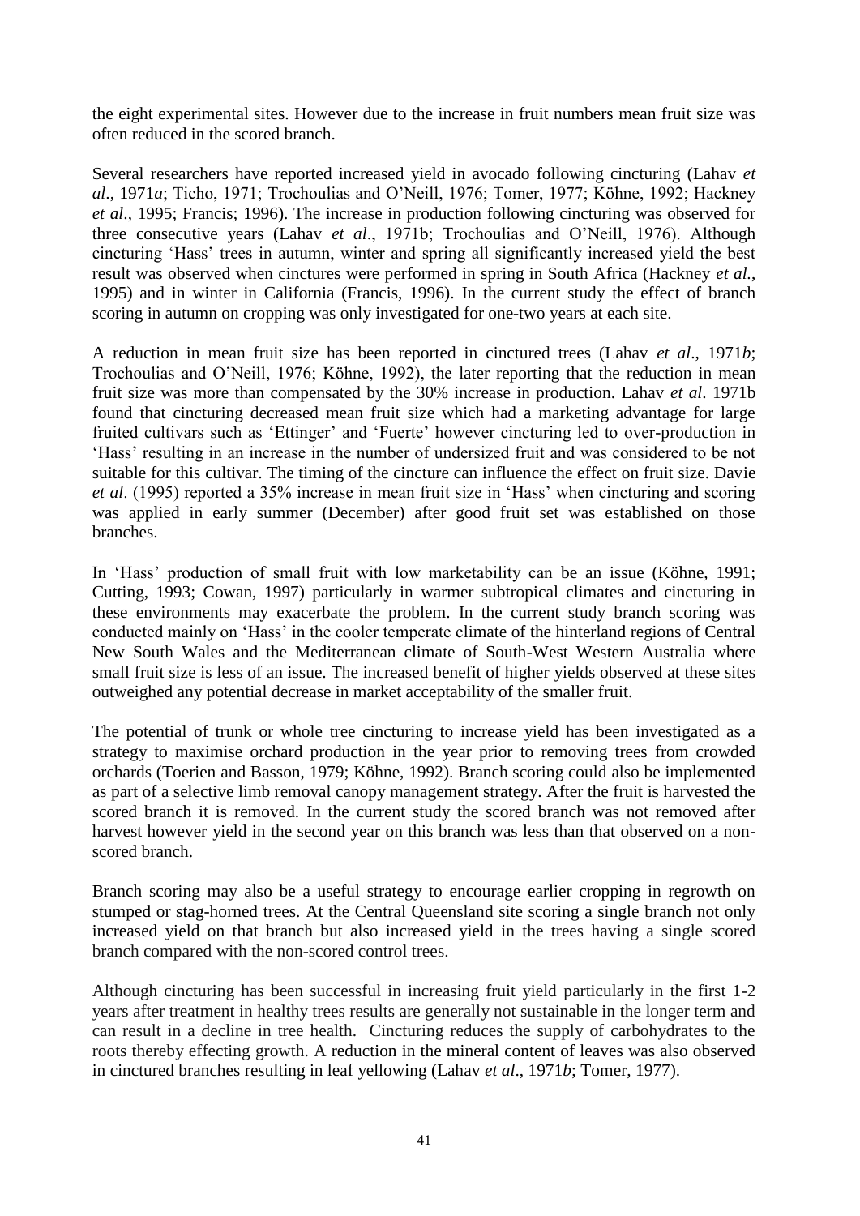the eight experimental sites. However due to the increase in fruit numbers mean fruit size was often reduced in the scored branch.

Several researchers have reported increased yield in avocado following cincturing (Lahav *et al*., 1971*a*; Ticho, 1971; Trochoulias and O'Neill, 1976; Tomer, 1977; Köhne, 1992; Hackney *et al*., 1995; Francis; 1996). The increase in production following cincturing was observed for three consecutive years (Lahav *et al*., 1971b; Trochoulias and O'Neill, 1976). Although cincturing 'Hass' trees in autumn, winter and spring all significantly increased yield the best result was observed when cinctures were performed in spring in South Africa (Hackney *et al.*, 1995) and in winter in California (Francis, 1996). In the current study the effect of branch scoring in autumn on cropping was only investigated for one-two years at each site.

A reduction in mean fruit size has been reported in cinctured trees (Lahav *et al*., 1971*b*; Trochoulias and O'Neill, 1976; Köhne, 1992), the later reporting that the reduction in mean fruit size was more than compensated by the 30% increase in production. Lahav *et al*. 1971b found that cincturing decreased mean fruit size which had a marketing advantage for large fruited cultivars such as 'Ettinger' and 'Fuerte' however cincturing led to over-production in 'Hass' resulting in an increase in the number of undersized fruit and was considered to be not suitable for this cultivar. The timing of the cincture can influence the effect on fruit size. Davie *et al*. (1995) reported a 35% increase in mean fruit size in 'Hass' when cincturing and scoring was applied in early summer (December) after good fruit set was established on those branches.

In 'Hass' production of small fruit with low marketability can be an issue (Köhne, 1991; Cutting, 1993; Cowan, 1997) particularly in warmer subtropical climates and cincturing in these environments may exacerbate the problem. In the current study branch scoring was conducted mainly on 'Hass' in the cooler temperate climate of the hinterland regions of Central New South Wales and the Mediterranean climate of South-West Western Australia where small fruit size is less of an issue. The increased benefit of higher yields observed at these sites outweighed any potential decrease in market acceptability of the smaller fruit.

The potential of trunk or whole tree cincturing to increase yield has been investigated as a strategy to maximise orchard production in the year prior to removing trees from crowded orchards (Toerien and Basson, 1979; Köhne, 1992). Branch scoring could also be implemented as part of a selective limb removal canopy management strategy. After the fruit is harvested the scored branch it is removed. In the current study the scored branch was not removed after harvest however yield in the second year on this branch was less than that observed on a non-scored branch.

Branch scoring may also be a useful strategy to encourage earlier cropping in regrowth on stumped or stag-horned trees. At the Central Queensland site scoring a single branch not only increased yield on that branch but also increased yield in the trees having a single scored branch compared with the non-scored control trees.

Although cincturing has been successful in increasing fruit yield particularly in the first 1-2 years after treatment in healthy trees results are generally not sustainable in the longer term and can result in a decline in tree health. Cincturing reduces the supply of carbohydrates to the roots thereby effecting growth. A reduction in the mineral content of leaves was also observed in cinctured branches resulting in leaf yellowing (Lahav *et al*., 1971*b*; Tomer, 1977).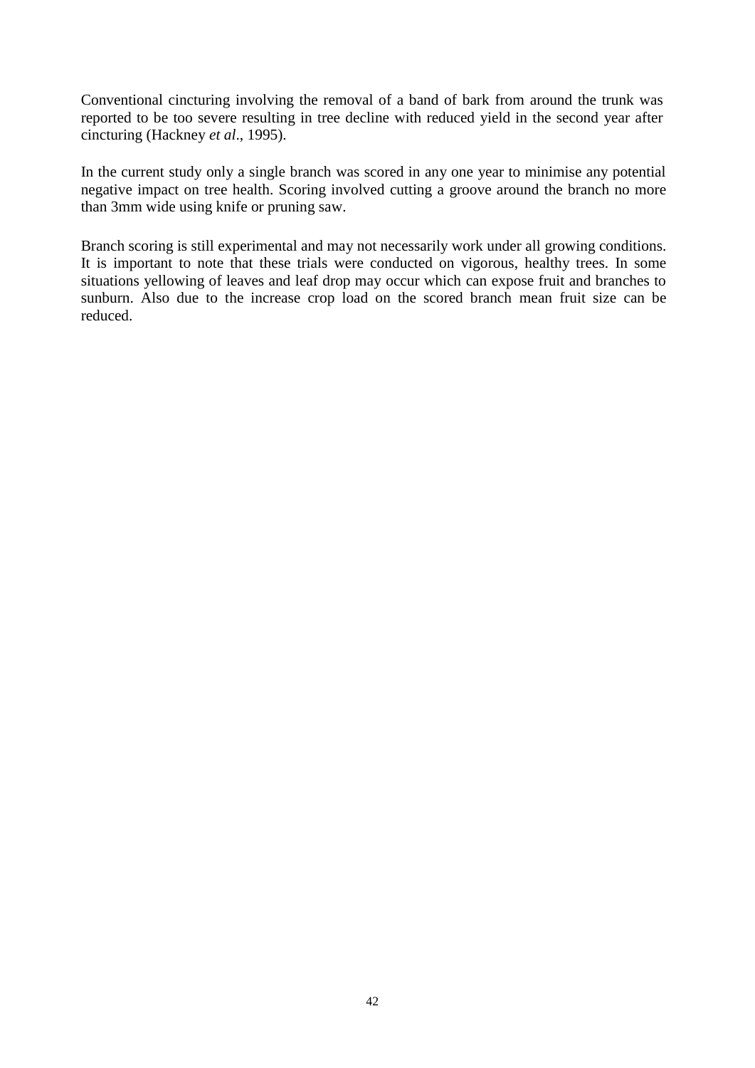Conventional cincturing involving the removal of a band of bark from around the trunk was reported to be too severe resulting in tree decline with reduced yield in the second year after cincturing (Hackney *et al*., 1995).

In the current study only a single branch was scored in any one year to minimise any potential negative impact on tree health. Scoring involved cutting a groove around the branch no more than 3mm wide using knife or pruning saw.

Branch scoring is still experimental and may not necessarily work under all growing conditions. It is important to note that these trials were conducted on vigorous, healthy trees. In some situations yellowing of leaves and leaf drop may occur which can expose fruit and branches to sunburn. Also due to the increase crop load on the scored branch mean fruit size can be reduced.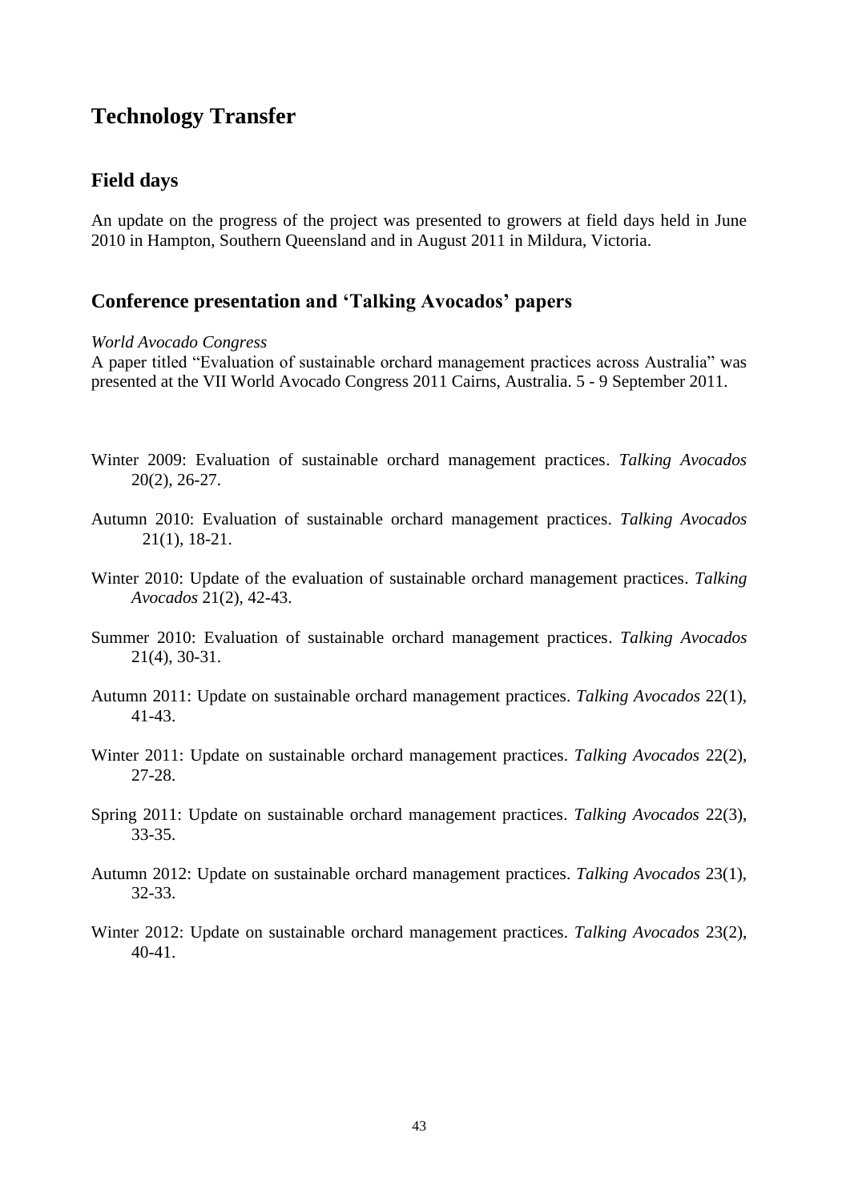# Technology Transfer

## Field days

An update on the progress of the project was presented to growers at field days held in June 2010 in Hampton, Southern Queensland and in August 2011 in Mildura, Victoria.

## Conference presentation and 'Talking Avocados' papers

*World Avocado Congress*

A paper titled "Evaluation of sustainable orchard management practices across Australia" was presented at the VII World Avocado Congress 2011 Cairns, Australia. 5 - 9 September 2011.

Winter 2009: Evaluation of sustainable orchard management practices. *Talking Avocados* 20(2), 26-27.

Autumn 2010: Evaluation of sustainable orchard management practices. *Talking Avocados* 21(1), 18-21.

Winter 2010: Update of the evaluation of sustainable orchard management practices. *Talking Avocados* 21(2), 42-43.

Summer 2010: Evaluation of sustainable orchard management practices. *Talking Avocados* 21(4), 30-31.

Autumn 2011: Update on sustainable orchard management practices. *Talking Avocados* 22(1), 41-43.

Winter 2011: Update on sustainable orchard management practices. *Talking Avocados* 22(2), 27-28.

Spring 2011: Update on sustainable orchard management practices. *Talking Avocados* 22(3), 33-35.

Autumn 2012: Update on sustainable orchard management practices. *Talking Avocados* 23(1), 32-33.

Winter 2012: Update on sustainable orchard management practices. *Talking Avocados* 23(2), 40-41.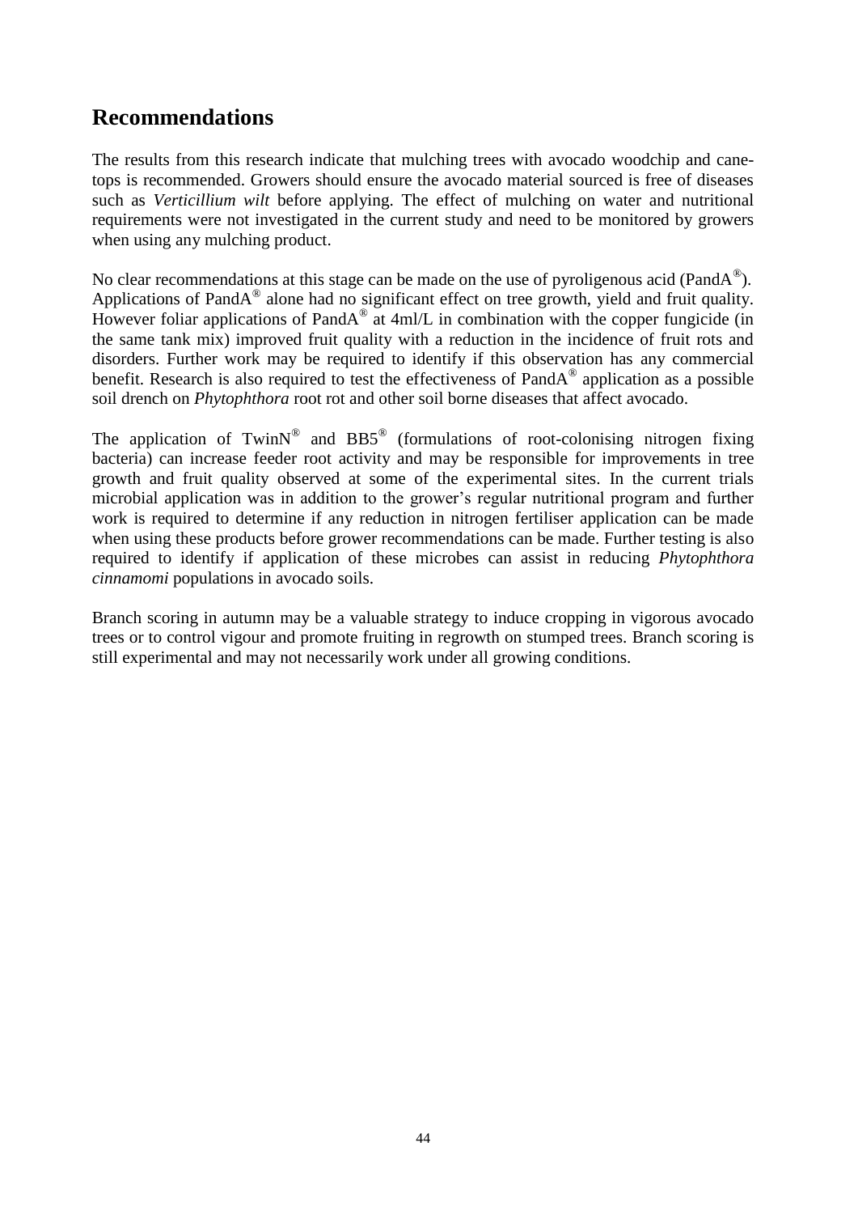## Recommendations

The results from this research indicate that mulching trees with avocado woodchip and cane-tops is recommended. Growers should ensure the avocado material sourced is free of diseases such as *Verticillium wilt* before applying. The effect of mulching on water and nutritional requirements were not investigated in the current study and need to be monitored by growers when using any mulching product.

No clear recommendations at this stage can be made on the use of pyroligenous acid (PandA®). Applications of PandA® alone had no significant effect on tree growth, yield and fruit quality. However foliar applications of PandA® at 4ml/L in combination with the copper fungicide (in the same tank mix) improved fruit quality with a reduction in the incidence of fruit rots and disorders. Further work may be required to identify if this observation has any commercial benefit. Research is also required to test the effectiveness of PandA® application as a possible soil drench on *Phytophthora* root rot and other soil borne diseases that affect avocado.

The application of TwinN® and BB5® (formulations of root-colonising nitrogen fixing bacteria) can increase feeder root activity and may be responsible for improvements in tree growth and fruit quality observed at some of the experimental sites. In the current trials microbial application was in addition to the grower's regular nutritional program and further work is required to determine if any reduction in nitrogen fertiliser application can be made when using these products before grower recommendations can be made. Further testing is also required to identify if application of these microbes can assist in reducing *Phytophthora cinnamomi* populations in avocado soils.

Branch scoring in autumn may be a valuable strategy to induce cropping in vigorous avocado trees or to control vigour and promote fruiting in regrowth on stumped trees. Branch scoring is still experimental and may not necessarily work under all growing conditions.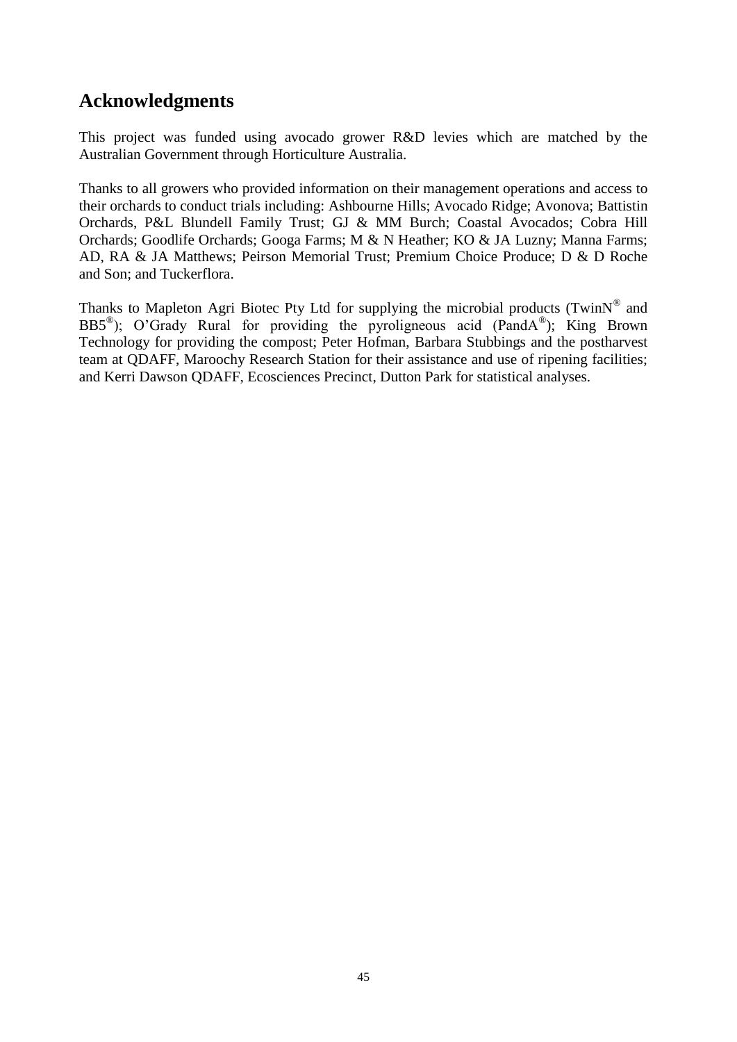## Acknowledgments

This project was funded using avocado grower R&D levies which are matched by the Australian Government through Horticulture Australia.

Thanks to all growers who provided information on their management operations and access to their orchards to conduct trials including: Ashbourne Hills; Avocado Ridge; Avonova; Battistin Orchards, P&L Blundell Family Trust; GJ & MM Burch; Coastal Avocados; Cobra Hill Orchards; Goodlife Orchards; Googa Farms; M & N Heather; KO & JA Luzny; Manna Farms; AD, RA & JA Matthews; Peirson Memorial Trust; Premium Choice Produce; D & D Roche and Son; and Tuckerflora.

Thanks to Mapleton Agri Biotec Pty Ltd for supplying the microbial products (TwinN® and BB5®); O'Grady Rural for providing the pyroligneous acid (PandA®); King Brown Technology for providing the compost; Peter Hofman, Barbara Stubbings and the postharvest team at QDAFF, Maroochy Research Station for their assistance and use of ripening facilities; and Kerri Dawson QDAFF, Ecosciences Precinct, Dutton Park for statistical analyses.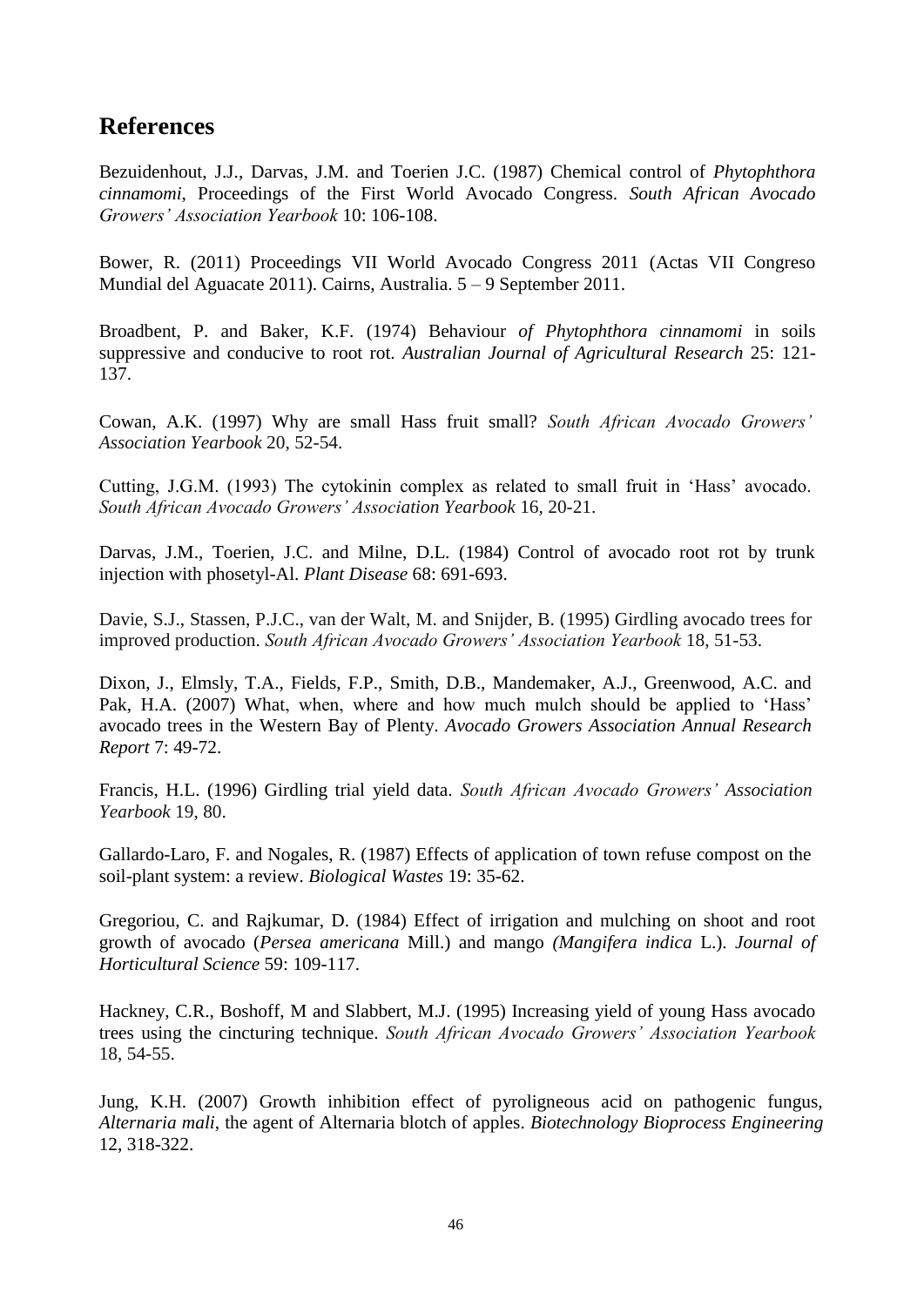## References

Bezuidenhout, J.J., Darvas, J.M. and Toerien J.C. (1987) Chemical control of *Phytophthora cinnamomi*, Proceedings of the First World Avocado Congress. *South African Avocado Growers' Association Yearbook* 10: 106-108.

Bower, R. (2011) Proceedings VII World Avocado Congress 2011 (Actas VII Congreso Mundial del Aguacate 2011). Cairns, Australia. 5 – 9 September 2011.

Broadbent, P. and Baker, K.F. (1974) Behaviour *of Phytophthora cinnamomi* in soils suppressive and conducive to root rot. *Australian Journal of Agricultural Research* 25: 121-137.

Cowan, A.K. (1997) Why are small Hass fruit small? *South African Avocado Growers' Association Yearbook* 20, 52-54.

Cutting, J.G.M. (1993) The cytokinin complex as related to small fruit in 'Hass' avocado. *South African Avocado Growers' Association Yearbook* 16, 20-21.

Darvas, J.M., Toerien, J.C. and Milne, D.L. (1984) Control of avocado root rot by trunk injection with phosetyl-Al. *Plant Disease* 68: 691-693.

Davie, S.J., Stassen, P.J.C., van der Walt, M. and Snijder, B. (1995) Girdling avocado trees for improved production. *South African Avocado Growers' Association Yearbook* 18, 51-53.

Dixon, J., Elmsly, T.A., Fields, F.P., Smith, D.B., Mandemaker, A.J., Greenwood, A.C. and Pak, H.A. (2007) What, when, where and how much mulch should be applied to 'Hass' avocado trees in the Western Bay of Plenty. *Avocado Growers Association Annual Research Report* 7: 49-72.

Francis, H.L. (1996) Girdling trial yield data. *South African Avocado Growers' Association Yearbook* 19, 80.

Gallardo-Laro, F. and Nogales, R. (1987) Effects of application of town refuse compost on the soil-plant system: a review. *Biological Wastes* 19: 35-62.

Gregoriou, C. and Rajkumar, D. (1984) Effect of irrigation and mulching on shoot and root growth of avocado (*Persea americana* Mill.) and mango *(Mangifera indica* L.). *Journal of Horticultural Science* 59: 109-117.

Hackney, C.R., Boshoff, M and Slabbert, M.J. (1995) Increasing yield of young Hass avocado trees using the cincturing technique. *South African Avocado Growers' Association Yearbook* 18, 54-55.

Jung, K.H. (2007) Growth inhibition effect of pyroligneous acid on pathogenic fungus, *Alternaria mali*, the agent of Alternaria blotch of apples. *Biotechnology Bioprocess Engineering* 12, 318-322.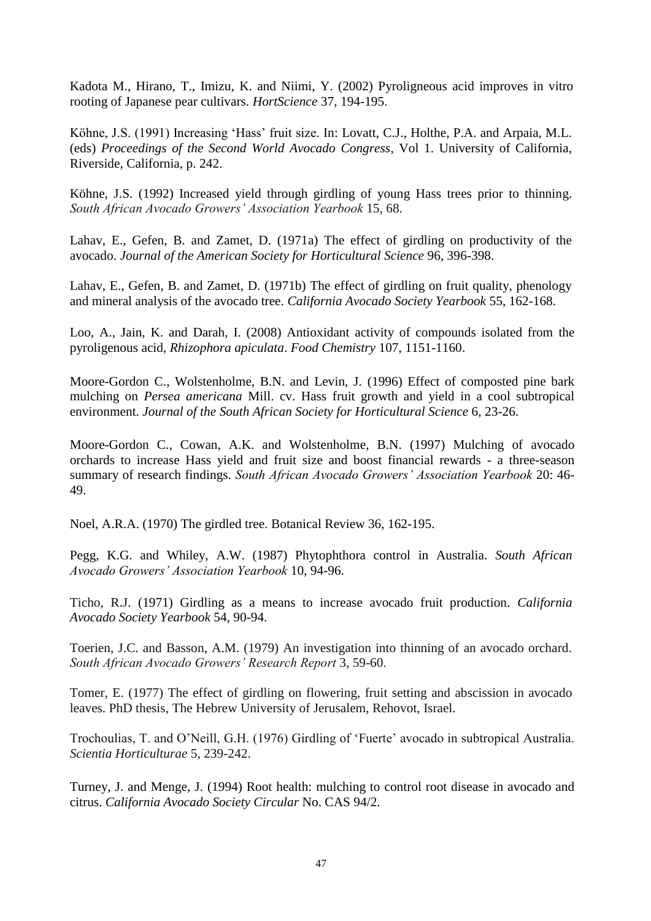Kadota M., Hirano, T., Imizu, K. and Niimi, Y. (2002) Pyroligneous acid improves in vitro rooting of Japanese pear cultivars. *HortScience* 37, 194-195.

Köhne, J.S. (1991) Increasing 'Hass' fruit size. In: Lovatt, C.J., Holthe, P.A. and Arpaia, M.L. (eds) *Proceedings of the Second World Avocado Congress*, Vol 1. University of California, Riverside, California, p. 242.

Köhne, J.S. (1992) Increased yield through girdling of young Hass trees prior to thinning. *South African Avocado Growers' Association Yearbook* 15, 68.

Lahav, E., Gefen, B. and Zamet, D. (1971a) The effect of girdling on productivity of the avocado. *Journal of the American Society for Horticultural Science* 96, 396-398.

Lahav, E., Gefen, B. and Zamet, D. (1971b) The effect of girdling on fruit quality, phenology and mineral analysis of the avocado tree. *California Avocado Society Yearbook* 55, 162-168.

Loo, A., Jain, K. and Darah, I. (2008) Antioxidant activity of compounds isolated from the pyroligenous acid, *Rhizophora apiculata*. *Food Chemistry* 107, 1151-1160.

Moore-Gordon C., Wolstenholme, B.N. and Levin, J. (1996) Effect of composted pine bark mulching on *Persea americana* Mill. cv. Hass fruit growth and yield in a cool subtropical environment. *Journal of the South African Society for Horticultural Science* 6, 23-26.

Moore-Gordon C., Cowan, A.K. and Wolstenholme, B.N. (1997) Mulching of avocado orchards to increase Hass yield and fruit size and boost financial rewards - a three-season summary of research findings. *South African Avocado Growers' Association Yearbook* 20: 46-49.

Noel, A.R.A. (1970) The girdled tree. Botanical Review 36, 162-195.

Pegg, K.G. and Whiley, A.W. (1987) Phytophthora control in Australia. *South African Avocado Growers' Association Yearbook* 10, 94-96.

Ticho, R.J. (1971) Girdling as a means to increase avocado fruit production. *California Avocado Society Yearbook* 54, 90-94.

Toerien, J.C. and Basson, A.M. (1979) An investigation into thinning of an avocado orchard. *South African Avocado Growers' Research Report* 3, 59-60.

Tomer, E. (1977) The effect of girdling on flowering, fruit setting and abscission in avocado leaves. PhD thesis, The Hebrew University of Jerusalem, Rehovot, Israel.

Trochoulias, T. and O'Neill, G.H. (1976) Girdling of 'Fuerte' avocado in subtropical Australia. *Scientia Horticulturae* 5, 239-242.

Turney, J. and Menge, J. (1994) Root health: mulching to control root disease in avocado and citrus. *California Avocado Society Circular* No. CAS 94/2.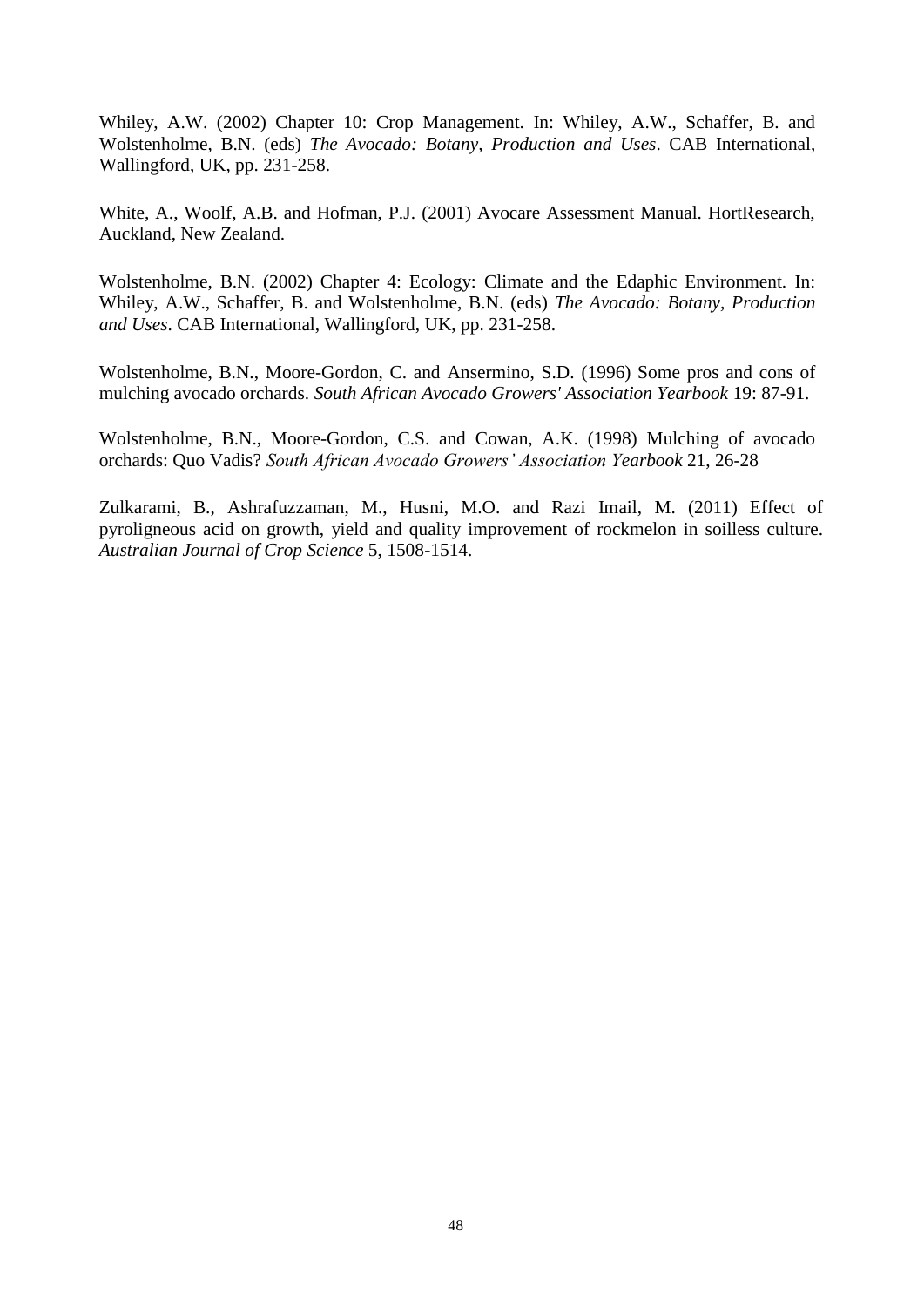Whiley, A.W. (2002) Chapter 10: Crop Management. In: Whiley, A.W., Schaffer, B. and Wolstenholme, B.N. (eds) *The Avocado: Botany, Production and Uses*. CAB International, Wallingford, UK, pp. 231-258.

White, A., Woolf, A.B. and Hofman, P.J. (2001) Avocare Assessment Manual. HortResearch, Auckland, New Zealand.

Wolstenholme, B.N. (2002) Chapter 4: Ecology: Climate and the Edaphic Environment. In: Whiley, A.W., Schaffer, B. and Wolstenholme, B.N. (eds) *The Avocado: Botany, Production and Uses*. CAB International, Wallingford, UK, pp. 231-258.

Wolstenholme, B.N., Moore-Gordon, C. and Ansermino, S.D. (1996) Some pros and cons of mulching avocado orchards. *South African Avocado Growers' Association Yearbook* 19: 87-91.

Wolstenholme, B.N., Moore-Gordon, C.S. and Cowan, A.K. (1998) Mulching of avocado orchards: Quo Vadis? *South African Avocado Growers' Association Yearbook* 21, 26-28

Zulkarami, B., Ashrafuzzaman, M., Husni, M.O. and Razi Imail, M. (2011) Effect of pyroligneous acid on growth, yield and quality improvement of rockmelon in soilless culture. *Australian Journal of Crop Science* 5, 1508-1514.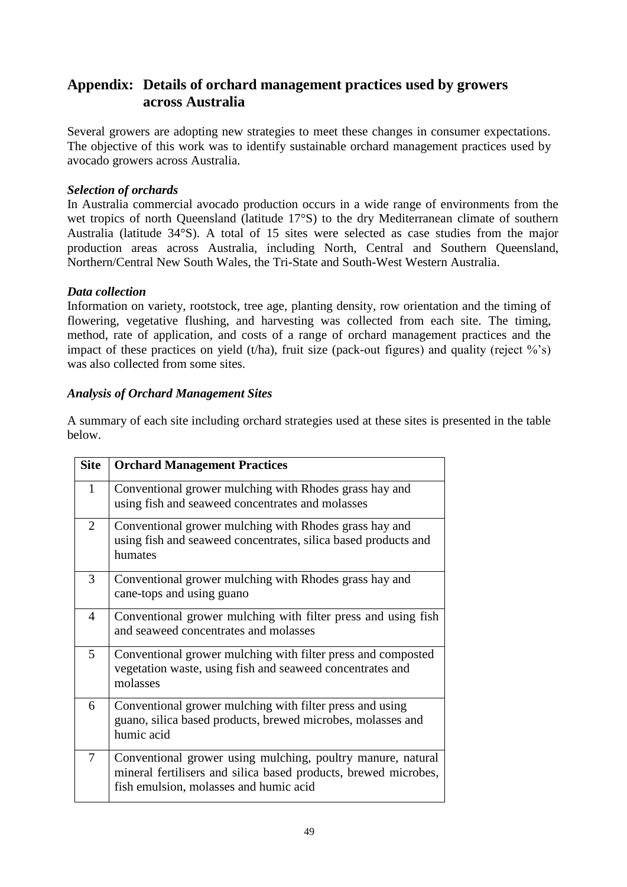## Appendix: Details of orchard management practices used by growers across Australia

Several growers are adopting new strategies to meet these changes in consumer expectations. The objective of this work was to identify sustainable orchard management practices used by avocado growers across Australia.

### *Selection of orchards*

In Australia commercial avocado production occurs in a wide range of environments from the wet tropics of north Queensland (latitude 17°S) to the dry Mediterranean climate of southern Australia (latitude 34°S). A total of 15 sites were selected as case studies from the major production areas across Australia, including North, Central and Southern Queensland, Northern/Central New South Wales, the Tri-State and South-West Western Australia.

### *Data collection*

Information on variety, rootstock, tree age, planting density, row orientation and the timing of flowering, vegetative flushing, and harvesting was collected from each site. The timing, method, rate of application, and costs of a range of orchard management practices and the impact of these practices on yield (t/ha), fruit size (pack-out figures) and quality (reject %'s) was also collected from some sites.

### *Analysis of Orchard Management Sites*

A summary of each site including orchard strategies used at these sites is presented in the table below.

| Site | Orchard Management Practices |
|---|---|
| 1 | Conventional grower mulching with Rhodes grass hay and using fish and seaweed concentrates and molasses |
| 2 | Conventional grower mulching with Rhodes grass hay and using fish and seaweed concentrates, silica based products and humates |
| 3 | Conventional grower mulching with Rhodes grass hay and cane-tops and using guano |
| 4 | Conventional grower mulching with filter press and using fish and seaweed concentrates and molasses |
| 5 | Conventional grower mulching with filter press and composted vegetation waste, using fish and seaweed concentrates and molasses |
| 6 | Conventional grower mulching with filter press and using guano, silica based products, brewed microbes, molasses and humic acid |
| 7 | Conventional grower using mulching, poultry manure, natural mineral fertilisers and silica based products, brewed microbes, fish emulsion, molasses and humic acid |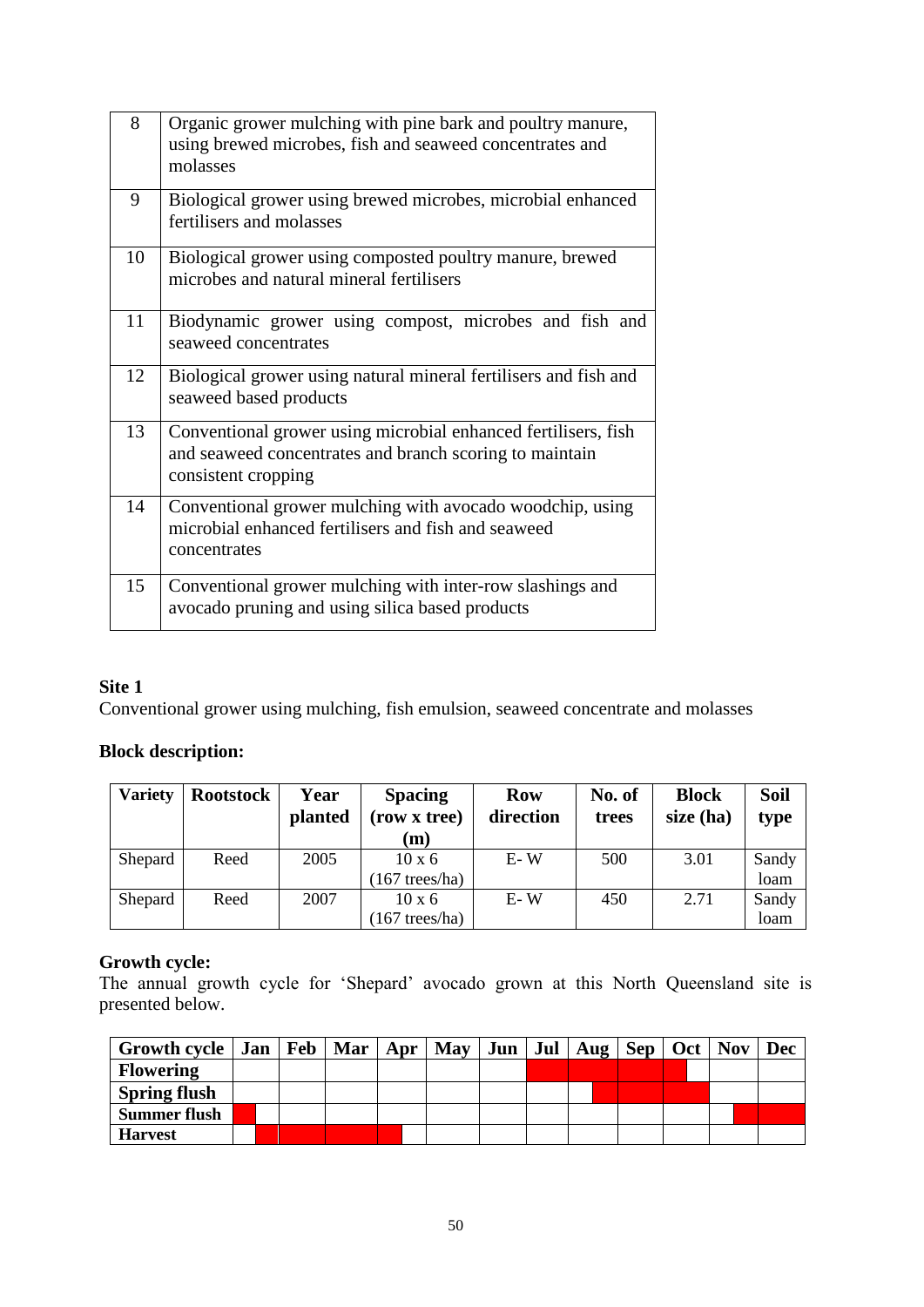| | |
|---|---|
| 8 | Organic grower mulching with pine bark and poultry manure, using brewed microbes, fish and seaweed concentrates and molasses |
| 9 | Biological grower using brewed microbes, microbial enhanced fertilisers and molasses |
| 10 | Biological grower using composted poultry manure, brewed microbes and natural mineral fertilisers |
| 11 | Biodynamic grower using compost, microbes and fish and seaweed concentrates |
| 12 | Biological grower using natural mineral fertilisers and fish and seaweed based products |
| 13 | Conventional grower using microbial enhanced fertilisers, fish and seaweed concentrates and branch scoring to maintain consistent cropping |
| 14 | Conventional grower mulching with avocado woodchip, using microbial enhanced fertilisers and fish and seaweed concentrates |
| 15 | Conventional grower mulching with inter-row slashings and avocado pruning and using silica based products |

**Site 1**

Conventional grower using mulching, fish emulsion, seaweed concentrate and molasses

**Block description:**

| Variety | Rootstock | Year planted | Spacing (row x tree) (m) | Row direction | No. of trees | Block size (ha) | Soil type |
|---|---|---|---|---|---|---|---|
| Shepard | Reed | 2005 | 10 x 6 (167 trees/ha) | E- W | 500 | 3.01 | Sandy loam |
| Shepard | Reed | 2007 | 10 x 6 (167 trees/ha) | E- W | 450 | 2.71 | Sandy loam |

**Growth cycle:**

The annual growth cycle for 'Shepard' avocado grown at this North Queensland site is presented below.

| Growth cycle | Jan | Feb | Mar | Apr | May | Jun | Jul | Aug | Sep | Oct | Nov | Dec |
|---|---|---|---|---|---|---|---|---|---|---|---|---|
| Flowering | | | | | | | ■■ | ■■ | ■■ | ■□ | | |
| Spring flush | | | | | | | | □■ | ■■ | ■■ | | |
| Summer flush | ■□ | | | | | | | | | | □■ | ■■ |
| Harvest | □■ | ■■ | ■■ | ■□ | | | | | | | | |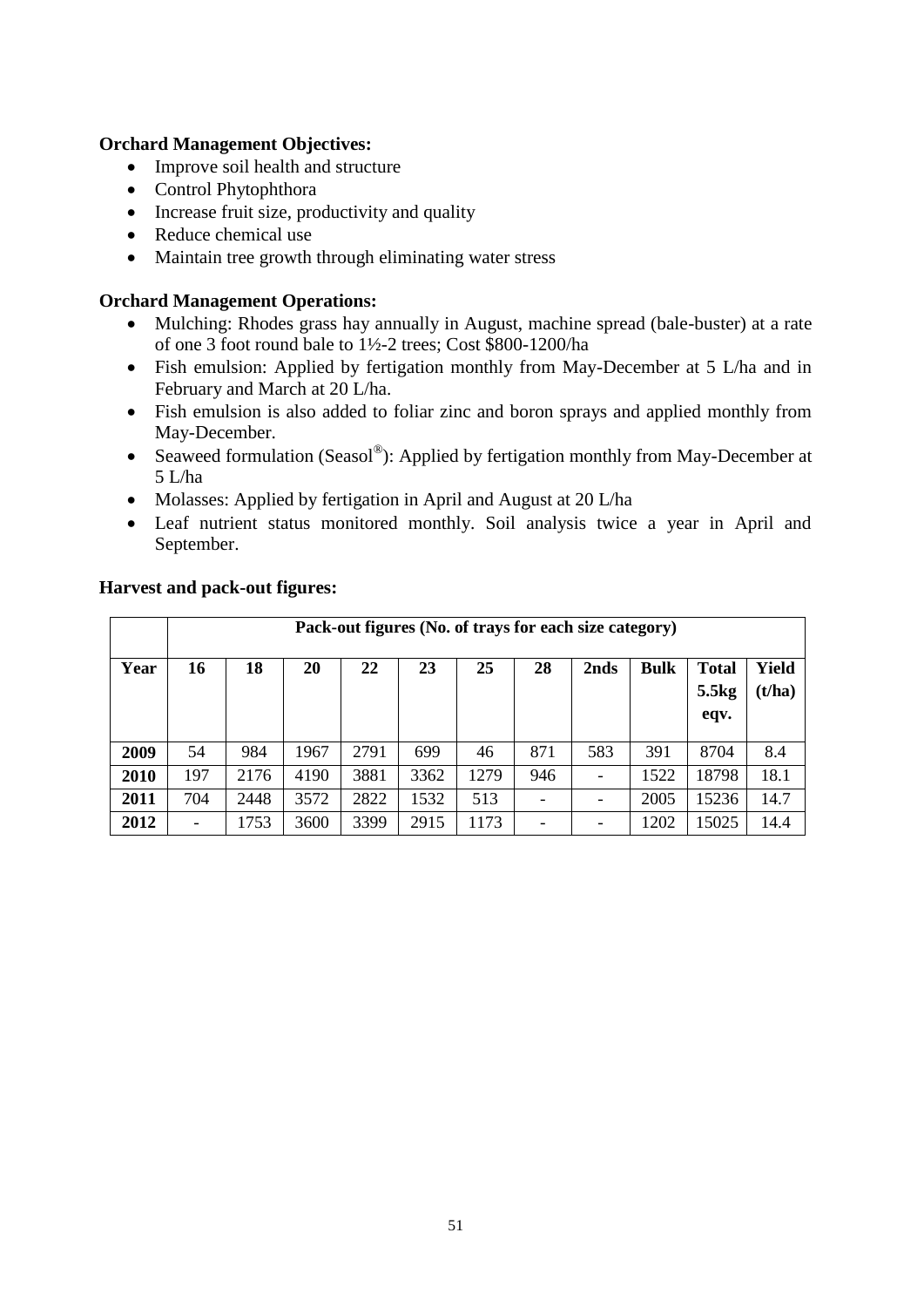**Orchard Management Objectives:**

- Improve soil health and structure
- Control Phytophthora
- Increase fruit size, productivity and quality
- Reduce chemical use
- Maintain tree growth through eliminating water stress

**Orchard Management Operations:**

- Mulching: Rhodes grass hay annually in August, machine spread (bale-buster) at a rate of one 3 foot round bale to 1½-2 trees; Cost $800-1200/ha
- Fish emulsion: Applied by fertigation monthly from May-December at 5 L/ha and in February and March at 20 L/ha.
- Fish emulsion is also added to foliar zinc and boron sprays and applied monthly from May-December.
- Seaweed formulation (Seasol®): Applied by fertigation monthly from May-December at 5 L/ha
- Molasses: Applied by fertigation in April and August at 20 L/ha
- Leaf nutrient status monitored monthly. Soil analysis twice a year in April and September.

**Harvest and pack-out figures:**

| | Pack-out figures (No. of trays for each size category) | | | | | | | | | | |
|---|---|---|---|---|---|---|---|---|---|---|---|
| **Year** | **16** | **18** | **20** | **22** | **23** | **25** | **28** | **2nds** | **Bulk** | **Total 5.5kg eqv.** | **Yield (t/ha)** |
| **2009** | 54 | 984 | 1967 | 2791 | 699 | 46 | 871 | 583 | 391 | 8704 | 8.4 |
| **2010** | 197 | 2176 | 4190 | 3881 | 3362 | 1279 | 946 | - | 1522 | 18798 | 18.1 |
| **2011** | 704 | 2448 | 3572 | 2822 | 1532 | 513 | - | - | 2005 | 15236 | 14.7 |
| **2012** | - | 1753 | 3600 | 3399 | 2915 | 1173 | - | - | 1202 | 15025 | 14.4 |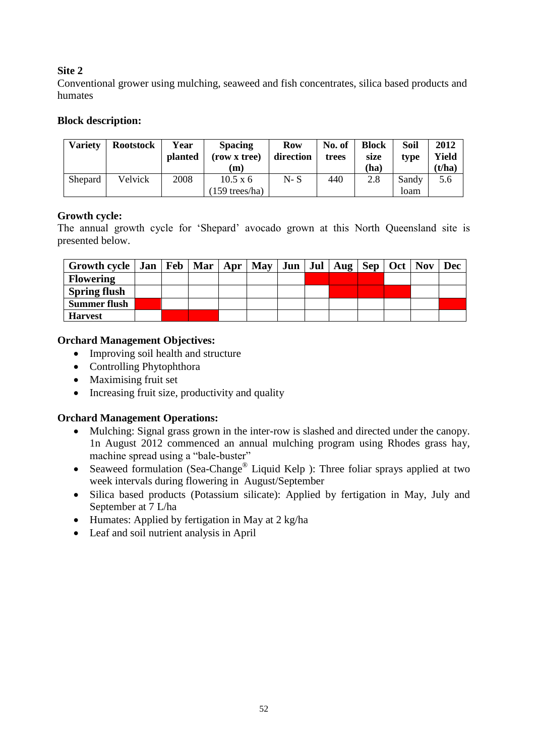**Site 2**

Conventional grower using mulching, seaweed and fish concentrates, silica based products and humates

**Block description:**

| Variety | Rootstock | Year planted | Spacing (row x tree) (m) | Row direction | No. of trees | Block size (ha) | Soil type | 2012 Yield (t/ha) |
|---|---|---|---|---|---|---|---|---|
| Shepard | Velvick | 2008 | 10.5 x 6 (159 trees/ha) | N- S | 440 | 2.8 | Sandy loam | 5.6 |

**Growth cycle:**

The annual growth cycle for 'Shepard' avocado grown at this North Queensland site is presented below.

| Growth cycle | Jan | Feb | Mar | Apr | May | Jun | Jul | Aug | Sep | Oct | Nov | Dec |
|---|---|---|---|---|---|---|---|---|---|---|---|---|
| **Flowering** | | | | | | | ■ | ■ | ■ | | | |
| **Spring flush** | | | | | | | | ■ | ■ | ■ | | |
| **Summer flush** | ■ | | | | | | | | | | | ■ |
| **Harvest** | | ■ | ■ | | | | | | | | | |

**Orchard Management Objectives:**

- Improving soil health and structure
- Controlling Phytophthora
- Maximising fruit set
- Increasing fruit size, productivity and quality

**Orchard Management Operations:**

- Mulching: Signal grass grown in the inter-row is slashed and directed under the canopy. 1n August 2012 commenced an annual mulching program using Rhodes grass hay, machine spread using a "bale-buster"
- Seaweed formulation (Sea-Change® Liquid Kelp ): Three foliar sprays applied at two week intervals during flowering in August/September
- Silica based products (Potassium silicate): Applied by fertigation in May, July and September at 7 L/ha
- Humates: Applied by fertigation in May at 2 kg/ha
- Leaf and soil nutrient analysis in April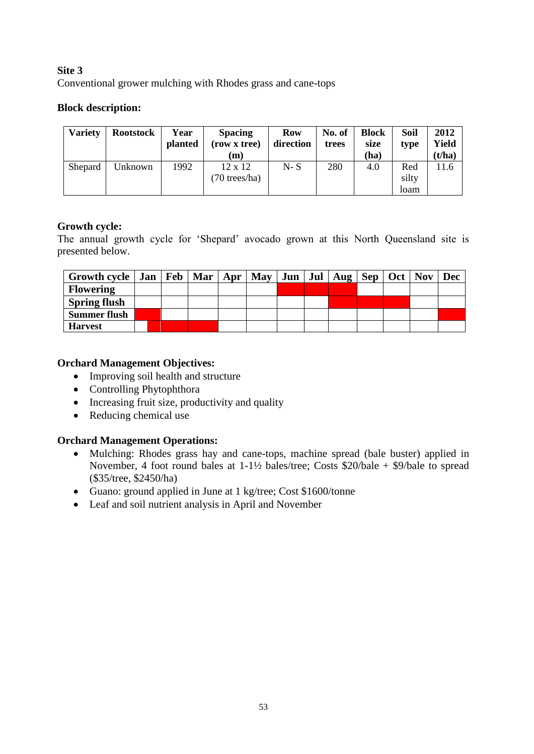**Site 3**

Conventional grower mulching with Rhodes grass and cane-tops

**Block description:**

| Variety | Rootstock | Year planted | Spacing (row x tree) (m) | Row direction | No. of trees | Block size (ha) | Soil type | 2012 Yield (t/ha) |
|---|---|---|---|---|---|---|---|---|
| Shepard | Unknown | 1992 | 12 x 12 (70 trees/ha) | N- S | 280 | 4.0 | Red silty loam | 11.6 |

**Growth cycle:**

The annual growth cycle for 'Shepard' avocado grown at this North Queensland site is presented below.

| Growth cycle | Jan | Feb | Mar | Apr | May | Jun | Jul | Aug | Sep | Oct | Nov | Dec |
|---|---|---|---|---|---|---|---|---|---|---|---|---|
| **Flowering** | | | | | | ■ | ■ | ■ | | | | |
| **Spring flush** | | | | | | | | ■ | ■ | ■ | | |
| **Summer flush** | ■ | | | | | | | | | | | ■ |
| **Harvest** | ■ | ■ | ■ | | | | | | | | | |

**Orchard Management Objectives:**

- Improving soil health and structure
- Controlling Phytophthora
- Increasing fruit size, productivity and quality
- Reducing chemical use

**Orchard Management Operations:**

- Mulching: Rhodes grass hay and cane-tops, machine spread (bale buster) applied in November, 4 foot round bales at 1-1½ bales/tree; Costs $20/bale + $9/bale to spread ($35/tree, $2450/ha)
- Guano: ground applied in June at 1 kg/tree; Cost $1600/tonne
- Leaf and soil nutrient analysis in April and November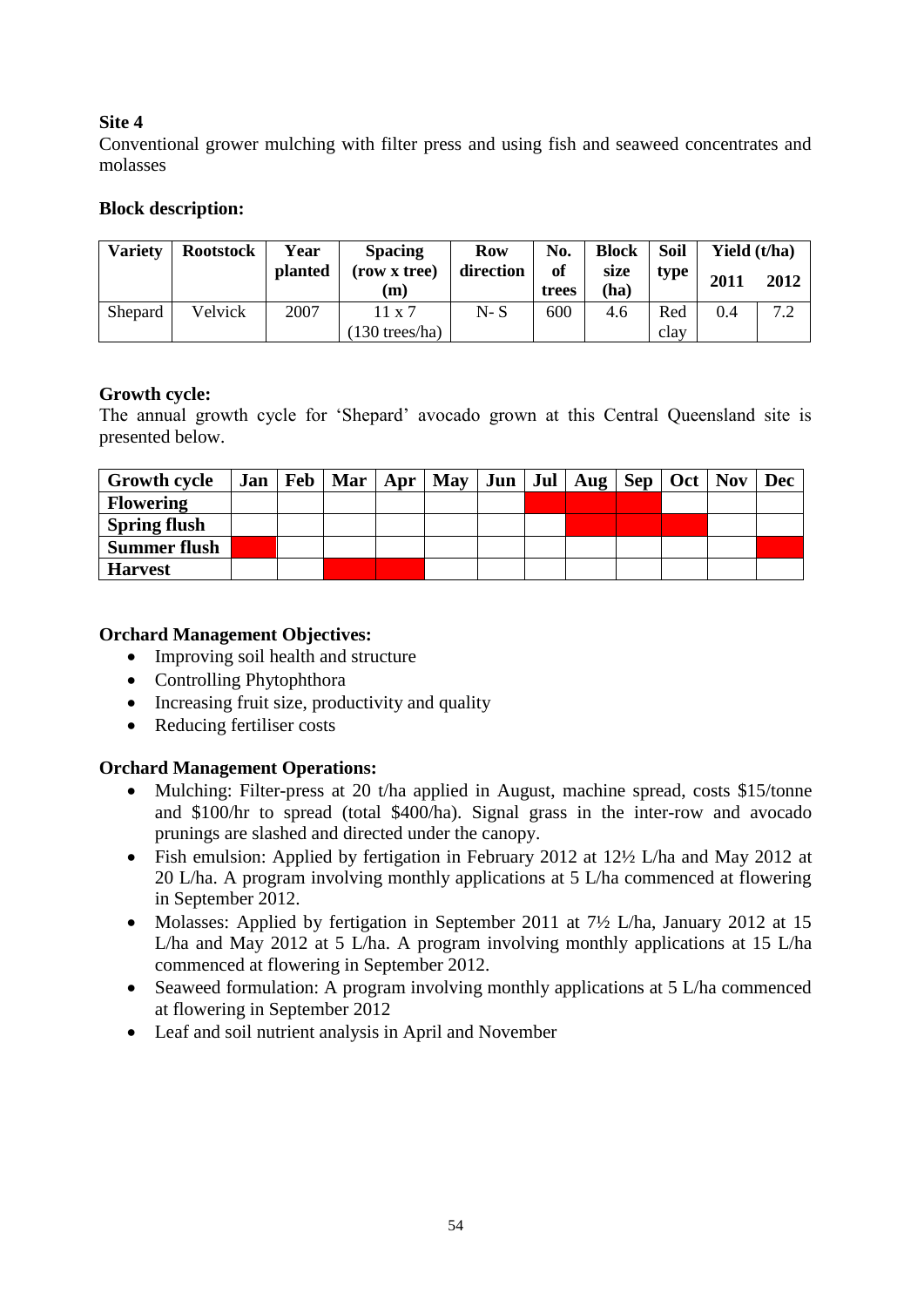**Site 4**

Conventional grower mulching with filter press and using fish and seaweed concentrates and molasses

**Block description:**

| Variety | Rootstock | Year planted | Spacing (row x tree) (m) | Row direction | No. of trees | Block size (ha) | Soil type | Yield (t/ha) | |
|---|---|---|---|---|---|---|---|---|---|
| | | | | | | | | 2011 | 2012 |
| Shepard | Velvick | 2007 | 11 x 7 (130 trees/ha) | N- S | 600 | 4.6 | Red clay | 0.4 | 7.2 |

**Growth cycle:**

The annual growth cycle for 'Shepard' avocado grown at this Central Queensland site is presented below.

| Growth cycle | Jan | Feb | Mar | Apr | May | Jun | Jul | Aug | Sep | Oct | Nov | Dec |
|---|---|---|---|---|---|---|---|---|---|---|---|---|
| **Flowering** | | | | | | | ■ | ■ | ■ | | | |
| **Spring flush** | | | | | | | | ■ | ■ | ■ | | |
| **Summer flush** | ■ | | | | | | | | | | | ■ |
| **Harvest** | | | ■ | ■ | | | | | | | | |

**Orchard Management Objectives:**

- Improving soil health and structure
- Controlling Phytophthora
- Increasing fruit size, productivity and quality
- Reducing fertiliser costs

**Orchard Management Operations:**

- Mulching: Filter-press at 20 t/ha applied in August, machine spread, costs \$15/tonne and \$100/hr to spread (total \$400/ha). Signal grass in the inter-row and avocado prunings are slashed and directed under the canopy.
- Fish emulsion: Applied by fertigation in February 2012 at 12½ L/ha and May 2012 at 20 L/ha. A program involving monthly applications at 5 L/ha commenced at flowering in September 2012.
- Molasses: Applied by fertigation in September 2011 at 7½ L/ha, January 2012 at 15 L/ha and May 2012 at 5 L/ha. A program involving monthly applications at 15 L/ha commenced at flowering in September 2012.
- Seaweed formulation: A program involving monthly applications at 5 L/ha commenced at flowering in September 2012
- Leaf and soil nutrient analysis in April and November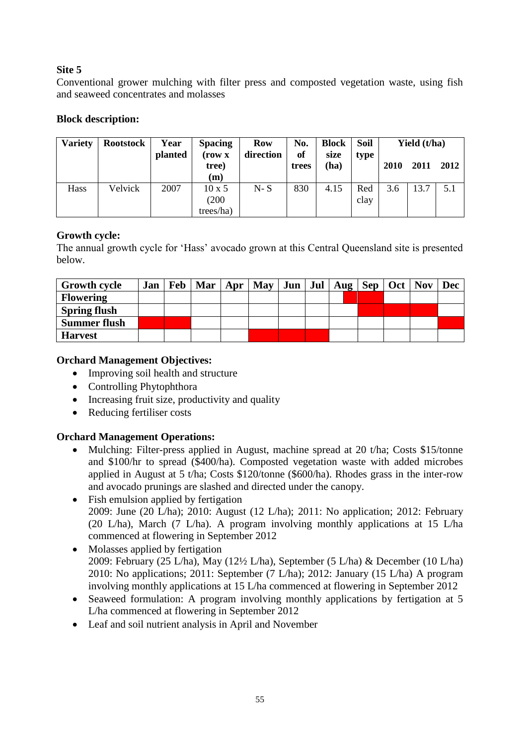## Site 5

Conventional grower mulching with filter press and composted vegetation waste, using fish and seaweed concentrates and molasses

### Block description:

| Variety | Rootstock | Year planted | Spacing (row x tree) (m) | Row direction | No. of trees | Block size (ha) | Soil type | Yield (t/ha) | | |
|---|---|---|---|---|---|---|---|---|---|---|
| | | | | | | | | 2010 | 2011 | 2012 |
| Hass | Velvick | 2007 | 10 x 5 (200 trees/ha) | N- S | 830 | 4.15 | Red clay | 3.6 | 13.7 | 5.1 |

### Growth cycle:

The annual growth cycle for 'Hass' avocado grown at this Central Queensland site is presented below.

| Growth cycle | Jan | Feb | Mar | Apr | May | Jun | Jul | Aug | Sep | Oct | Nov | Dec |
|---|---|---|---|---|---|---|---|---|---|---|---|---|
| **Flowering** | | | | | | | | X | X | | | |
| **Spring flush** | | | | | | | | | X | X | X | |
| **Summer flush** | X | X | | | | | | | | | | X |
| **Harvest** | | | | | X | X | X | | | | | |

### Orchard Management Objectives:

- Improving soil health and structure
- Controlling Phytophthora
- Increasing fruit size, productivity and quality
- Reducing fertiliser costs

### Orchard Management Operations:

- Mulching: Filter-press applied in August, machine spread at 20 t/ha; Costs $15/tonne and $100/hr to spread ($400/ha). Composted vegetation waste with added microbes applied in August at 5 t/ha; Costs $120/tonne ($600/ha). Rhodes grass in the inter-row and avocado prunings are slashed and directed under the canopy.
- Fish emulsion applied by fertigation
  2009: June (20 L/ha); 2010: August (12 L/ha); 2011: No application; 2012: February (20 L/ha), March (7 L/ha). A program involving monthly applications at 15 L/ha commenced at flowering in September 2012
- Molasses applied by fertigation
  2009: February (25 L/ha), May (12½ L/ha), September (5 L/ha) & December (10 L/ha) 2010: No applications; 2011: September (7 L/ha); 2012: January (15 L/ha) A program involving monthly applications at 15 L/ha commenced at flowering in September 2012
- Seaweed formulation: A program involving monthly applications by fertigation at 5 L/ha commenced at flowering in September 2012
- Leaf and soil nutrient analysis in April and November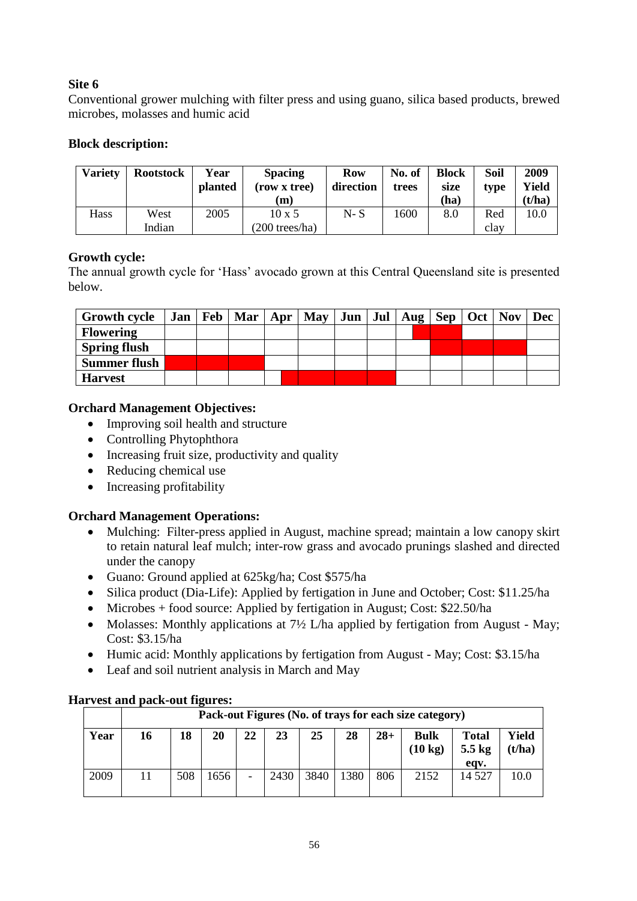## Site 6

Conventional grower mulching with filter press and using guano, silica based products, brewed microbes, molasses and humic acid

### Block description:

| Variety | Rootstock | Year planted | Spacing (row x tree) (m) | Row direction | No. of trees | Block size (ha) | Soil type | 2009 Yield (t/ha) |
|---|---|---|---|---|---|---|---|---|
| Hass | West Indian | 2005 | 10 x 5 (200 trees/ha) | N- S | 1600 | 8.0 | Red clay | 10.0 |

### Growth cycle:

The annual growth cycle for 'Hass' avocado grown at this Central Queensland site is presented below.

| Growth cycle | Jan | Feb | Mar | Apr | May | Jun | Jul | Aug | Sep | Oct | Nov | Dec |
|---|---|---|---|---|---|---|---|---|---|---|---|---|
| **Flowering** | | | | | | | | ■ | ■ | | | |
| **Spring flush** | | | | | | | | | ■ | ■ | ■ | |
| **Summer flush** | ■ | ■ | ■ | | | | | | | | | |
| **Harvest** | | | | ■ | ■ | ■ | ■ | | | | | |

### Orchard Management Objectives:

- Improving soil health and structure
- Controlling Phytophthora
- Increasing fruit size, productivity and quality
- Reducing chemical use
- Increasing profitability

### Orchard Management Operations:

- Mulching: Filter-press applied in August, machine spread; maintain a low canopy skirt to retain natural leaf mulch; inter-row grass and avocado prunings slashed and directed under the canopy
- Guano: Ground applied at 625kg/ha; Cost $575/ha
- Silica product (Dia-Life): Applied by fertigation in June and October; Cost: $11.25/ha
- Microbes + food source: Applied by fertigation in August; Cost: $22.50/ha
- Molasses: Monthly applications at 7½ L/ha applied by fertigation from August - May; Cost: $3.15/ha
- Humic acid: Monthly applications by fertigation from August - May; Cost: $3.15/ha
- Leaf and soil nutrient analysis in March and May

### Harvest and pack-out figures:

| | Pack-out Figures (No. of trays for each size category) | | | | | | | | | | |
|---|---|---|---|---|---|---|---|---|---|---|---|
| **Year** | **16** | **18** | **20** | **22** | **23** | **25** | **28** | **28+** | **Bulk (10 kg)** | **Total 5.5 kg eqv.** | **Yield (t/ha)** |
| 2009 | 11 | 508 | 1656 | - | 2430 | 3840 | 1380 | 806 | 2152 | 14 527 | 10.0 |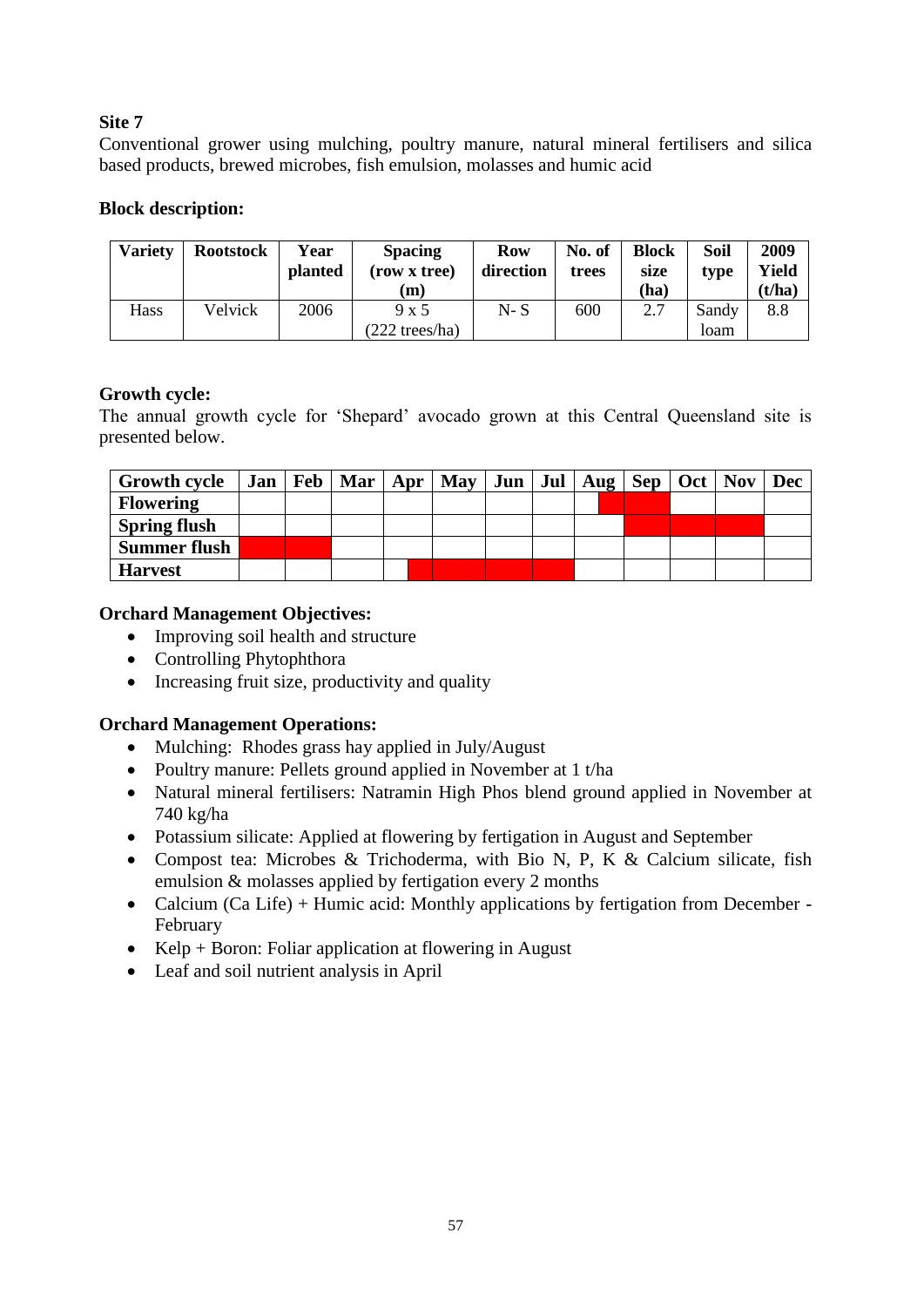### Site 7

Conventional grower using mulching, poultry manure, natural mineral fertilisers and silica based products, brewed microbes, fish emulsion, molasses and humic acid

#### Block description:

| Variety | Rootstock | Year planted | Spacing (row x tree) (m) | Row direction | No. of trees | Block size (ha) | Soil type | 2009 Yield (t/ha) |
|---|---|---|---|---|---|---|---|---|
| Hass | Velvick | 2006 | 9 x 5 (222 trees/ha) | N- S | 600 | 2.7 | Sandy loam | 8.8 |

#### Growth cycle:

The annual growth cycle for 'Shepard' avocado grown at this Central Queensland site is presented below.

| Growth cycle | Jan | Feb | Mar | Apr | May | Jun | Jul | Aug | Sep | Oct | Nov | Dec |
|---|---|---|---|---|---|---|---|---|---|---|---|---|
| Flowering | | | | | | | | ■ (late) | ■ | | | |
| Spring flush | | | | | | | | | ■ | ■ | ■ | |
| Summer flush | ■ | ■ | | | | | | | | | | |
| Harvest | | | | ■ (late) | ■ | ■ | ■ | | | | | |

#### Orchard Management Objectives:

- Improving soil health and structure
- Controlling Phytophthora
- Increasing fruit size, productivity and quality

#### Orchard Management Operations:

- Mulching: Rhodes grass hay applied in July/August
- Poultry manure: Pellets ground applied in November at 1 t/ha
- Natural mineral fertilisers: Natramin High Phos blend ground applied in November at 740 kg/ha
- Potassium silicate: Applied at flowering by fertigation in August and September
- Compost tea: Microbes & Trichoderma, with Bio N, P, K & Calcium silicate, fish emulsion & molasses applied by fertigation every 2 months
- Calcium (Ca Life) + Humic acid: Monthly applications by fertigation from December - February
- Kelp + Boron: Foliar application at flowering in August
- Leaf and soil nutrient analysis in April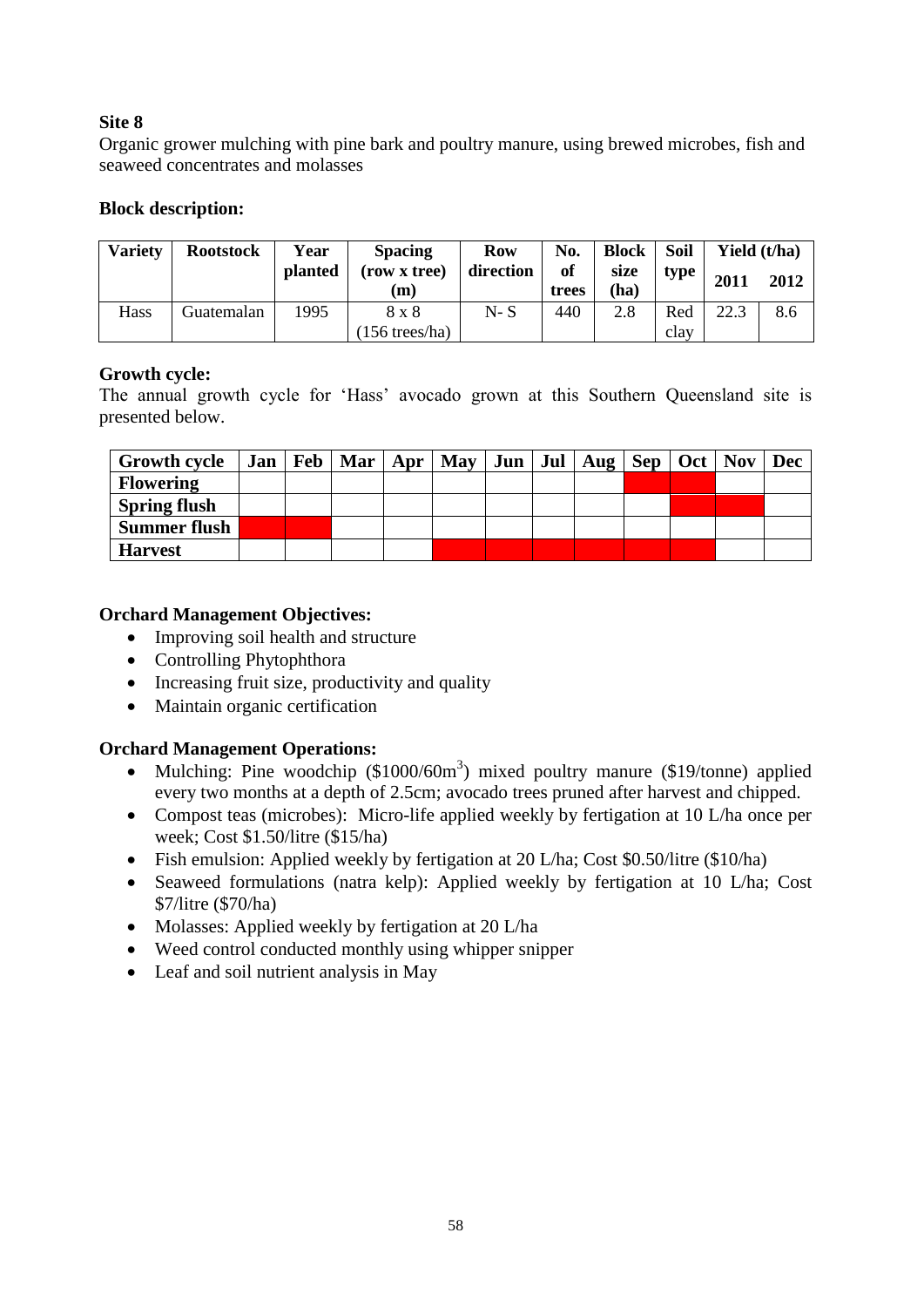## Site 8

Organic grower mulching with pine bark and poultry manure, using brewed microbes, fish and seaweed concentrates and molasses

### Block description:

| Variety | Rootstock | Year planted | Spacing (row x tree) (m) | Row direction | No. of trees | Block size (ha) | Soil type | Yield (t/ha) | |
|---|---|---|---|---|---|---|---|---|---|
| | | | | | | | | 2011 | 2012 |
| Hass | Guatemalan | 1995 | 8 x 8 (156 trees/ha) | N- S | 440 | 2.8 | Red clay | 22.3 | 8.6 |

### Growth cycle:

The annual growth cycle for 'Hass' avocado grown at this Southern Queensland site is presented below.

| Growth cycle | Jan | Feb | Mar | Apr | May | Jun | Jul | Aug | Sep | Oct | Nov | Dec |
|---|---|---|---|---|---|---|---|---|---|---|---|---|
| Flowering | | | | | | | | | ■ | ■ | | |
| Spring flush | | | | | | | | | | ■ | ■ | |
| Summer flush | ■ | ■ | | | | | | | | | | |
| Harvest | | | | | ■ | ■ | ■ | ■ | ■ | ■ | | |

### Orchard Management Objectives:

- Improving soil health and structure
- Controlling Phytophthora
- Increasing fruit size, productivity and quality
- Maintain organic certification

### Orchard Management Operations:

- Mulching: Pine woodchip ($1000/60m$^3$) mixed poultry manure ($19/tonne) applied every two months at a depth of 2.5cm; avocado trees pruned after harvest and chipped.
- Compost teas (microbes): Micro-life applied weekly by fertigation at 10 L/ha once per week; Cost $1.50/litre ($15/ha)
- Fish emulsion: Applied weekly by fertigation at 20 L/ha; Cost $0.50/litre ($10/ha)
- Seaweed formulations (natra kelp): Applied weekly by fertigation at 10 L/ha; Cost $7/litre ($70/ha)
- Molasses: Applied weekly by fertigation at 20 L/ha
- Weed control conducted monthly using whipper snipper
- Leaf and soil nutrient analysis in May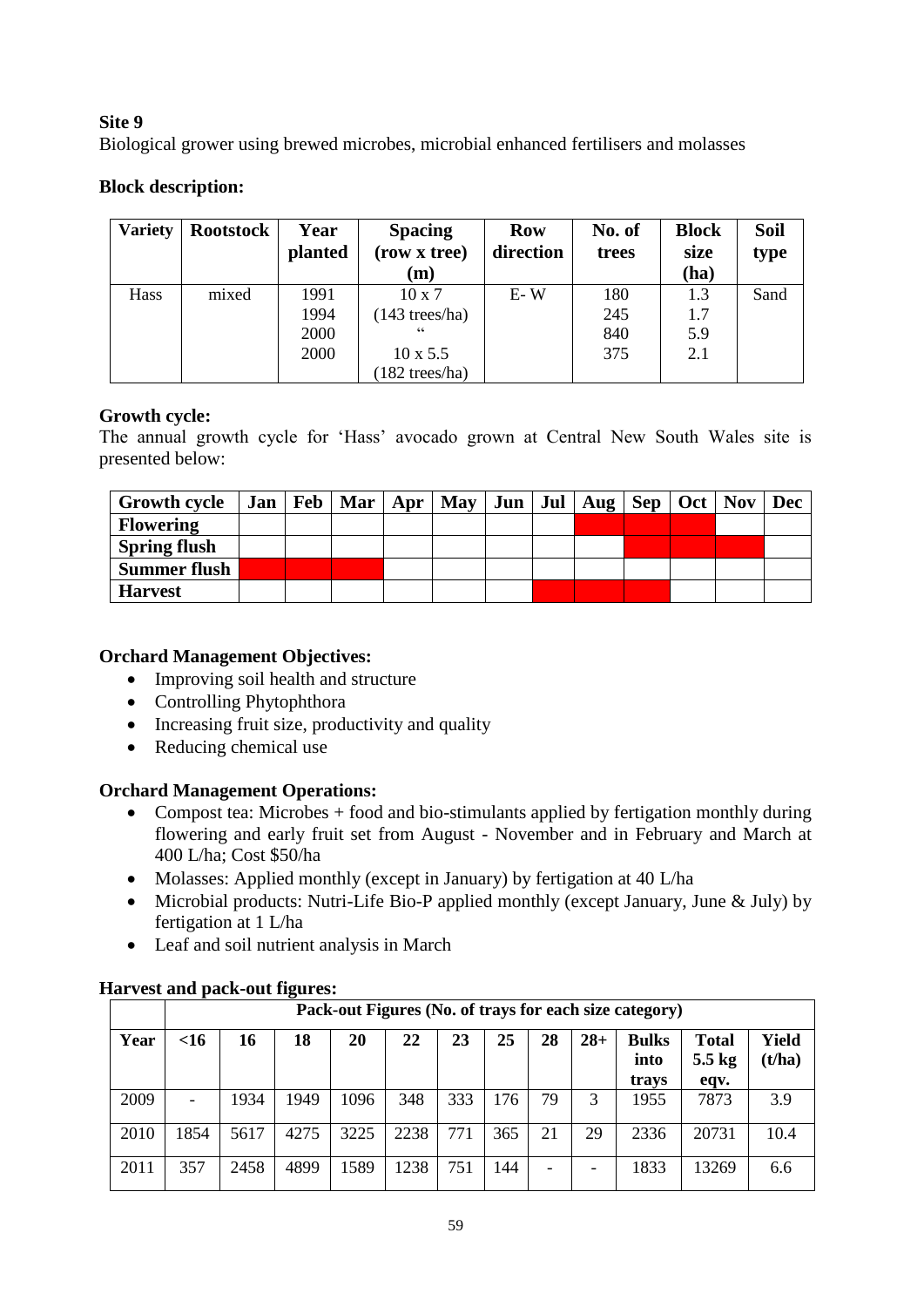**Site 9**

Biological grower using brewed microbes, microbial enhanced fertilisers and molasses

**Block description:**

| Variety | Rootstock | Year planted | Spacing (row x tree) (m) | Row direction | No. of trees | Block size (ha) | Soil type |
|---|---|---|---|---|---|---|---|
| Hass | mixed | 1991 | 10 x 7 | E- W | 180 | 1.3 | Sand |
| | | 1994 | (143 trees/ha) | | 245 | 1.7 | |
| | | 2000 | " | | 840 | 5.9 | |
| | | 2000 | 10 x 5.5 (182 trees/ha) | | 375 | 2.1 | |

**Growth cycle:**

The annual growth cycle for 'Hass' avocado grown at Central New South Wales site is presented below:

| Growth cycle | Jan | Feb | Mar | Apr | May | Jun | Jul | Aug | Sep | Oct | Nov | Dec |
|---|---|---|---|---|---|---|---|---|---|---|---|---|
| **Flowering** | | | | | | | | ■ | ■ | ■ | | |
| **Spring flush** | | | | | | | | | ■ | ■ | ■ | |
| **Summer flush** | ■ | ■ | ■ | | | | | | | | | |
| **Harvest** | | | | | | | ■ | ■ | ■ | | | |

**Orchard Management Objectives:**

- Improving soil health and structure
- Controlling Phytophthora
- Increasing fruit size, productivity and quality
- Reducing chemical use

**Orchard Management Operations:**

- Compost tea: Microbes + food and bio-stimulants applied by fertigation monthly during flowering and early fruit set from August - November and in February and March at 400 L/ha; Cost $50/ha
- Molasses: Applied monthly (except in January) by fertigation at 40 L/ha
- Microbial products: Nutri-Life Bio-P applied monthly (except January, June & July) by fertigation at 1 L/ha
- Leaf and soil nutrient analysis in March

**Harvest and pack-out figures:**

| | Pack-out Figures (No. of trays for each size category) | | | | | | | | | | | |
|---|---|---|---|---|---|---|---|---|---|---|---|---|
| **Year** | **<16** | **16** | **18** | **20** | **22** | **23** | **25** | **28** | **28+** | **Bulks into trays** | **Total 5.5 kg eqv.** | **Yield (t/ha)** |
| 2009 | - | 1934 | 1949 | 1096 | 348 | 333 | 176 | 79 | 3 | 1955 | 7873 | 3.9 |
| 2010 | 1854 | 5617 | 4275 | 3225 | 2238 | 771 | 365 | 21 | 29 | 2336 | 20731 | 10.4 |
| 2011 | 357 | 2458 | 4899 | 1589 | 1238 | 751 | 144 | - | - | 1833 | 13269 | 6.6 |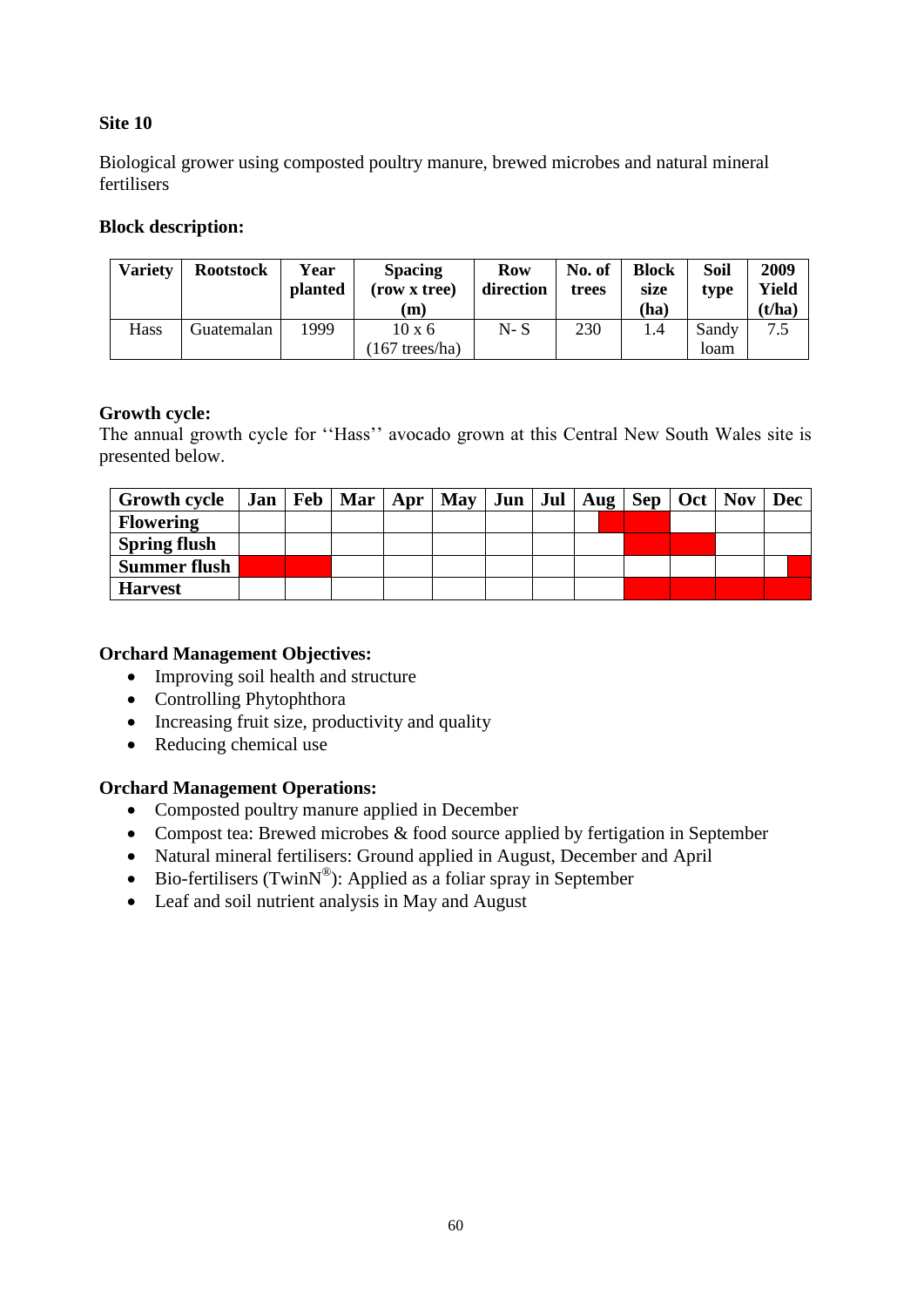## Site 10

Biological grower using composted poultry manure, brewed microbes and natural mineral fertilisers

### Block description:

| Variety | Rootstock | Year planted | Spacing (row x tree) (m) | Row direction | No. of trees | Block size (ha) | Soil type | 2009 Yield (t/ha) |
|---|---|---|---|---|---|---|---|---|
| Hass | Guatemalan | 1999 | 10 x 6 (167 trees/ha) | N- S | 230 | 1.4 | Sandy loam | 7.5 |

### Growth cycle:

The annual growth cycle for ''Hass'' avocado grown at this Central New South Wales site is presented below.

| Growth cycle | Jan | Feb | Mar | Apr | May | Jun | Jul | Aug | Sep | Oct | Nov | Dec |
|---|---|---|---|---|---|---|---|---|---|---|---|---|
| **Flowering** | | | | | | | | ■ | ■ | | | |
| **Spring flush** | | | | | | | | | ■ | ■ | | |
| **Summer flush** | ■ | ■ | | | | | | | | | | ■ |
| **Harvest** | | | | | | | | | ■ | ■ | ■ | ■ |

### Orchard Management Objectives:

- Improving soil health and structure
- Controlling Phytophthora
- Increasing fruit size, productivity and quality
- Reducing chemical use

### Orchard Management Operations:

- Composted poultry manure applied in December
- Compost tea: Brewed microbes & food source applied by fertigation in September
- Natural mineral fertilisers: Ground applied in August, December and April
- Bio-fertilisers (TwinN®): Applied as a foliar spray in September
- Leaf and soil nutrient analysis in May and August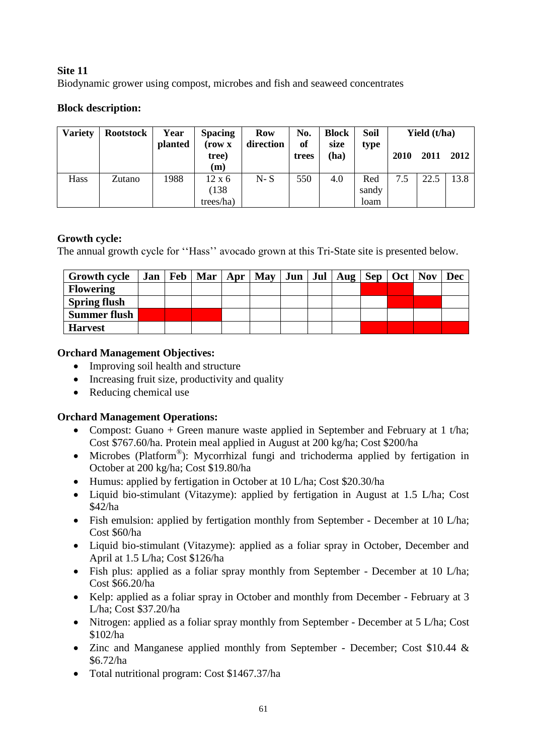**Site 11**

Biodynamic grower using compost, microbes and fish and seaweed concentrates

**Block description:**

| Variety | Rootstock | Year planted | Spacing (row x tree) (m) | Row direction | No. of trees | Block size (ha) | Soil type | Yield (t/ha) | | |
|---|---|---|---|---|---|---|---|---|---|---|
| | | | | | | | | 2010 | 2011 | 2012 |
| Hass | Zutano | 1988 | 12 x 6 (138 trees/ha) | N- S | 550 | 4.0 | Red sandy loam | 7.5 | 22.5 | 13.8 |

**Growth cycle:**

The annual growth cycle for ''Hass'' avocado grown at this Tri-State site is presented below.

| Growth cycle | Jan | Feb | Mar | Apr | May | Jun | Jul | Aug | Sep | Oct | Nov | Dec |
|---|---|---|---|---|---|---|---|---|---|---|---|---|
| **Flowering** | | | | | | | | | ■ | ■ | | |
| **Spring flush** | | | | | | | | | | ■ | ■ | |
| **Summer flush** | ■ | ■ | ■ | | | | | | | | | |
| **Harvest** | | | | | | | | | ■ | ■ | ■ | ■ |

**Orchard Management Objectives:**

- Improving soil health and structure
- Increasing fruit size, productivity and quality
- Reducing chemical use

**Orchard Management Operations:**

- Compost: Guano + Green manure waste applied in September and February at 1 t/ha; Cost $767.60/ha. Protein meal applied in August at 200 kg/ha; Cost $200/ha
- Microbes (Platform®): Mycorrhizal fungi and trichoderma applied by fertigation in October at 200 kg/ha; Cost $19.80/ha
- Humus: applied by fertigation in October at 10 L/ha; Cost $20.30/ha
- Liquid bio-stimulant (Vitazyme): applied by fertigation in August at 1.5 L/ha; Cost $42/ha
- Fish emulsion: applied by fertigation monthly from September - December at 10 L/ha; Cost $60/ha
- Liquid bio-stimulant (Vitazyme): applied as a foliar spray in October, December and April at 1.5 L/ha; Cost $126/ha
- Fish plus: applied as a foliar spray monthly from September - December at 10 L/ha; Cost $66.20/ha
- Kelp: applied as a foliar spray in October and monthly from December - February at 3 L/ha; Cost $37.20/ha
- Nitrogen: applied as a foliar spray monthly from September - December at 5 L/ha; Cost $102/ha
- Zinc and Manganese applied monthly from September - December; Cost $10.44 & $6.72/ha
- Total nutritional program: Cost $1467.37/ha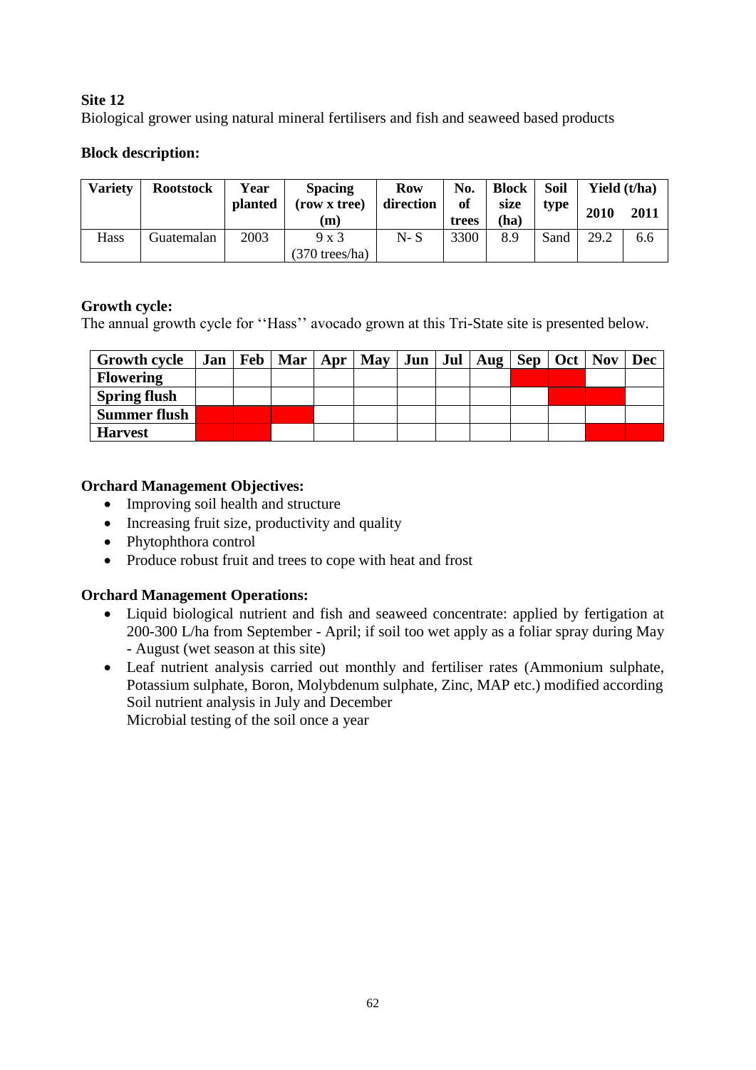**Site 12**

Biological grower using natural mineral fertilisers and fish and seaweed based products

**Block description:**

| Variety | Rootstock | Year planted | Spacing (row x tree) (m) | Row direction | No. of trees | Block size (ha) | Soil type | Yield (t/ha) | |
|---|---|---|---|---|---|---|---|---|---|
| | | | | | | | | 2010 | 2011 |
| Hass | Guatemalan | 2003 | 9 x 3 (370 trees/ha) | N- S | 3300 | 8.9 | Sand | 29.2 | 6.6 |

**Growth cycle:**

The annual growth cycle for ''Hass'' avocado grown at this Tri-State site is presented below.

| Growth cycle | Jan | Feb | Mar | Apr | May | Jun | Jul | Aug | Sep | Oct | Nov | Dec |
|---|---|---|---|---|---|---|---|---|---|---|---|---|
| **Flowering** | | | | | | | | | ■ | ■ | | |
| **Spring flush** | | | | | | | | | | ■ | ■ | |
| **Summer flush** | ■ | ■ | ■ | | | | | | | | | |
| **Harvest** | ■ | ■ | | | | | | | | | ■ | ■ |

**Orchard Management Objectives:**

- Improving soil health and structure
- Increasing fruit size, productivity and quality
- Phytophthora control
- Produce robust fruit and trees to cope with heat and frost

**Orchard Management Operations:**

- Liquid biological nutrient and fish and seaweed concentrate: applied by fertigation at 200-300 L/ha from September - April; if soil too wet apply as a foliar spray during May - August (wet season at this site)
- Leaf nutrient analysis carried out monthly and fertiliser rates (Ammonium sulphate, Potassium sulphate, Boron, Molybdenum sulphate, Zinc, MAP etc.) modified according
  Soil nutrient analysis in July and December
  Microbial testing of the soil once a year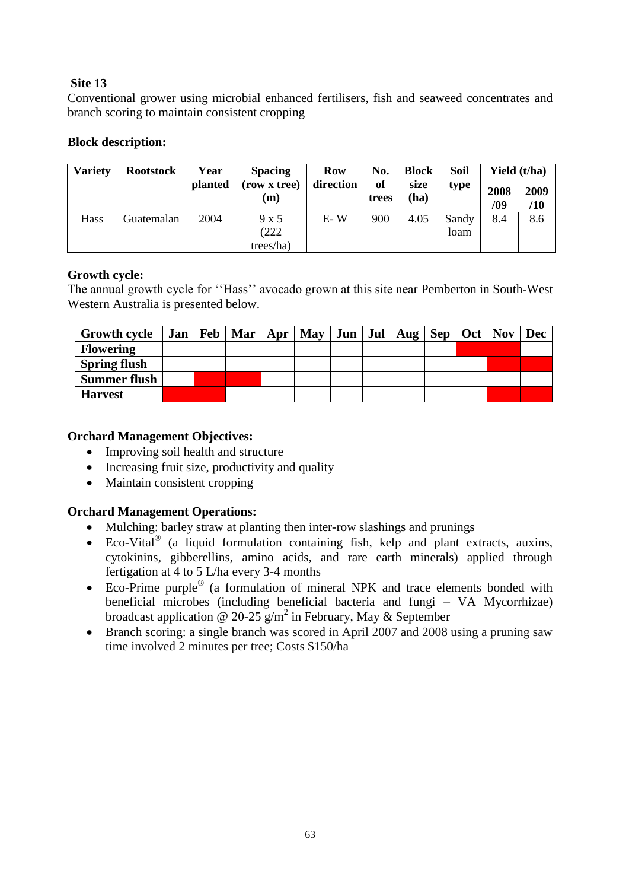**Site 13**

Conventional grower using microbial enhanced fertilisers, fish and seaweed concentrates and branch scoring to maintain consistent cropping

### Block description:

| Variety | Rootstock | Year planted | Spacing (row x tree) (m) | Row direction | No. of trees | Block size (ha) | Soil type | Yield (t/ha) | |
|---|---|---|---|---|---|---|---|---|---|
| | | | | | | | | 2008/09 | 2009/10 |
| Hass | Guatemalan | 2004 | 9 x 5 (222 trees/ha) | E- W | 900 | 4.05 | Sandy loam | 8.4 | 8.6 |

### Growth cycle:

The annual growth cycle for ''Hass'' avocado grown at this site near Pemberton in South-West Western Australia is presented below.

| Growth cycle | Jan | Feb | Mar | Apr | May | Jun | Jul | Aug | Sep | Oct | Nov | Dec |
|---|---|---|---|---|---|---|---|---|---|---|---|---|
| **Flowering** | | | | | | | | | | ■ | ■ | |
| **Spring flush** | | | | | | | | | | | ■ | ■ |
| **Summer flush** | | ■ | ■ | | | | | | | | | |
| **Harvest** | ■ | ■ | | | | | | | | | ■ | ■ |

### Orchard Management Objectives:

- Improving soil health and structure
- Increasing fruit size, productivity and quality
- Maintain consistent cropping

### Orchard Management Operations:

- Mulching: barley straw at planting then inter-row slashings and prunings
- Eco-Vital® (a liquid formulation containing fish, kelp and plant extracts, auxins, cytokinins, gibberellins, amino acids, and rare earth minerals) applied through fertigation at 4 to 5 L/ha every 3-4 months
- Eco-Prime purple® (a formulation of mineral NPK and trace elements bonded with beneficial microbes (including beneficial bacteria and fungi – VA Mycorrhizae) broadcast application @ 20-25 g/m$^2$ in February, May & September
- Branch scoring: a single branch was scored in April 2007 and 2008 using a pruning saw time involved 2 minutes per tree; Costs $150/ha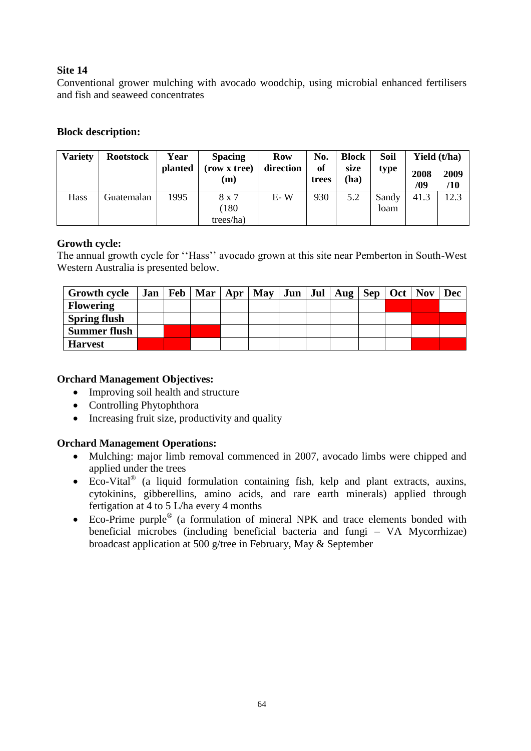## Site 14

Conventional grower mulching with avocado woodchip, using microbial enhanced fertilisers and fish and seaweed concentrates

### Block description:

| Variety | Rootstock | Year planted | Spacing (row x tree) (m) | Row direction | No. of trees | Block size (ha) | Soil type | Yield (t/ha) | |
|---|---|---|---|---|---|---|---|---|---|
| | | | | | | | | 2008 /09 | 2009 /10 |
| Hass | Guatemalan | 1995 | 8 x 7 (180 trees/ha) | E- W | 930 | 5.2 | Sandy loam | 41.3 | 12.3 |

### Growth cycle:

The annual growth cycle for ''Hass'' avocado grown at this site near Pemberton in South-West Western Australia is presented below.

| Growth cycle | Jan | Feb | Mar | Apr | May | Jun | Jul | Aug | Sep | Oct | Nov | Dec |
|---|---|---|---|---|---|---|---|---|---|---|---|---|
| **Flowering** | | | | | | | | | | ■ | ■ | |
| **Spring flush** | | | | | | | | | | | ■ | ■ |
| **Summer flush** | | ■ | ■ | | | | | | | | | |
| **Harvest** | ■ | ■ | | | | | | | | | ■ | ■ |

### Orchard Management Objectives:

- Improving soil health and structure
- Controlling Phytophthora
- Increasing fruit size, productivity and quality

### Orchard Management Operations:

- Mulching: major limb removal commenced in 2007, avocado limbs were chipped and applied under the trees
- Eco-Vital® (a liquid formulation containing fish, kelp and plant extracts, auxins, cytokinins, gibberellins, amino acids, and rare earth minerals) applied through fertigation at 4 to 5 L/ha every 4 months
- Eco-Prime purple® (a formulation of mineral NPK and trace elements bonded with beneficial microbes (including beneficial bacteria and fungi – VA Mycorrhizae) broadcast application at 500 g/tree in February, May & September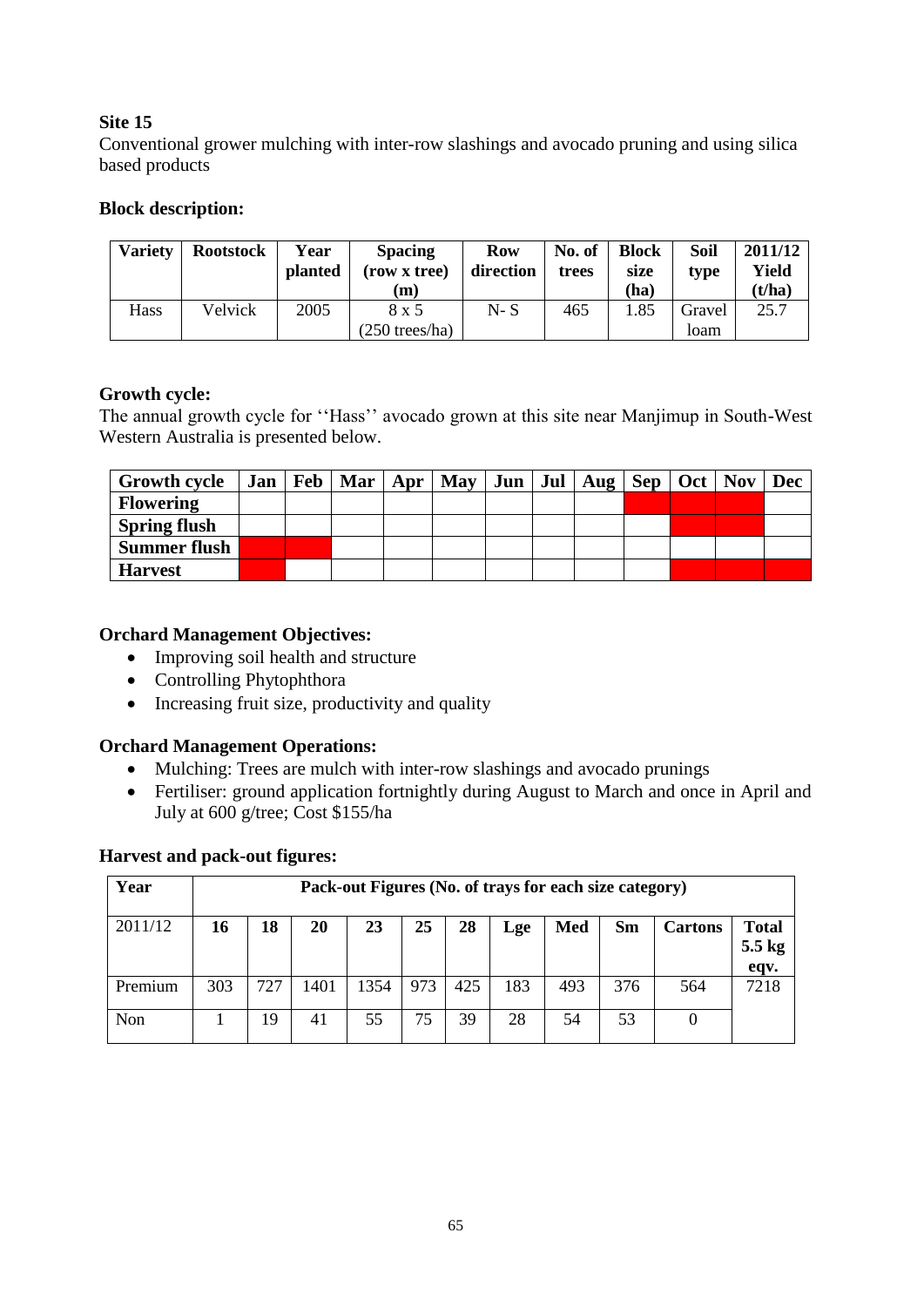## Site 15

Conventional grower mulching with inter-row slashings and avocado pruning and using silica based products

### Block description:

| Variety | Rootstock | Year planted | Spacing (row x tree) (m) | Row direction | No. of trees | Block size (ha) | Soil type | 2011/12 Yield (t/ha) |
|---|---|---|---|---|---|---|---|---|
| Hass | Velvick | 2005 | 8 x 5 (250 trees/ha) | N- S | 465 | 1.85 | Gravel loam | 25.7 |

### Growth cycle:

The annual growth cycle for ''Hass'' avocado grown at this site near Manjimup in South-West Western Australia is presented below.

| Growth cycle | Jan | Feb | Mar | Apr | May | Jun | Jul | Aug | Sep | Oct | Nov | Dec |
|---|---|---|---|---|---|---|---|---|---|---|---|---|
| **Flowering** | | | | | | | | | ■ | ■ | ■ | |
| **Spring flush** | | | | | | | | | | ■ | ■ | |
| **Summer flush** | ■ | ■ | | | | | | | | | | |
| **Harvest** | ■ | | | | | | | | | ■ | ■ | ■ |

### Orchard Management Objectives:

- Improving soil health and structure
- Controlling Phytophthora
- Increasing fruit size, productivity and quality

### Orchard Management Operations:

- Mulching: Trees are mulch with inter-row slashings and avocado prunings
- Fertiliser: ground application fortnightly during August to March and once in April and July at 600 g/tree; Cost $155/ha

### Harvest and pack-out figures:

| Year | Pack-out Figures (No. of trays for each size category) | | | | | | | | | | |
|---|---|---|---|---|---|---|---|---|---|---|---|
| 2011/12 | **16** | **18** | **20** | **23** | **25** | **28** | **Lge** | **Med** | **Sm** | **Cartons** | **Total 5.5 kg eqv.** |
| Premium | 303 | 727 | 1401 | 1354 | 973 | 425 | 183 | 493 | 376 | 564 | 7218 |
| Non | 1 | 19 | 41 | 55 | 75 | 39 | 28 | 54 | 53 | 0 | |